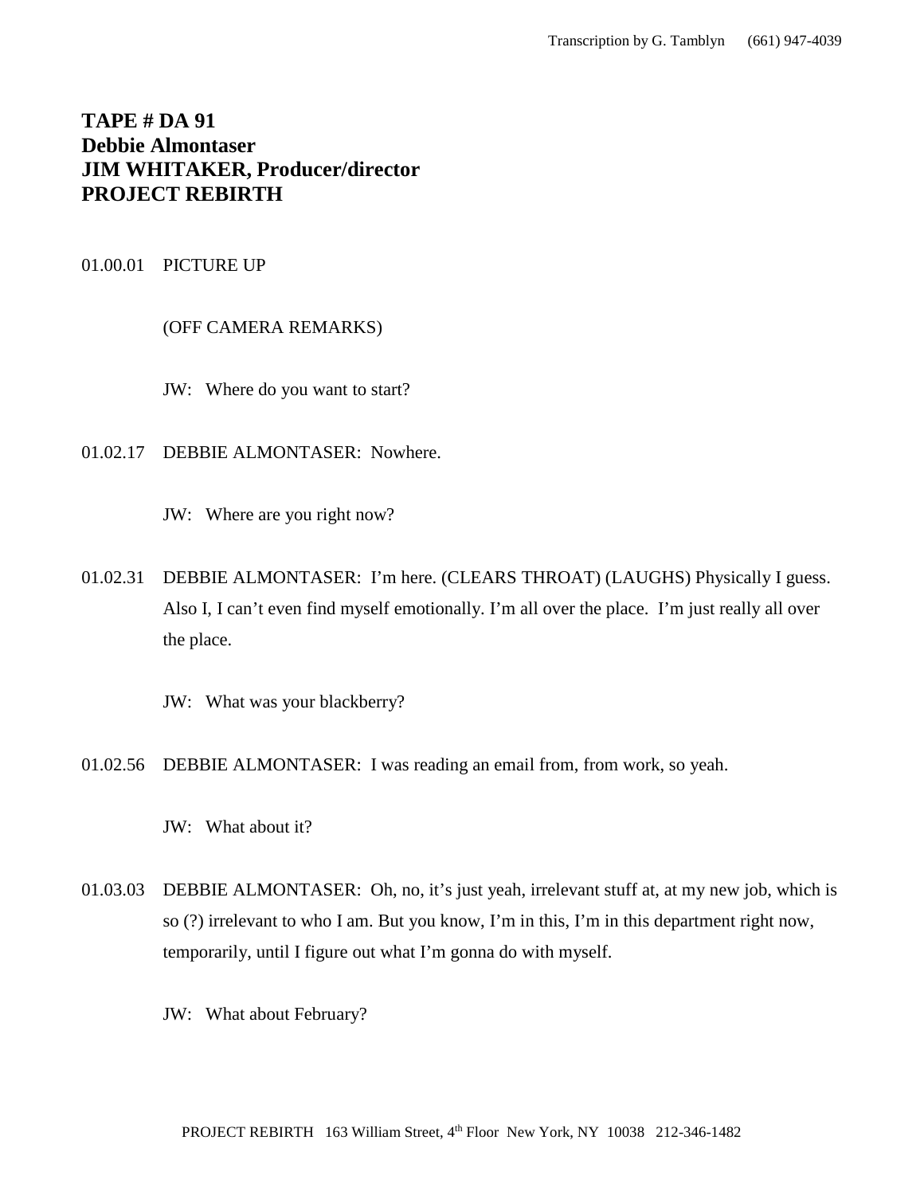**TAPE # DA 91**
**Debbie Almontaser**
**JIM WHITAKER, Producer/director**
**PROJECT REBIRTH**

01.00.01 PICTURE UP

(OFF CAMERA REMARKS)

JW: Where do you want to start?

01.02.17 DEBBIE ALMONTASER: Nowhere.

JW: Where are you right now?

01.02.31 DEBBIE ALMONTASER: I'm here. (CLEARS THROAT) (LAUGHS) Physically I guess. Also I, I can't even find myself emotionally. I'm all over the place. I'm just really all over the place.

JW: What was your blackberry?

01.02.56 DEBBIE ALMONTASER: I was reading an email from, from work, so yeah.

JW: What about it?

01.03.03 DEBBIE ALMONTASER: Oh, no, it's just yeah, irrelevant stuff at, at my new job, which is so (?) irrelevant to who I am. But you know, I'm in this, I'm in this department right now, temporarily, until I figure out what I'm gonna do with myself.

JW: What about February?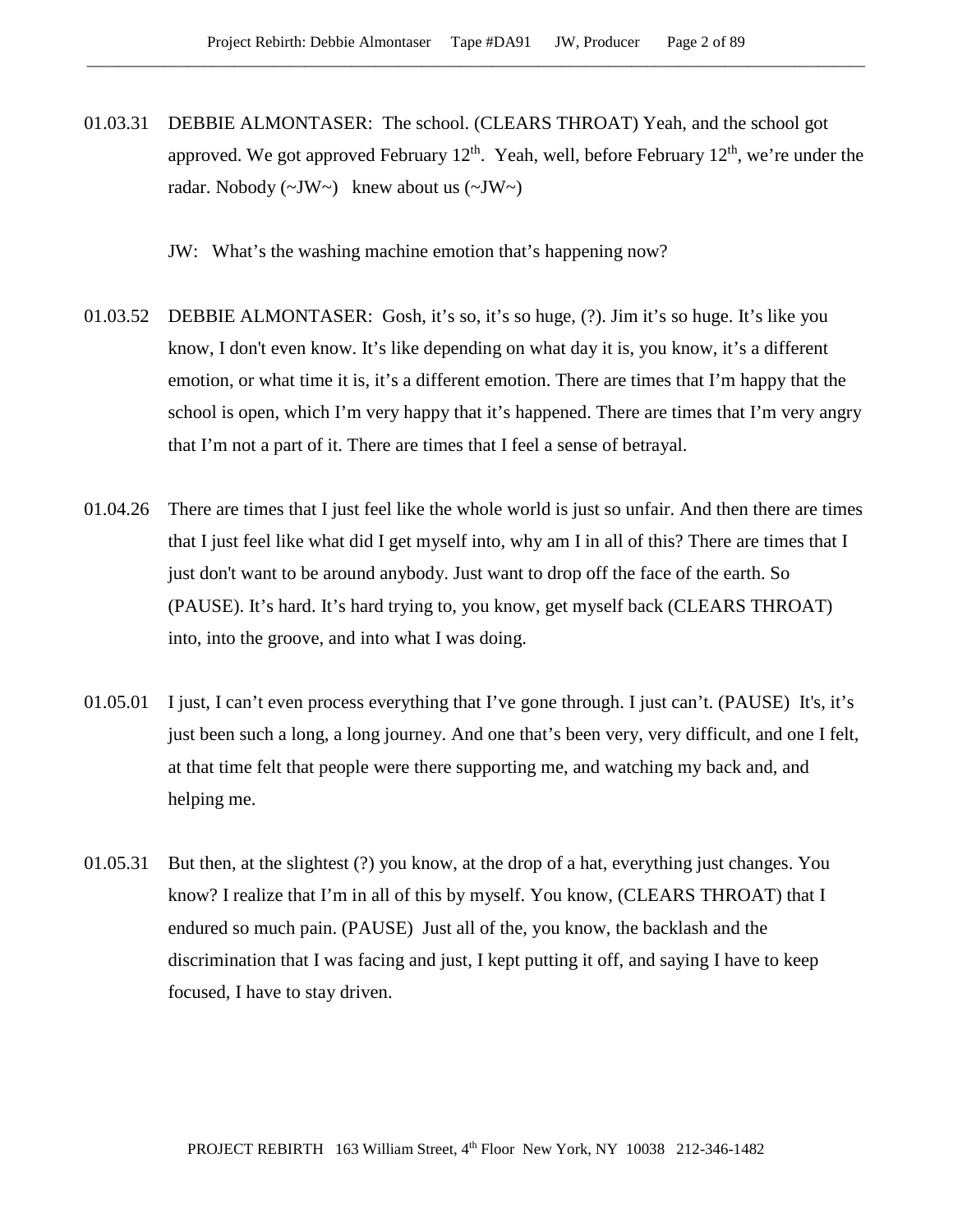01.03.31 DEBBIE ALMONTASER: The school. (CLEARS THROAT) Yeah, and the school got approved. We got approved February 12th. Yeah, well, before February 12th, we're under the radar. Nobody (~JW~) knew about us (~JW~)

JW: What's the washing machine emotion that's happening now?

01.03.52 DEBBIE ALMONTASER: Gosh, it's so, it's so huge, (?). Jim it's so huge. It's like you know, I don't even know. It's like depending on what day it is, you know, it's a different emotion, or what time it is, it's a different emotion. There are times that I'm happy that the school is open, which I'm very happy that it's happened. There are times that I'm very angry that I'm not a part of it. There are times that I feel a sense of betrayal.

01.04.26 There are times that I just feel like the whole world is just so unfair. And then there are times that I just feel like what did I get myself into, why am I in all of this? There are times that I just don't want to be around anybody. Just want to drop off the face of the earth. So (PAUSE). It's hard. It's hard trying to, you know, get myself back (CLEARS THROAT) into, into the groove, and into what I was doing.

01.05.01 I just, I can't even process everything that I've gone through. I just can't. (PAUSE) It's, it's just been such a long, a long journey. And one that's been very, very difficult, and one I felt, at that time felt that people were there supporting me, and watching my back and, and helping me.

01.05.31 But then, at the slightest (?) you know, at the drop of a hat, everything just changes. You know? I realize that I'm in all of this by myself. You know, (CLEARS THROAT) that I endured so much pain. (PAUSE) Just all of the, you know, the backlash and the discrimination that I was facing and just, I kept putting it off, and saying I have to keep focused, I have to stay driven.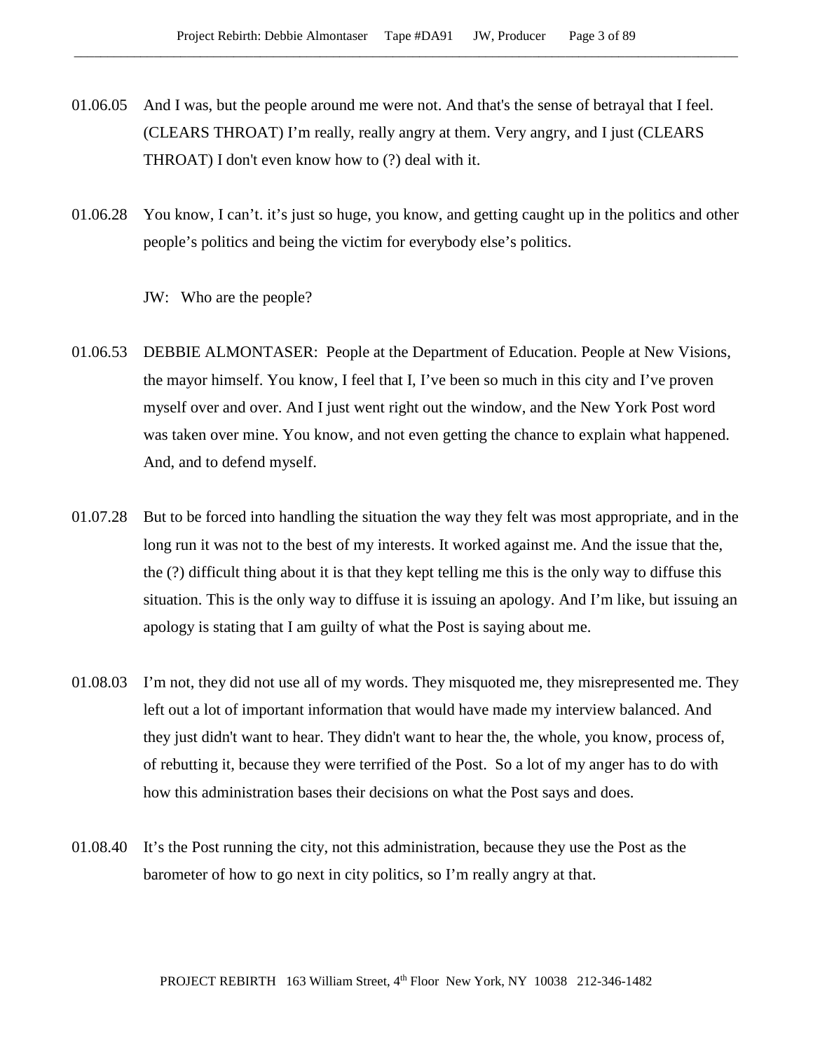01.06.05 And I was, but the people around me were not. And that's the sense of betrayal that I feel. (CLEARS THROAT) I'm really, really angry at them. Very angry, and I just (CLEARS THROAT) I don't even know how to (?) deal with it.

01.06.28 You know, I can't. it's just so huge, you know, and getting caught up in the politics and other people's politics and being the victim for everybody else's politics.

JW: Who are the people?

01.06.53 DEBBIE ALMONTASER: People at the Department of Education. People at New Visions, the mayor himself. You know, I feel that I, I've been so much in this city and I've proven myself over and over. And I just went right out the window, and the New York Post word was taken over mine. You know, and not even getting the chance to explain what happened. And, and to defend myself.

01.07.28 But to be forced into handling the situation the way they felt was most appropriate, and in the long run it was not to the best of my interests. It worked against me. And the issue that the, the (?) difficult thing about it is that they kept telling me this is the only way to diffuse this situation. This is the only way to diffuse it is issuing an apology. And I'm like, but issuing an apology is stating that I am guilty of what the Post is saying about me.

01.08.03 I'm not, they did not use all of my words. They misquoted me, they misrepresented me. They left out a lot of important information that would have made my interview balanced. And they just didn't want to hear. They didn't want to hear the, the whole, you know, process of, of rebutting it, because they were terrified of the Post. So a lot of my anger has to do with how this administration bases their decisions on what the Post says and does.

01.08.40 It's the Post running the city, not this administration, because they use the Post as the barometer of how to go next in city politics, so I'm really angry at that.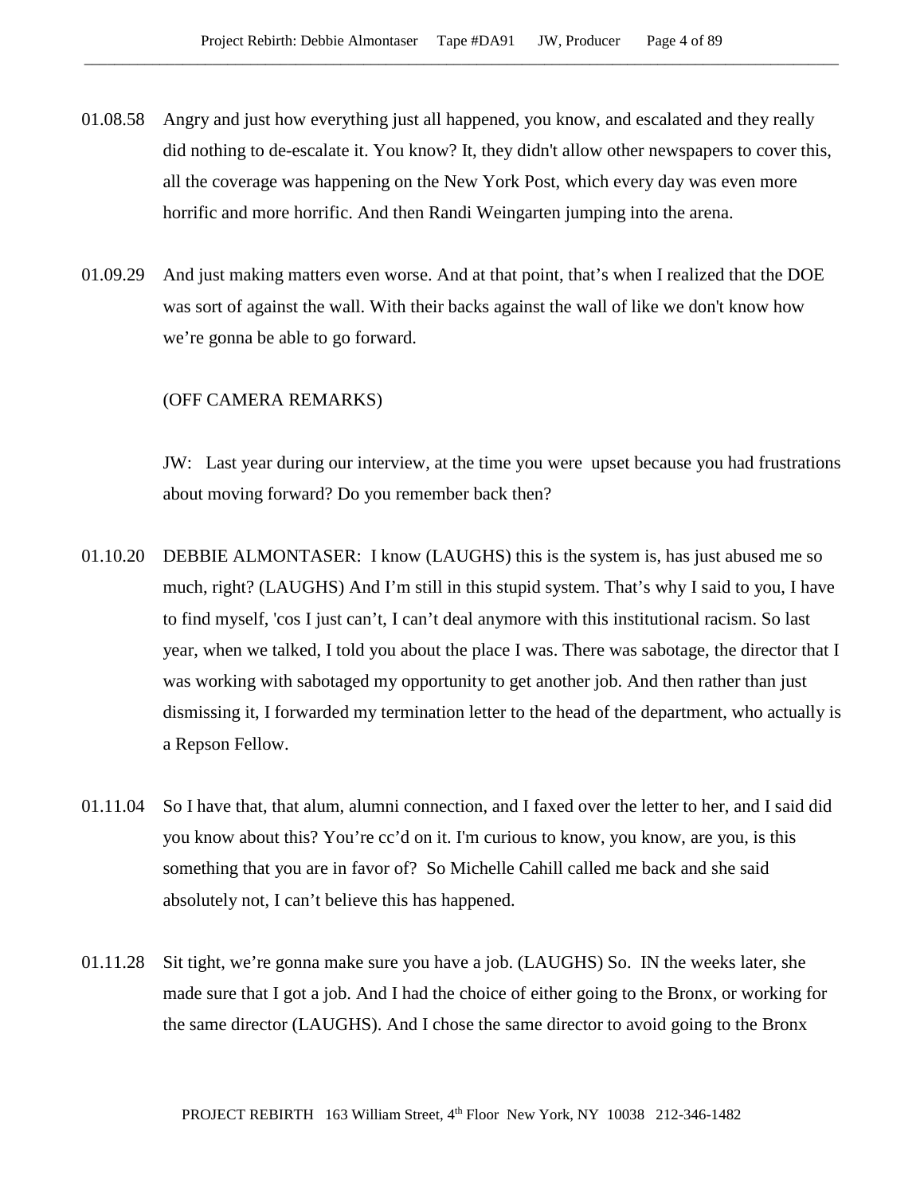01.08.58 Angry and just how everything just all happened, you know, and escalated and they really did nothing to de-escalate it. You know? It, they didn't allow other newspapers to cover this, all the coverage was happening on the New York Post, which every day was even more horrific and more horrific. And then Randi Weingarten jumping into the arena.

01.09.29 And just making matters even worse. And at that point, that's when I realized that the DOE was sort of against the wall. With their backs against the wall of like we don't know how we're gonna be able to go forward.

(OFF CAMERA REMARKS)

JW: Last year during our interview, at the time you were upset because you had frustrations about moving forward? Do you remember back then?

01.10.20 DEBBIE ALMONTASER: I know (LAUGHS) this is the system is, has just abused me so much, right? (LAUGHS) And I'm still in this stupid system. That's why I said to you, I have to find myself, 'cos I just can't, I can't deal anymore with this institutional racism. So last year, when we talked, I told you about the place I was. There was sabotage, the director that I was working with sabotaged my opportunity to get another job. And then rather than just dismissing it, I forwarded my termination letter to the head of the department, who actually is a Repson Fellow.

01.11.04 So I have that, that alum, alumni connection, and I faxed over the letter to her, and I said did you know about this? You're cc'd on it. I'm curious to know, you know, are you, is this something that you are in favor of? So Michelle Cahill called me back and she said absolutely not, I can't believe this has happened.

01.11.28 Sit tight, we're gonna make sure you have a job. (LAUGHS) So. IN the weeks later, she made sure that I got a job. And I had the choice of either going to the Bronx, or working for the same director (LAUGHS). And I chose the same director to avoid going to the Bronx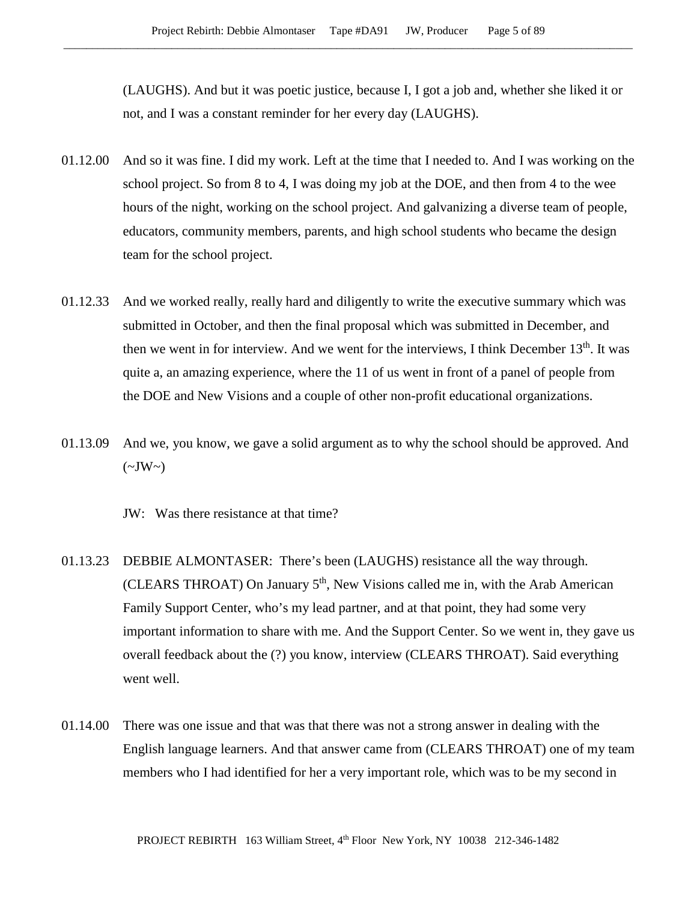(LAUGHS). And but it was poetic justice, because I, I got a job and, whether she liked it or not, and I was a constant reminder for her every day (LAUGHS).

01.12.00 And so it was fine. I did my work. Left at the time that I needed to. And I was working on the school project. So from 8 to 4, I was doing my job at the DOE, and then from 4 to the wee hours of the night, working on the school project. And galvanizing a diverse team of people, educators, community members, parents, and high school students who became the design team for the school project.

01.12.33 And we worked really, really hard and diligently to write the executive summary which was submitted in October, and then the final proposal which was submitted in December, and then we went in for interview. And we went for the interviews, I think December 13th. It was quite a, an amazing experience, where the 11 of us went in front of a panel of people from the DOE and New Visions and a couple of other non-profit educational organizations.

01.13.09 And we, you know, we gave a solid argument as to why the school should be approved. And (~JW~)

JW: Was there resistance at that time?

01.13.23 DEBBIE ALMONTASER: There's been (LAUGHS) resistance all the way through. (CLEARS THROAT) On January 5th, New Visions called me in, with the Arab American Family Support Center, who's my lead partner, and at that point, they had some very important information to share with me. And the Support Center. So we went in, they gave us overall feedback about the (?) you know, interview (CLEARS THROAT). Said everything went well.

01.14.00 There was one issue and that was that there was not a strong answer in dealing with the English language learners. And that answer came from (CLEARS THROAT) one of my team members who I had identified for her a very important role, which was to be my second in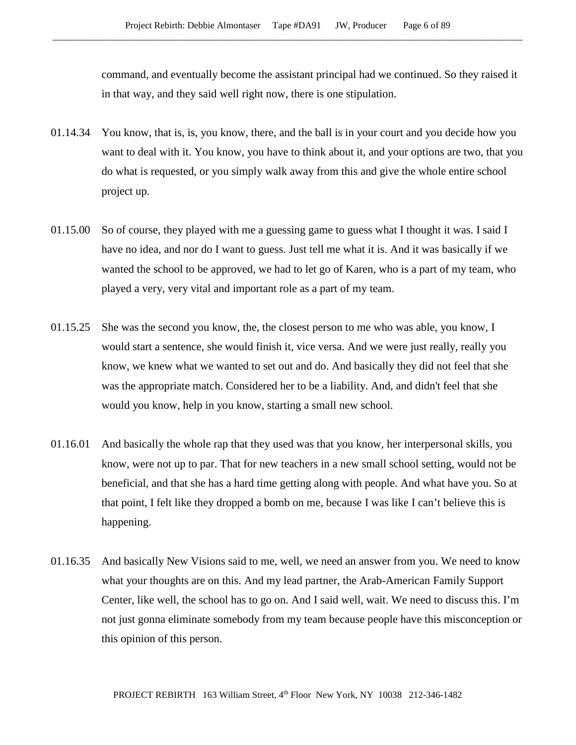command, and eventually become the assistant principal had we continued. So they raised it in that way, and they said well right now, there is one stipulation.

01.14.34 You know, that is, is, you know, there, and the ball is in your court and you decide how you want to deal with it. You know, you have to think about it, and your options are two, that you do what is requested, or you simply walk away from this and give the whole entire school project up.

01.15.00 So of course, they played with me a guessing game to guess what I thought it was. I said I have no idea, and nor do I want to guess. Just tell me what it is. And it was basically if we wanted the school to be approved, we had to let go of Karen, who is a part of my team, who played a very, very vital and important role as a part of my team.

01.15.25 She was the second you know, the, the closest person to me who was able, you know, I would start a sentence, she would finish it, vice versa. And we were just really, really you know, we knew what we wanted to set out and do. And basically they did not feel that she was the appropriate match. Considered her to be a liability. And, and didn't feel that she would you know, help in you know, starting a small new school.

01.16.01 And basically the whole rap that they used was that you know, her interpersonal skills, you know, were not up to par. That for new teachers in a new small school setting, would not be beneficial, and that she has a hard time getting along with people. And what have you. So at that point, I felt like they dropped a bomb on me, because I was like I can't believe this is happening.

01.16.35 And basically New Visions said to me, well, we need an answer from you. We need to know what your thoughts are on this. And my lead partner, the Arab-American Family Support Center, like well, the school has to go on. And I said well, wait. We need to discuss this. I'm not just gonna eliminate somebody from my team because people have this misconception or this opinion of this person.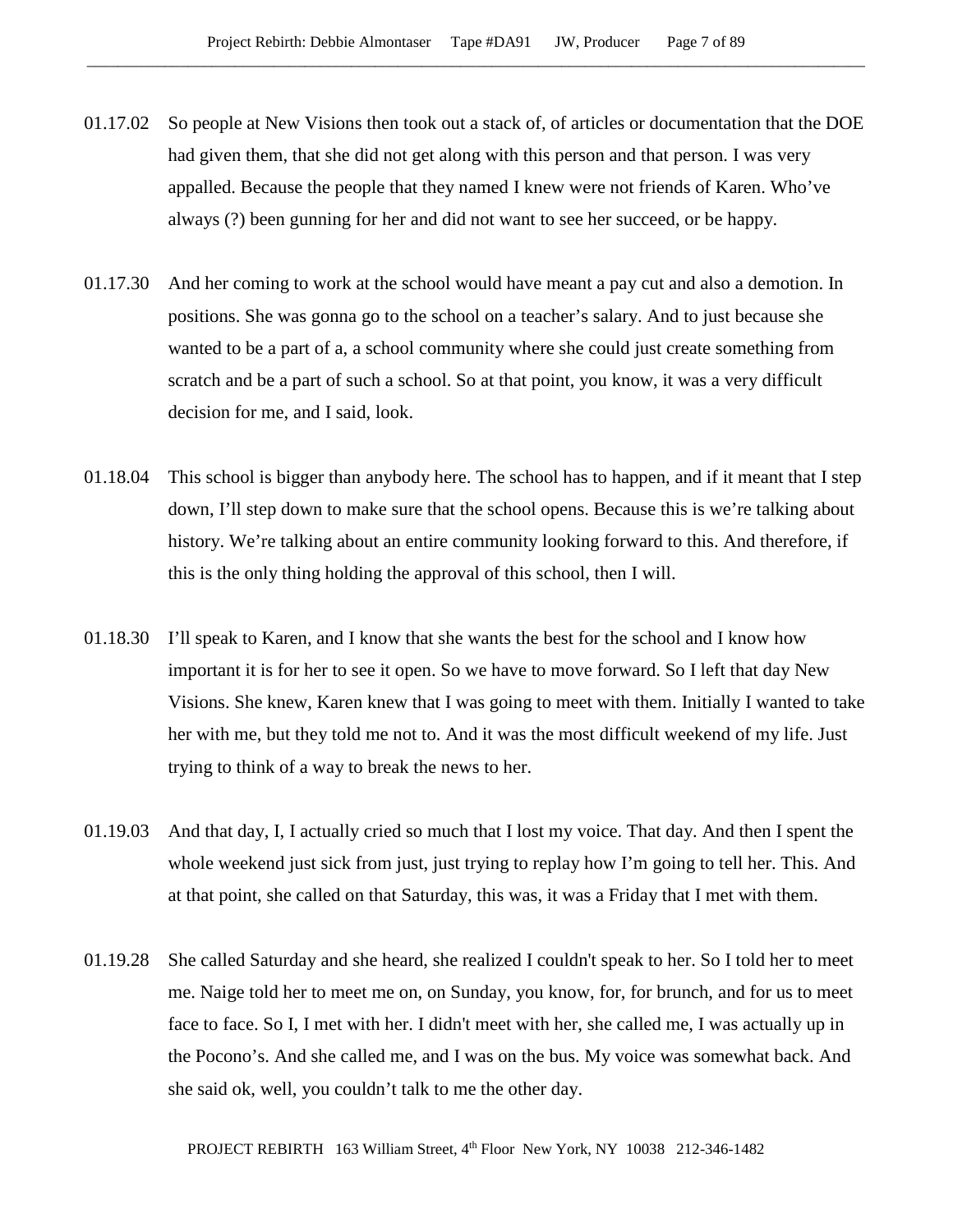01.17.02 So people at New Visions then took out a stack of, of articles or documentation that the DOE had given them, that she did not get along with this person and that person. I was very appalled. Because the people that they named I knew were not friends of Karen. Who've always (?) been gunning for her and did not want to see her succeed, or be happy.

01.17.30 And her coming to work at the school would have meant a pay cut and also a demotion. In positions. She was gonna go to the school on a teacher's salary. And to just because she wanted to be a part of a, a school community where she could just create something from scratch and be a part of such a school. So at that point, you know, it was a very difficult decision for me, and I said, look.

01.18.04 This school is bigger than anybody here. The school has to happen, and if it meant that I step down, I'll step down to make sure that the school opens. Because this is we're talking about history. We're talking about an entire community looking forward to this. And therefore, if this is the only thing holding the approval of this school, then I will.

01.18.30 I'll speak to Karen, and I know that she wants the best for the school and I know how important it is for her to see it open. So we have to move forward. So I left that day New Visions. She knew, Karen knew that I was going to meet with them. Initially I wanted to take her with me, but they told me not to. And it was the most difficult weekend of my life. Just trying to think of a way to break the news to her.

01.19.03 And that day, I, I actually cried so much that I lost my voice. That day. And then I spent the whole weekend just sick from just, just trying to replay how I'm going to tell her. This. And at that point, she called on that Saturday, this was, it was a Friday that I met with them.

01.19.28 She called Saturday and she heard, she realized I couldn't speak to her. So I told her to meet me. Naige told her to meet me on, on Sunday, you know, for, for brunch, and for us to meet face to face. So I, I met with her. I didn't meet with her, she called me, I was actually up in the Pocono's. And she called me, and I was on the bus. My voice was somewhat back. And she said ok, well, you couldn't talk to me the other day.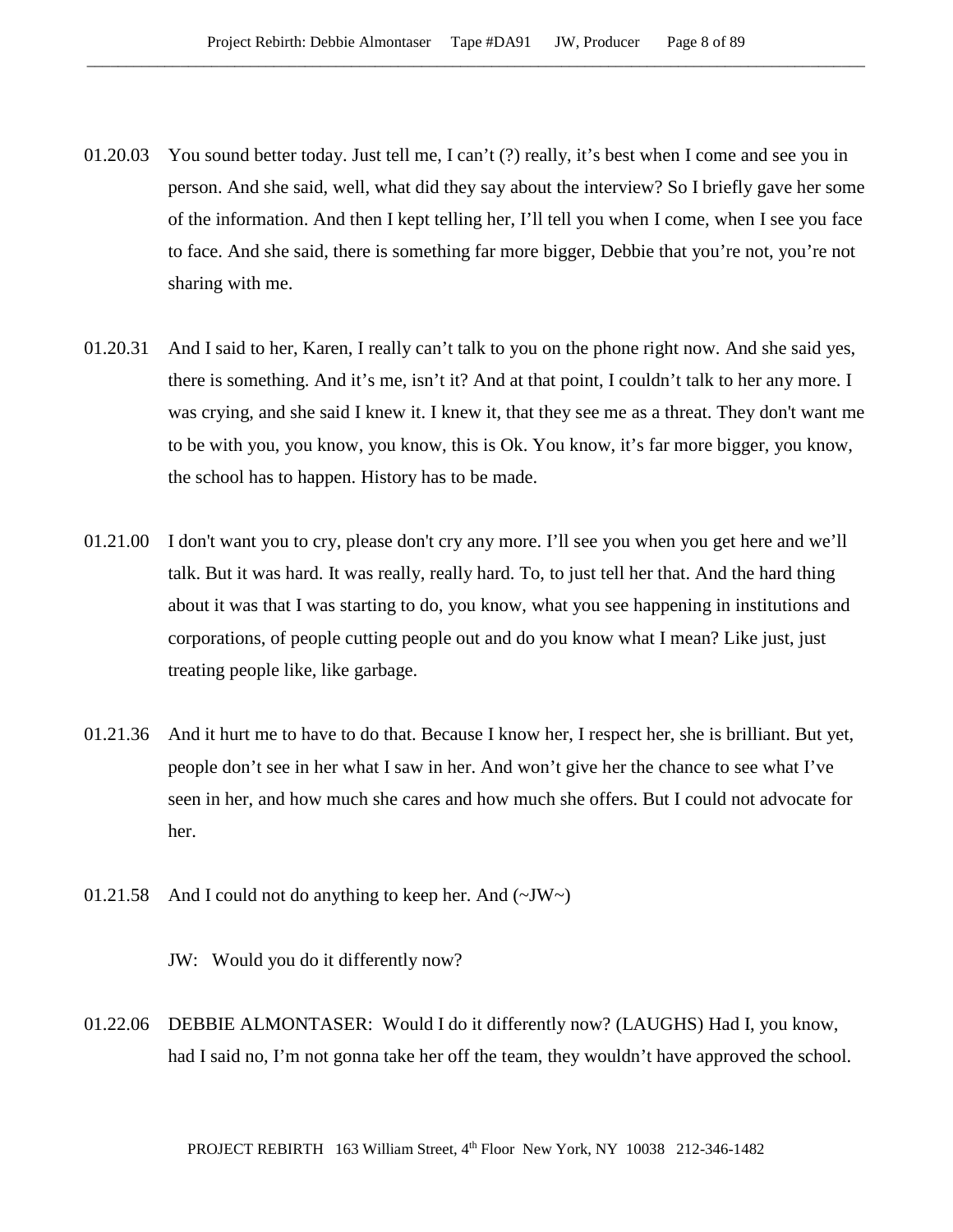01.20.03 You sound better today. Just tell me, I can't (?) really, it's best when I come and see you in person. And she said, well, what did they say about the interview? So I briefly gave her some of the information. And then I kept telling her, I'll tell you when I come, when I see you face to face. And she said, there is something far more bigger, Debbie that you're not, you're not sharing with me.

01.20.31 And I said to her, Karen, I really can't talk to you on the phone right now. And she said yes, there is something. And it's me, isn't it? And at that point, I couldn't talk to her any more. I was crying, and she said I knew it. I knew it, that they see me as a threat. They don't want me to be with you, you know, you know, this is Ok. You know, it's far more bigger, you know, the school has to happen. History has to be made.

01.21.00 I don't want you to cry, please don't cry any more. I'll see you when you get here and we'll talk. But it was hard. It was really, really hard. To, to just tell her that. And the hard thing about it was that I was starting to do, you know, what you see happening in institutions and corporations, of people cutting people out and do you know what I mean? Like just, just treating people like, like garbage.

01.21.36 And it hurt me to have to do that. Because I know her, I respect her, she is brilliant. But yet, people don't see in her what I saw in her. And won't give her the chance to see what I've seen in her, and how much she cares and how much she offers. But I could not advocate for her.

01.21.58 And I could not do anything to keep her. And (~JW~)

JW: Would you do it differently now?

01.22.06 DEBBIE ALMONTASER: Would I do it differently now? (LAUGHS) Had I, you know, had I said no, I'm not gonna take her off the team, they wouldn't have approved the school.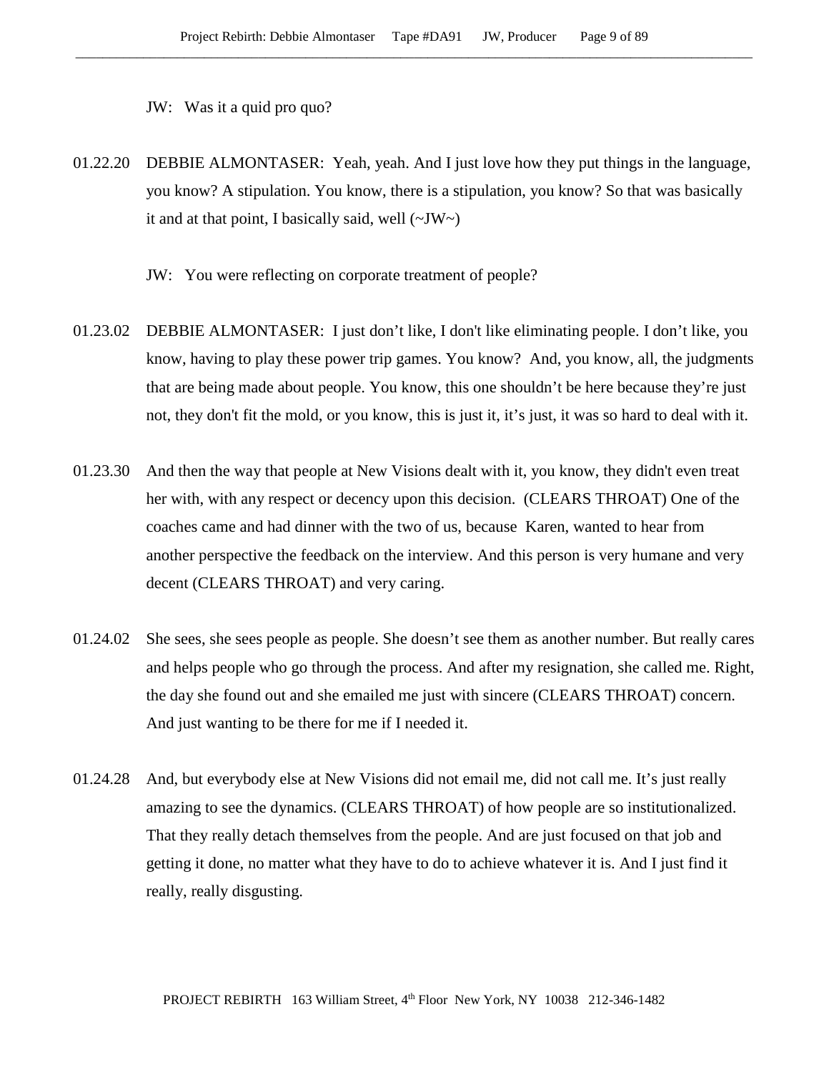JW: Was it a quid pro quo?

01.22.20 DEBBIE ALMONTASER: Yeah, yeah. And I just love how they put things in the language, you know? A stipulation. You know, there is a stipulation, you know? So that was basically it and at that point, I basically said, well (~JW~)

JW: You were reflecting on corporate treatment of people?

01.23.02 DEBBIE ALMONTASER: I just don't like, I don't like eliminating people. I don't like, you know, having to play these power trip games. You know? And, you know, all, the judgments that are being made about people. You know, this one shouldn't be here because they're just not, they don't fit the mold, or you know, this is just it, it's just, it was so hard to deal with it.

01.23.30 And then the way that people at New Visions dealt with it, you know, they didn't even treat her with, with any respect or decency upon this decision. (CLEARS THROAT) One of the coaches came and had dinner with the two of us, because Karen, wanted to hear from another perspective the feedback on the interview. And this person is very humane and very decent (CLEARS THROAT) and very caring.

01.24.02 She sees, she sees people as people. She doesn't see them as another number. But really cares and helps people who go through the process. And after my resignation, she called me. Right, the day she found out and she emailed me just with sincere (CLEARS THROAT) concern. And just wanting to be there for me if I needed it.

01.24.28 And, but everybody else at New Visions did not email me, did not call me. It's just really amazing to see the dynamics. (CLEARS THROAT) of how people are so institutionalized. That they really detach themselves from the people. And are just focused on that job and getting it done, no matter what they have to do to achieve whatever it is. And I just find it really, really disgusting.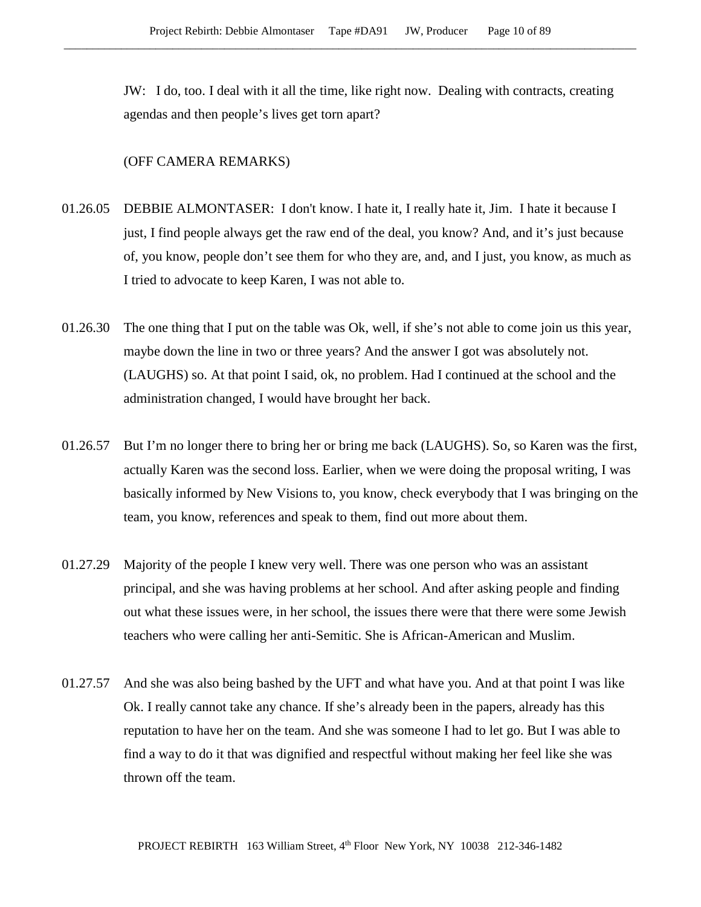JW: I do, too. I deal with it all the time, like right now. Dealing with contracts, creating agendas and then people's lives get torn apart?

(OFF CAMERA REMARKS)

01.26.05 DEBBIE ALMONTASER: I don't know. I hate it, I really hate it, Jim. I hate it because I just, I find people always get the raw end of the deal, you know? And, and it's just because of, you know, people don't see them for who they are, and, and I just, you know, as much as I tried to advocate to keep Karen, I was not able to.

01.26.30 The one thing that I put on the table was Ok, well, if she's not able to come join us this year, maybe down the line in two or three years? And the answer I got was absolutely not. (LAUGHS) so. At that point I said, ok, no problem. Had I continued at the school and the administration changed, I would have brought her back.

01.26.57 But I'm no longer there to bring her or bring me back (LAUGHS). So, so Karen was the first, actually Karen was the second loss. Earlier, when we were doing the proposal writing, I was basically informed by New Visions to, you know, check everybody that I was bringing on the team, you know, references and speak to them, find out more about them.

01.27.29 Majority of the people I knew very well. There was one person who was an assistant principal, and she was having problems at her school. And after asking people and finding out what these issues were, in her school, the issues there were that there were some Jewish teachers who were calling her anti-Semitic. She is African-American and Muslim.

01.27.57 And she was also being bashed by the UFT and what have you. And at that point I was like Ok. I really cannot take any chance. If she's already been in the papers, already has this reputation to have her on the team. And she was someone I had to let go. But I was able to find a way to do it that was dignified and respectful without making her feel like she was thrown off the team.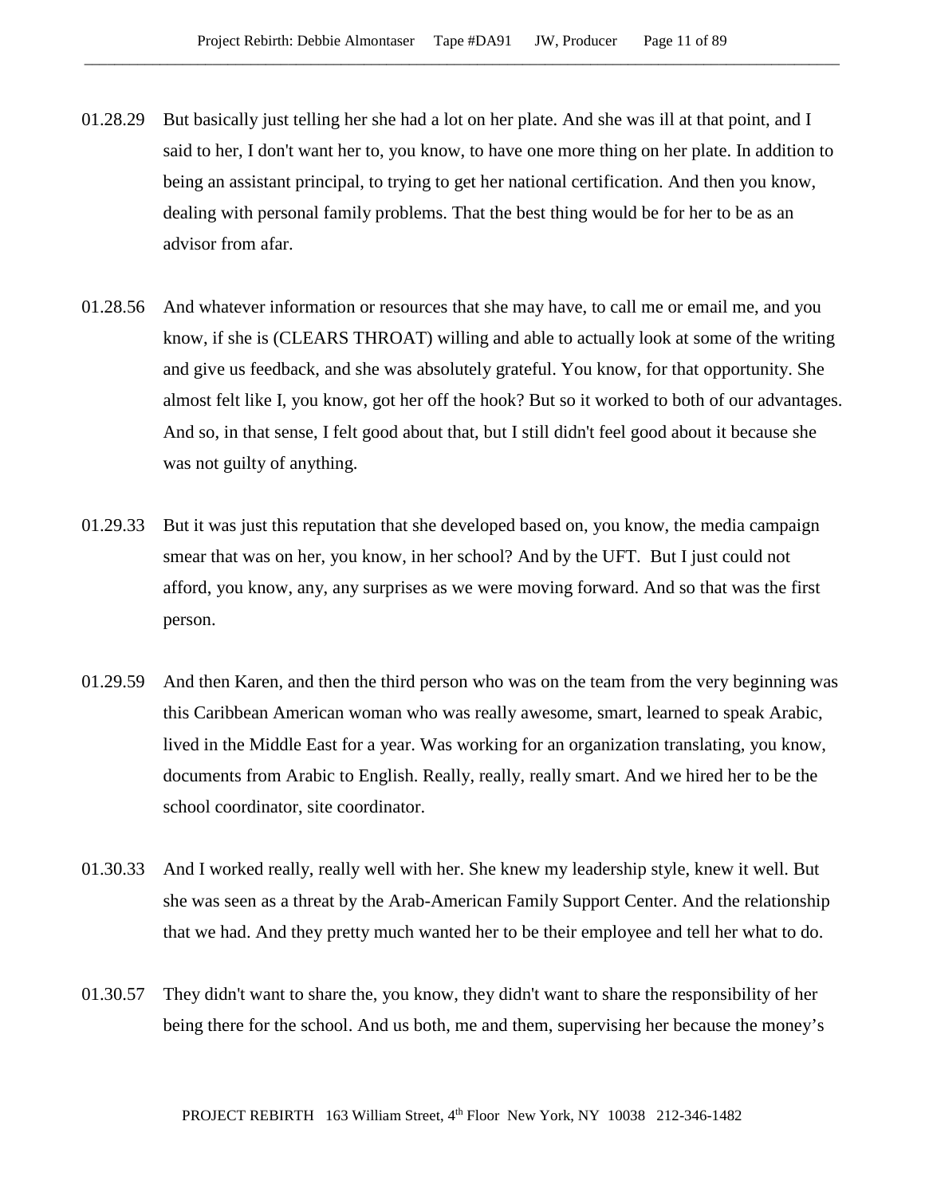01.28.29 But basically just telling her she had a lot on her plate. And she was ill at that point, and I said to her, I don't want her to, you know, to have one more thing on her plate. In addition to being an assistant principal, to trying to get her national certification. And then you know, dealing with personal family problems. That the best thing would be for her to be as an advisor from afar.

01.28.56 And whatever information or resources that she may have, to call me or email me, and you know, if she is (CLEARS THROAT) willing and able to actually look at some of the writing and give us feedback, and she was absolutely grateful. You know, for that opportunity. She almost felt like I, you know, got her off the hook? But so it worked to both of our advantages. And so, in that sense, I felt good about that, but I still didn't feel good about it because she was not guilty of anything.

01.29.33 But it was just this reputation that she developed based on, you know, the media campaign smear that was on her, you know, in her school? And by the UFT. But I just could not afford, you know, any, any surprises as we were moving forward. And so that was the first person.

01.29.59 And then Karen, and then the third person who was on the team from the very beginning was this Caribbean American woman who was really awesome, smart, learned to speak Arabic, lived in the Middle East for a year. Was working for an organization translating, you know, documents from Arabic to English. Really, really, really smart. And we hired her to be the school coordinator, site coordinator.

01.30.33 And I worked really, really well with her. She knew my leadership style, knew it well. But she was seen as a threat by the Arab-American Family Support Center. And the relationship that we had. And they pretty much wanted her to be their employee and tell her what to do.

01.30.57 They didn't want to share the, you know, they didn't want to share the responsibility of her being there for the school. And us both, me and them, supervising her because the money's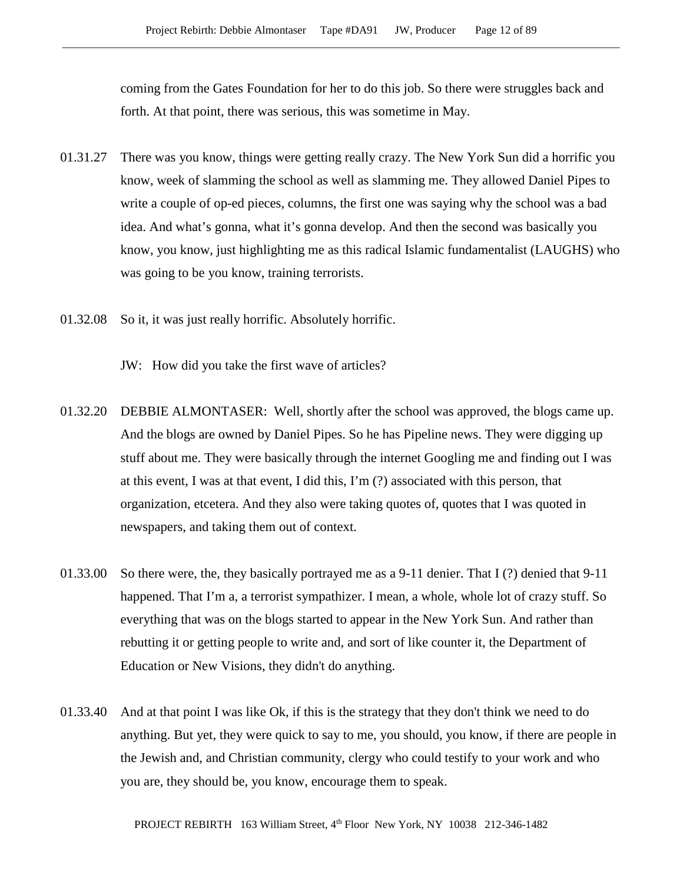coming from the Gates Foundation for her to do this job. So there were struggles back and forth. At that point, there was serious, this was sometime in May.

01.31.27 There was you know, things were getting really crazy. The New York Sun did a horrific you know, week of slamming the school as well as slamming me. They allowed Daniel Pipes to write a couple of op-ed pieces, columns, the first one was saying why the school was a bad idea. And what's gonna, what it's gonna develop. And then the second was basically you know, you know, just highlighting me as this radical Islamic fundamentalist (LAUGHS) who was going to be you know, training terrorists.

01.32.08 So it, it was just really horrific. Absolutely horrific.

JW: How did you take the first wave of articles?

01.32.20 DEBBIE ALMONTASER: Well, shortly after the school was approved, the blogs came up. And the blogs are owned by Daniel Pipes. So he has Pipeline news. They were digging up stuff about me. They were basically through the internet Googling me and finding out I was at this event, I was at that event, I did this, I'm (?) associated with this person, that organization, etcetera. And they also were taking quotes of, quotes that I was quoted in newspapers, and taking them out of context.

01.33.00 So there were, the, they basically portrayed me as a 9-11 denier. That I (?) denied that 9-11 happened. That I'm a, a terrorist sympathizer. I mean, a whole, whole lot of crazy stuff. So everything that was on the blogs started to appear in the New York Sun. And rather than rebutting it or getting people to write and, and sort of like counter it, the Department of Education or New Visions, they didn't do anything.

01.33.40 And at that point I was like Ok, if this is the strategy that they don't think we need to do anything. But yet, they were quick to say to me, you should, you know, if there are people in the Jewish and, and Christian community, clergy who could testify to your work and who you are, they should be, you know, encourage them to speak.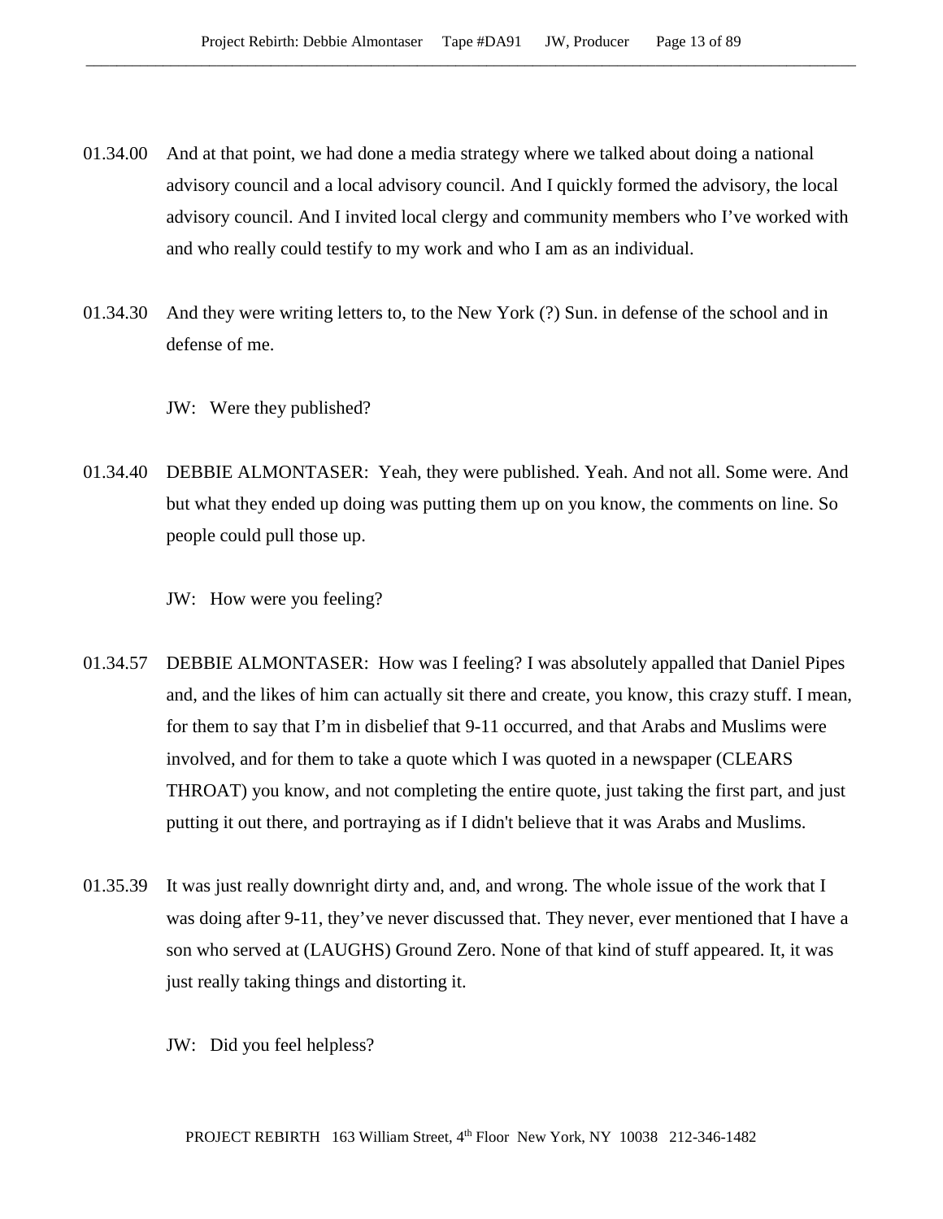01.34.00 And at that point, we had done a media strategy where we talked about doing a national advisory council and a local advisory council. And I quickly formed the advisory, the local advisory council. And I invited local clergy and community members who I've worked with and who really could testify to my work and who I am as an individual.

01.34.30 And they were writing letters to, to the New York (?) Sun. in defense of the school and in defense of me.

JW: Were they published?

01.34.40 DEBBIE ALMONTASER: Yeah, they were published. Yeah. And not all. Some were. And but what they ended up doing was putting them up on you know, the comments on line. So people could pull those up.

JW: How were you feeling?

01.34.57 DEBBIE ALMONTASER: How was I feeling? I was absolutely appalled that Daniel Pipes and, and the likes of him can actually sit there and create, you know, this crazy stuff. I mean, for them to say that I'm in disbelief that 9-11 occurred, and that Arabs and Muslims were involved, and for them to take a quote which I was quoted in a newspaper (CLEARS THROAT) you know, and not completing the entire quote, just taking the first part, and just putting it out there, and portraying as if I didn't believe that it was Arabs and Muslims.

01.35.39 It was just really downright dirty and, and, and wrong. The whole issue of the work that I was doing after 9-11, they've never discussed that. They never, ever mentioned that I have a son who served at (LAUGHS) Ground Zero. None of that kind of stuff appeared. It, it was just really taking things and distorting it.

JW: Did you feel helpless?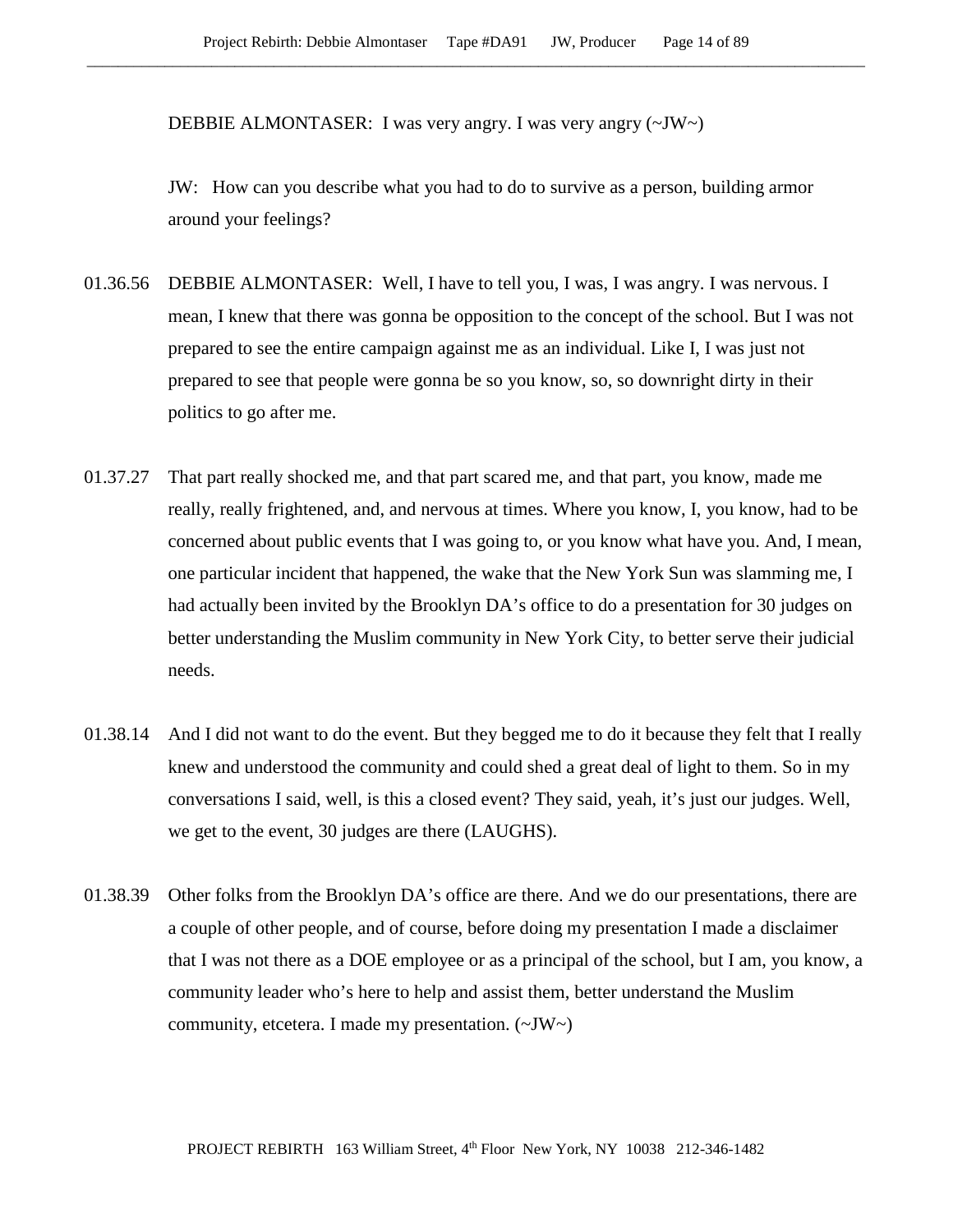DEBBIE ALMONTASER: I was very angry. I was very angry (~JW~)

JW: How can you describe what you had to do to survive as a person, building armor around your feelings?

01.36.56 DEBBIE ALMONTASER: Well, I have to tell you, I was, I was angry. I was nervous. I mean, I knew that there was gonna be opposition to the concept of the school. But I was not prepared to see the entire campaign against me as an individual. Like I, I was just not prepared to see that people were gonna be so you know, so, so downright dirty in their politics to go after me.

01.37.27 That part really shocked me, and that part scared me, and that part, you know, made me really, really frightened, and, and nervous at times. Where you know, I, you know, had to be concerned about public events that I was going to, or you know what have you. And, I mean, one particular incident that happened, the wake that the New York Sun was slamming me, I had actually been invited by the Brooklyn DA's office to do a presentation for 30 judges on better understanding the Muslim community in New York City, to better serve their judicial needs.

01.38.14 And I did not want to do the event. But they begged me to do it because they felt that I really knew and understood the community and could shed a great deal of light to them. So in my conversations I said, well, is this a closed event? They said, yeah, it's just our judges. Well, we get to the event, 30 judges are there (LAUGHS).

01.38.39 Other folks from the Brooklyn DA's office are there. And we do our presentations, there are a couple of other people, and of course, before doing my presentation I made a disclaimer that I was not there as a DOE employee or as a principal of the school, but I am, you know, a community leader who's here to help and assist them, better understand the Muslim community, etcetera. I made my presentation. (~JW~)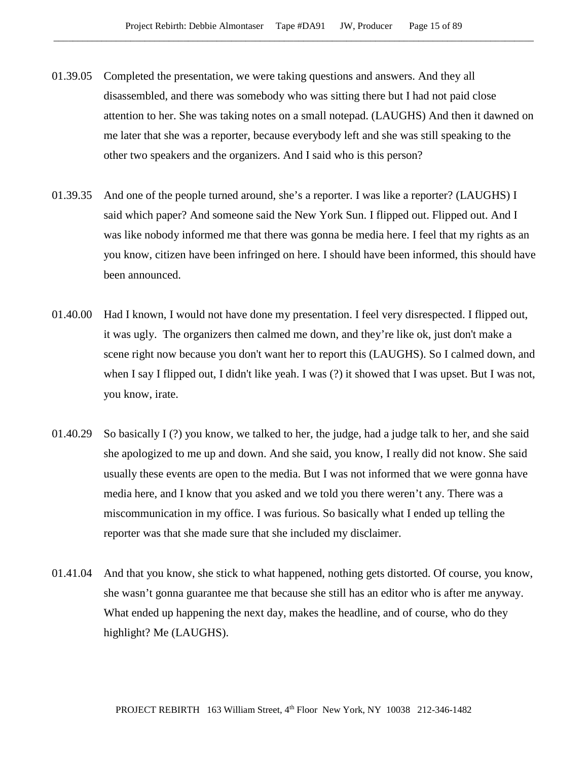01.39.05 Completed the presentation, we were taking questions and answers. And they all disassembled, and there was somebody who was sitting there but I had not paid close attention to her. She was taking notes on a small notepad. (LAUGHS) And then it dawned on me later that she was a reporter, because everybody left and she was still speaking to the other two speakers and the organizers. And I said who is this person?

01.39.35 And one of the people turned around, she's a reporter. I was like a reporter? (LAUGHS) I said which paper? And someone said the New York Sun. I flipped out. Flipped out. And I was like nobody informed me that there was gonna be media here. I feel that my rights as an you know, citizen have been infringed on here. I should have been informed, this should have been announced.

01.40.00 Had I known, I would not have done my presentation. I feel very disrespected. I flipped out, it was ugly. The organizers then calmed me down, and they're like ok, just don't make a scene right now because you don't want her to report this (LAUGHS). So I calmed down, and when I say I flipped out, I didn't like yeah. I was (?) it showed that I was upset. But I was not, you know, irate.

01.40.29 So basically I (?) you know, we talked to her, the judge, had a judge talk to her, and she said she apologized to me up and down. And she said, you know, I really did not know. She said usually these events are open to the media. But I was not informed that we were gonna have media here, and I know that you asked and we told you there weren't any. There was a miscommunication in my office. I was furious. So basically what I ended up telling the reporter was that she made sure that she included my disclaimer.

01.41.04 And that you know, she stick to what happened, nothing gets distorted. Of course, you know, she wasn't gonna guarantee me that because she still has an editor who is after me anyway. What ended up happening the next day, makes the headline, and of course, who do they highlight? Me (LAUGHS).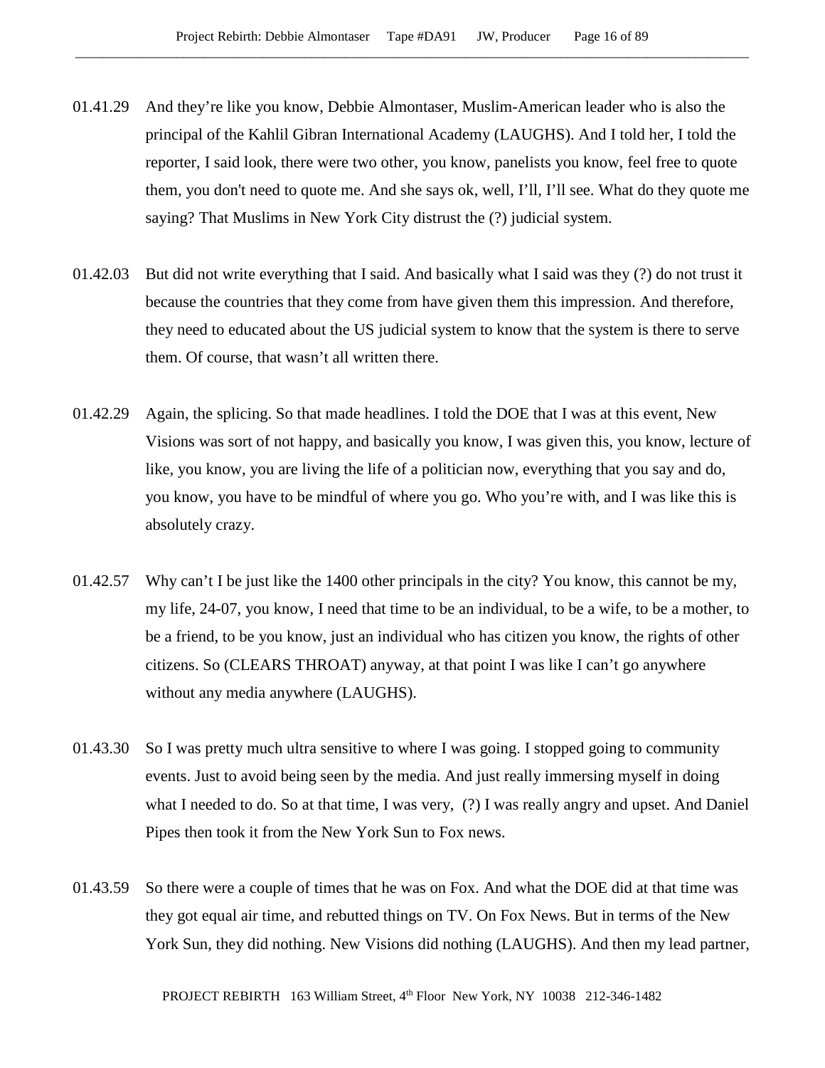01.41.29 And they're like you know, Debbie Almontaser, Muslim-American leader who is also the principal of the Kahlil Gibran International Academy (LAUGHS). And I told her, I told the reporter, I said look, there were two other, you know, panelists you know, feel free to quote them, you don't need to quote me. And she says ok, well, I'll, I'll see. What do they quote me saying? That Muslims in New York City distrust the (?) judicial system.

01.42.03 But did not write everything that I said. And basically what I said was they (?) do not trust it because the countries that they come from have given them this impression. And therefore, they need to educated about the US judicial system to know that the system is there to serve them. Of course, that wasn't all written there.

01.42.29 Again, the splicing. So that made headlines. I told the DOE that I was at this event, New Visions was sort of not happy, and basically you know, I was given this, you know, lecture of like, you know, you are living the life of a politician now, everything that you say and do, you know, you have to be mindful of where you go. Who you're with, and I was like this is absolutely crazy.

01.42.57 Why can't I be just like the 1400 other principals in the city? You know, this cannot be my, my life, 24-07, you know, I need that time to be an individual, to be a wife, to be a mother, to be a friend, to be you know, just an individual who has citizen you know, the rights of other citizens. So (CLEARS THROAT) anyway, at that point I was like I can't go anywhere without any media anywhere (LAUGHS).

01.43.30 So I was pretty much ultra sensitive to where I was going. I stopped going to community events. Just to avoid being seen by the media. And just really immersing myself in doing what I needed to do. So at that time, I was very, (?) I was really angry and upset. And Daniel Pipes then took it from the New York Sun to Fox news.

01.43.59 So there were a couple of times that he was on Fox. And what the DOE did at that time was they got equal air time, and rebutted things on TV. On Fox News. But in terms of the New York Sun, they did nothing. New Visions did nothing (LAUGHS). And then my lead partner,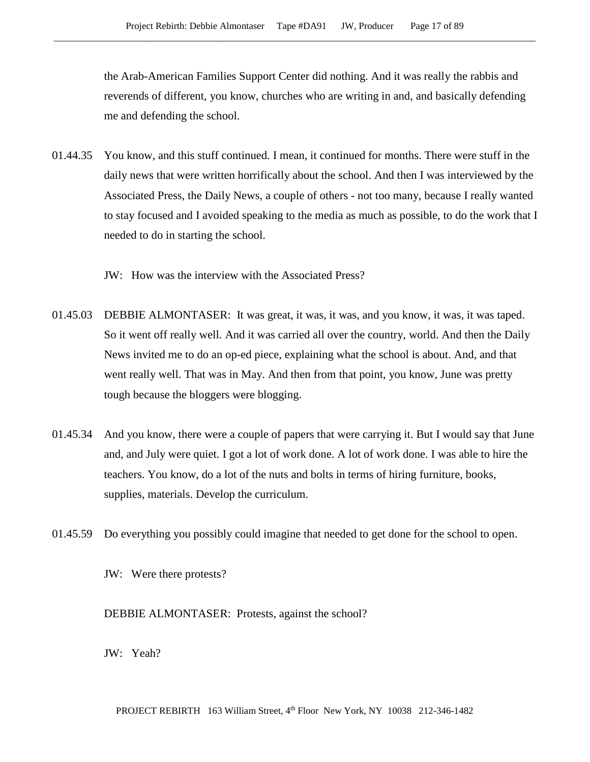the Arab-American Families Support Center did nothing. And it was really the rabbis and reverends of different, you know, churches who are writing in and, and basically defending me and defending the school.

01.44.35 You know, and this stuff continued. I mean, it continued for months. There were stuff in the daily news that were written horrifically about the school. And then I was interviewed by the Associated Press, the Daily News, a couple of others - not too many, because I really wanted to stay focused and I avoided speaking to the media as much as possible, to do the work that I needed to do in starting the school.

JW: How was the interview with the Associated Press?

01.45.03 DEBBIE ALMONTASER: It was great, it was, it was, and you know, it was, it was taped. So it went off really well. And it was carried all over the country, world. And then the Daily News invited me to do an op-ed piece, explaining what the school is about. And, and that went really well. That was in May. And then from that point, you know, June was pretty tough because the bloggers were blogging.

01.45.34 And you know, there were a couple of papers that were carrying it. But I would say that June and, and July were quiet. I got a lot of work done. A lot of work done. I was able to hire the teachers. You know, do a lot of the nuts and bolts in terms of hiring furniture, books, supplies, materials. Develop the curriculum.

01.45.59 Do everything you possibly could imagine that needed to get done for the school to open.

JW: Were there protests?

DEBBIE ALMONTASER: Protests, against the school?

JW: Yeah?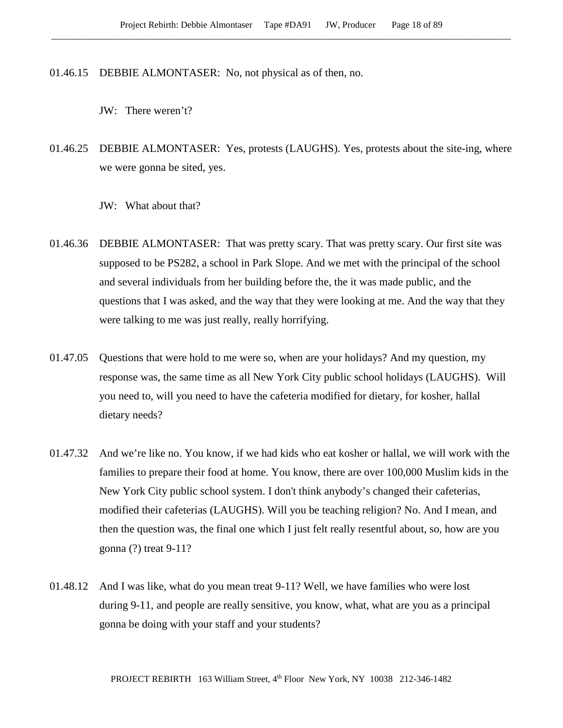01.46.15 DEBBIE ALMONTASER: No, not physical as of then, no.

JW: There weren't?

01.46.25 DEBBIE ALMONTASER: Yes, protests (LAUGHS). Yes, protests about the site-ing, where we were gonna be sited, yes.

JW: What about that?

01.46.36 DEBBIE ALMONTASER: That was pretty scary. That was pretty scary. Our first site was supposed to be PS282, a school in Park Slope. And we met with the principal of the school and several individuals from her building before the, the it was made public, and the questions that I was asked, and the way that they were looking at me. And the way that they were talking to me was just really, really horrifying.

01.47.05 Questions that were hold to me were so, when are your holidays? And my question, my response was, the same time as all New York City public school holidays (LAUGHS). Will you need to, will you need to have the cafeteria modified for dietary, for kosher, hallal dietary needs?

01.47.32 And we're like no. You know, if we had kids who eat kosher or hallal, we will work with the families to prepare their food at home. You know, there are over 100,000 Muslim kids in the New York City public school system. I don't think anybody's changed their cafeterias, modified their cafeterias (LAUGHS). Will you be teaching religion? No. And I mean, and then the question was, the final one which I just felt really resentful about, so, how are you gonna (?) treat 9-11?

01.48.12 And I was like, what do you mean treat 9-11? Well, we have families who were lost during 9-11, and people are really sensitive, you know, what, what are you as a principal gonna be doing with your staff and your students?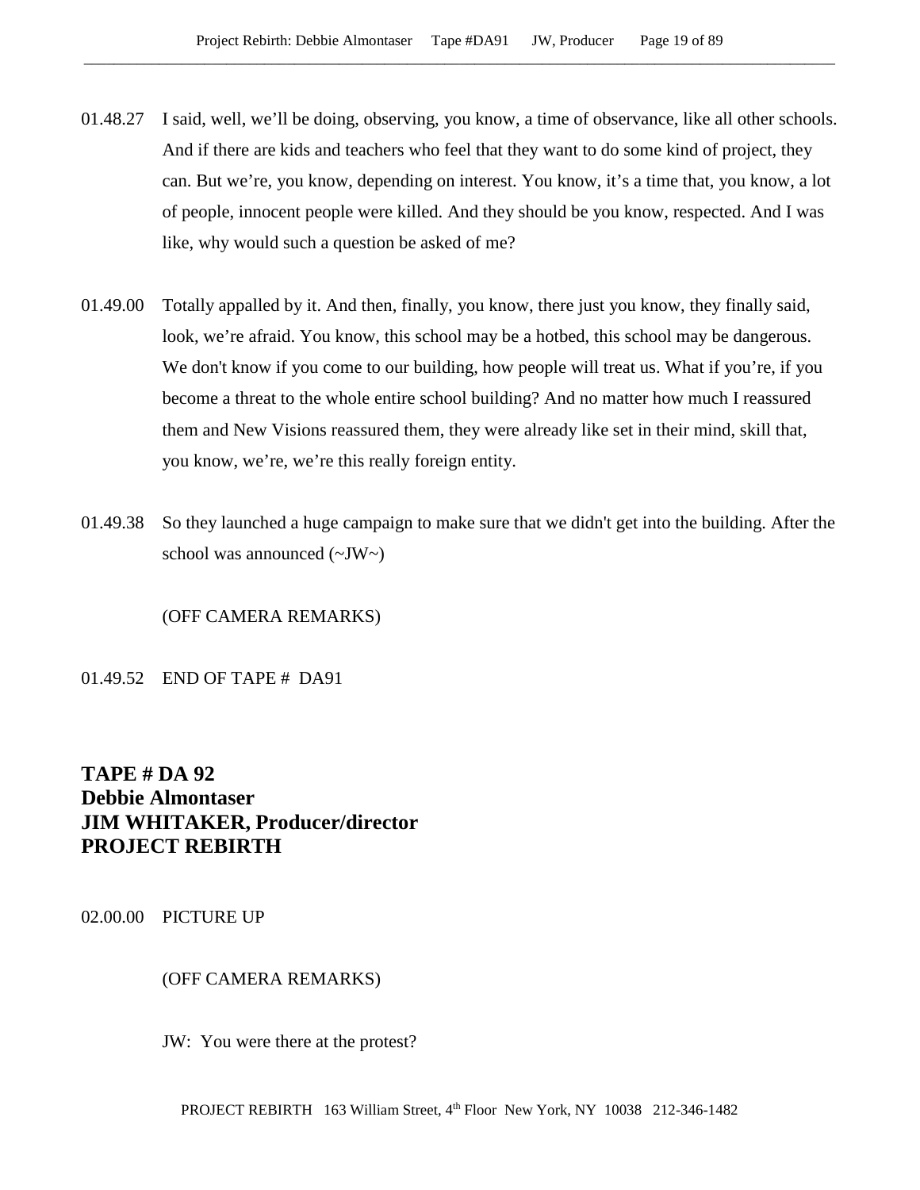01.48.27 I said, well, we'll be doing, observing, you know, a time of observance, like all other schools. And if there are kids and teachers who feel that they want to do some kind of project, they can. But we're, you know, depending on interest. You know, it's a time that, you know, a lot of people, innocent people were killed. And they should be you know, respected. And I was like, why would such a question be asked of me?

01.49.00 Totally appalled by it. And then, finally, you know, there just you know, they finally said, look, we're afraid. You know, this school may be a hotbed, this school may be dangerous. We don't know if you come to our building, how people will treat us. What if you're, if you become a threat to the whole entire school building? And no matter how much I reassured them and New Visions reassured them, they were already like set in their mind, skill that, you know, we're, we're this really foreign entity.

01.49.38 So they launched a huge campaign to make sure that we didn't get into the building. After the school was announced (~JW~)

(OFF CAMERA REMARKS)

01.49.52 END OF TAPE # DA91

**TAPE # DA 92**
**Debbie Almontaser**
**JIM WHITAKER, Producer/director**
**PROJECT REBIRTH**

02.00.00 PICTURE UP

(OFF CAMERA REMARKS)

JW: You were there at the protest?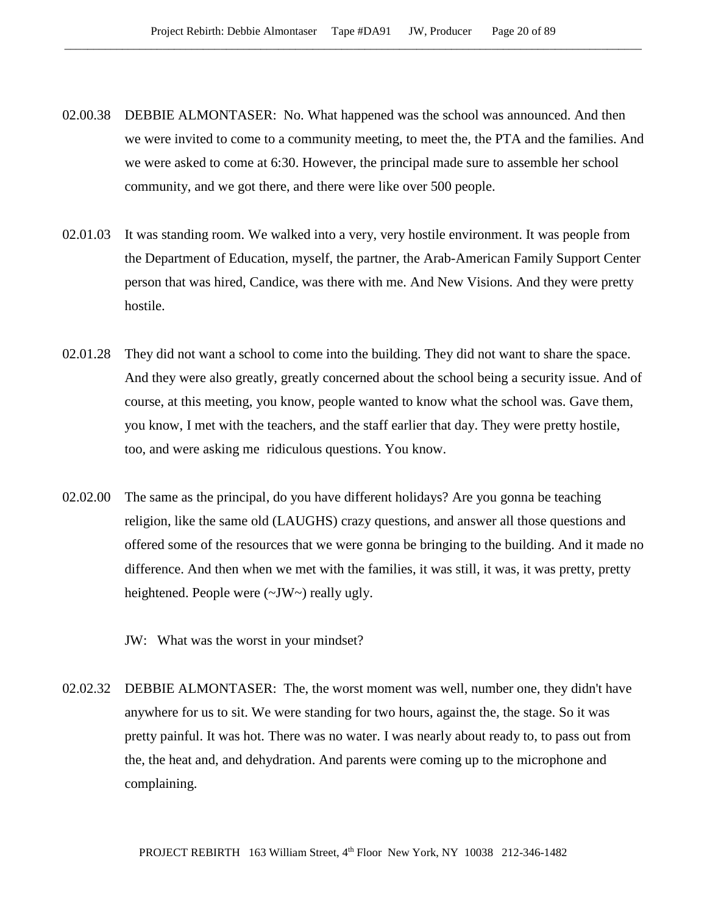02.00.38 DEBBIE ALMONTASER: No. What happened was the school was announced. And then we were invited to come to a community meeting, to meet the, the PTA and the families. And we were asked to come at 6:30. However, the principal made sure to assemble her school community, and we got there, and there were like over 500 people.

02.01.03 It was standing room. We walked into a very, very hostile environment. It was people from the Department of Education, myself, the partner, the Arab-American Family Support Center person that was hired, Candice, was there with me. And New Visions. And they were pretty hostile.

02.01.28 They did not want a school to come into the building. They did not want to share the space. And they were also greatly, greatly concerned about the school being a security issue. And of course, at this meeting, you know, people wanted to know what the school was. Gave them, you know, I met with the teachers, and the staff earlier that day. They were pretty hostile, too, and were asking me ridiculous questions. You know.

02.02.00 The same as the principal, do you have different holidays? Are you gonna be teaching religion, like the same old (LAUGHS) crazy questions, and answer all those questions and offered some of the resources that we were gonna be bringing to the building. And it made no difference. And then when we met with the families, it was still, it was, it was pretty, pretty heightened. People were (~JW~) really ugly.

JW: What was the worst in your mindset?

02.02.32 DEBBIE ALMONTASER: The, the worst moment was well, number one, they didn't have anywhere for us to sit. We were standing for two hours, against the, the stage. So it was pretty painful. It was hot. There was no water. I was nearly about ready to, to pass out from the, the heat and, and dehydration. And parents were coming up to the microphone and complaining.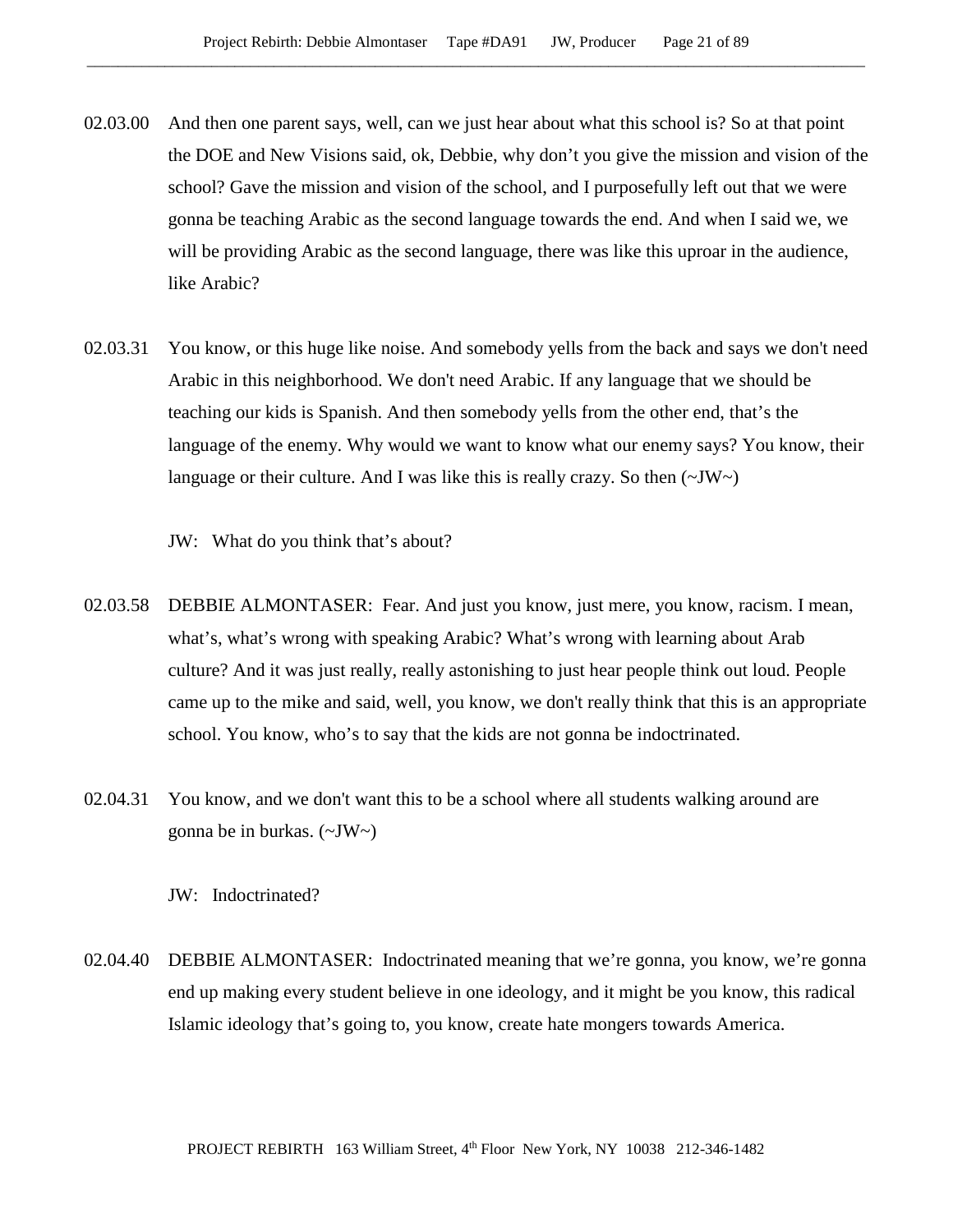02.03.00 And then one parent says, well, can we just hear about what this school is? So at that point the DOE and New Visions said, ok, Debbie, why don't you give the mission and vision of the school? Gave the mission and vision of the school, and I purposefully left out that we were gonna be teaching Arabic as the second language towards the end. And when I said we, we will be providing Arabic as the second language, there was like this uproar in the audience, like Arabic?

02.03.31 You know, or this huge like noise. And somebody yells from the back and says we don't need Arabic in this neighborhood. We don't need Arabic. If any language that we should be teaching our kids is Spanish. And then somebody yells from the other end, that's the language of the enemy. Why would we want to know what our enemy says? You know, their language or their culture. And I was like this is really crazy. So then (~JW~)

JW: What do you think that's about?

02.03.58 DEBBIE ALMONTASER: Fear. And just you know, just mere, you know, racism. I mean, what's, what's wrong with speaking Arabic? What's wrong with learning about Arab culture? And it was just really, really astonishing to just hear people think out loud. People came up to the mike and said, well, you know, we don't really think that this is an appropriate school. You know, who's to say that the kids are not gonna be indoctrinated.

02.04.31 You know, and we don't want this to be a school where all students walking around are gonna be in burkas. (~JW~)

JW: Indoctrinated?

02.04.40 DEBBIE ALMONTASER: Indoctrinated meaning that we're gonna, you know, we're gonna end up making every student believe in one ideology, and it might be you know, this radical Islamic ideology that's going to, you know, create hate mongers towards America.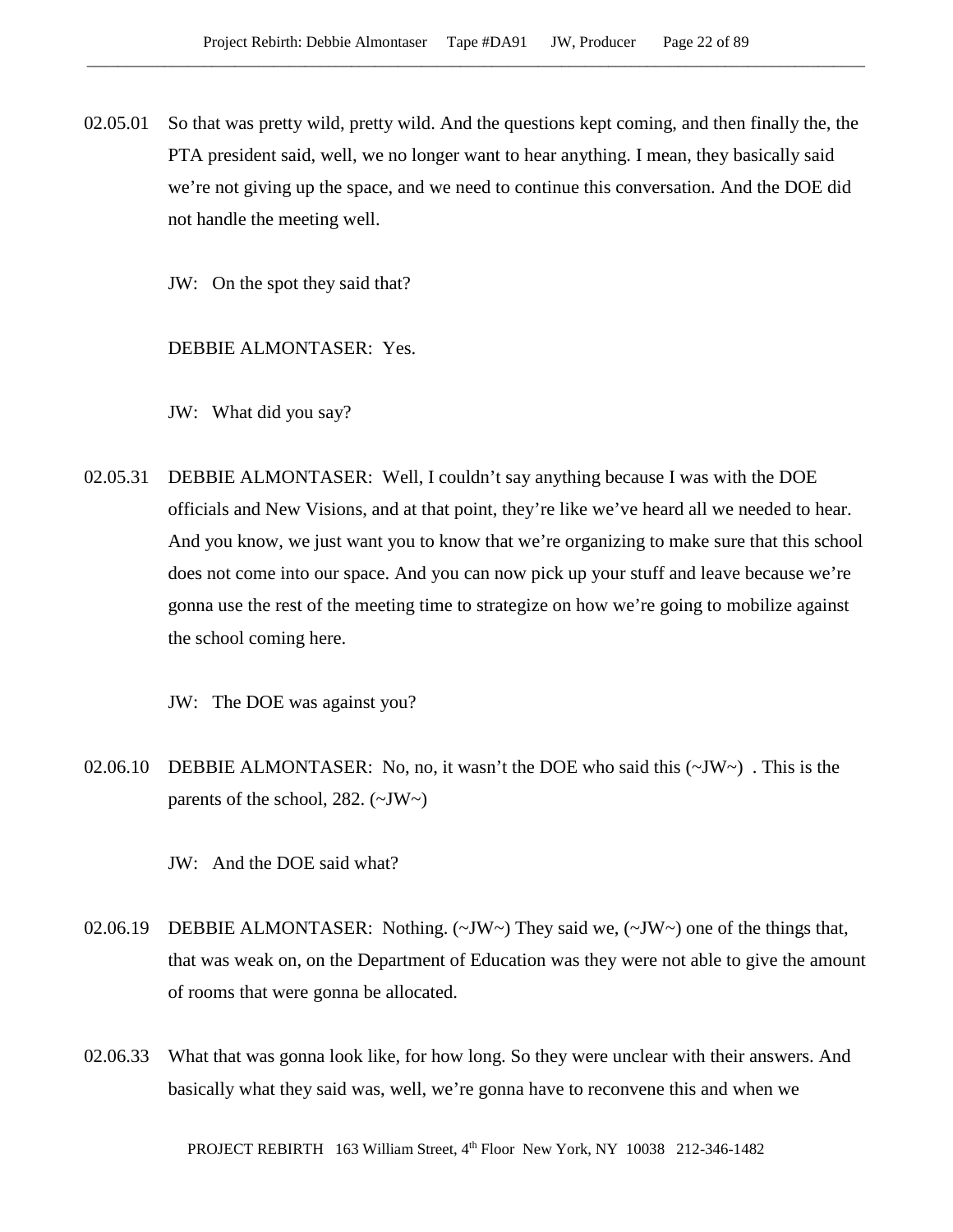02.05.01 So that was pretty wild, pretty wild. And the questions kept coming, and then finally the, the PTA president said, well, we no longer want to hear anything. I mean, they basically said we're not giving up the space, and we need to continue this conversation. And the DOE did not handle the meeting well.

JW: On the spot they said that?

DEBBIE ALMONTASER: Yes.

JW: What did you say?

02.05.31 DEBBIE ALMONTASER: Well, I couldn't say anything because I was with the DOE officials and New Visions, and at that point, they're like we've heard all we needed to hear. And you know, we just want you to know that we're organizing to make sure that this school does not come into our space. And you can now pick up your stuff and leave because we're gonna use the rest of the meeting time to strategize on how we're going to mobilize against the school coming here.

JW: The DOE was against you?

02.06.10 DEBBIE ALMONTASER: No, no, it wasn't the DOE who said this (~JW~) . This is the parents of the school, 282. (~JW~)

JW: And the DOE said what?

02.06.19 DEBBIE ALMONTASER: Nothing. (~JW~) They said we, (~JW~) one of the things that, that was weak on, on the Department of Education was they were not able to give the amount of rooms that were gonna be allocated.

02.06.33 What that was gonna look like, for how long. So they were unclear with their answers. And basically what they said was, well, we're gonna have to reconvene this and when we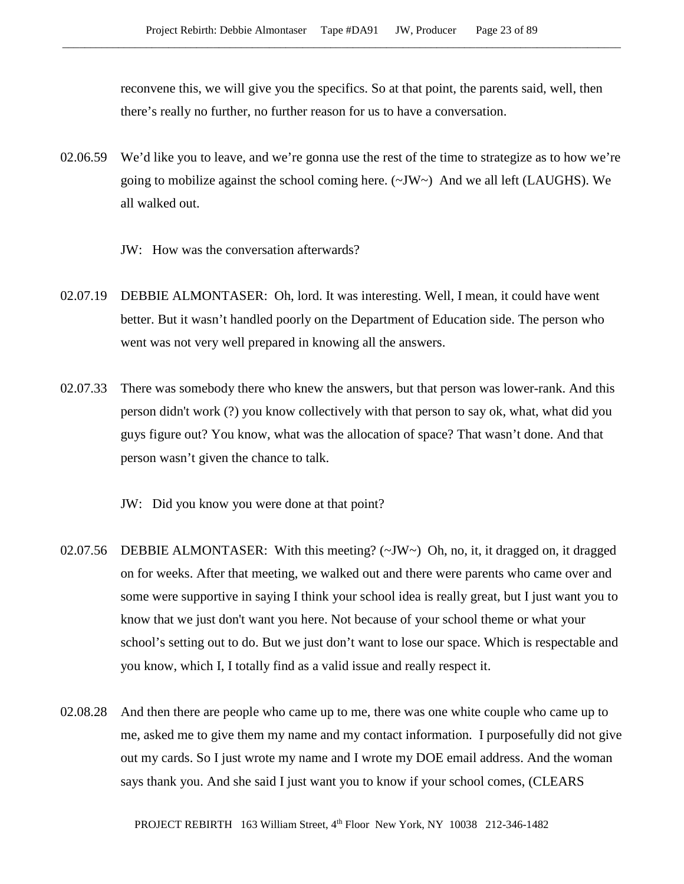reconvene this, we will give you the specifics. So at that point, the parents said, well, then there's really no further, no further reason for us to have a conversation.

02.06.59 We'd like you to leave, and we're gonna use the rest of the time to strategize as to how we're going to mobilize against the school coming here. (~JW~) And we all left (LAUGHS). We all walked out.

JW: How was the conversation afterwards?

02.07.19 DEBBIE ALMONTASER: Oh, lord. It was interesting. Well, I mean, it could have went better. But it wasn't handled poorly on the Department of Education side. The person who went was not very well prepared in knowing all the answers.

02.07.33 There was somebody there who knew the answers, but that person was lower-rank. And this person didn't work (?) you know collectively with that person to say ok, what, what did you guys figure out? You know, what was the allocation of space? That wasn't done. And that person wasn't given the chance to talk.

JW: Did you know you were done at that point?

02.07.56 DEBBIE ALMONTASER: With this meeting? (~JW~) Oh, no, it, it dragged on, it dragged on for weeks. After that meeting, we walked out and there were parents who came over and some were supportive in saying I think your school idea is really great, but I just want you to know that we just don't want you here. Not because of your school theme or what your school's setting out to do. But we just don't want to lose our space. Which is respectable and you know, which I, I totally find as a valid issue and really respect it.

02.08.28 And then there are people who came up to me, there was one white couple who came up to me, asked me to give them my name and my contact information. I purposefully did not give out my cards. So I just wrote my name and I wrote my DOE email address. And the woman says thank you. And she said I just want you to know if your school comes, (CLEARS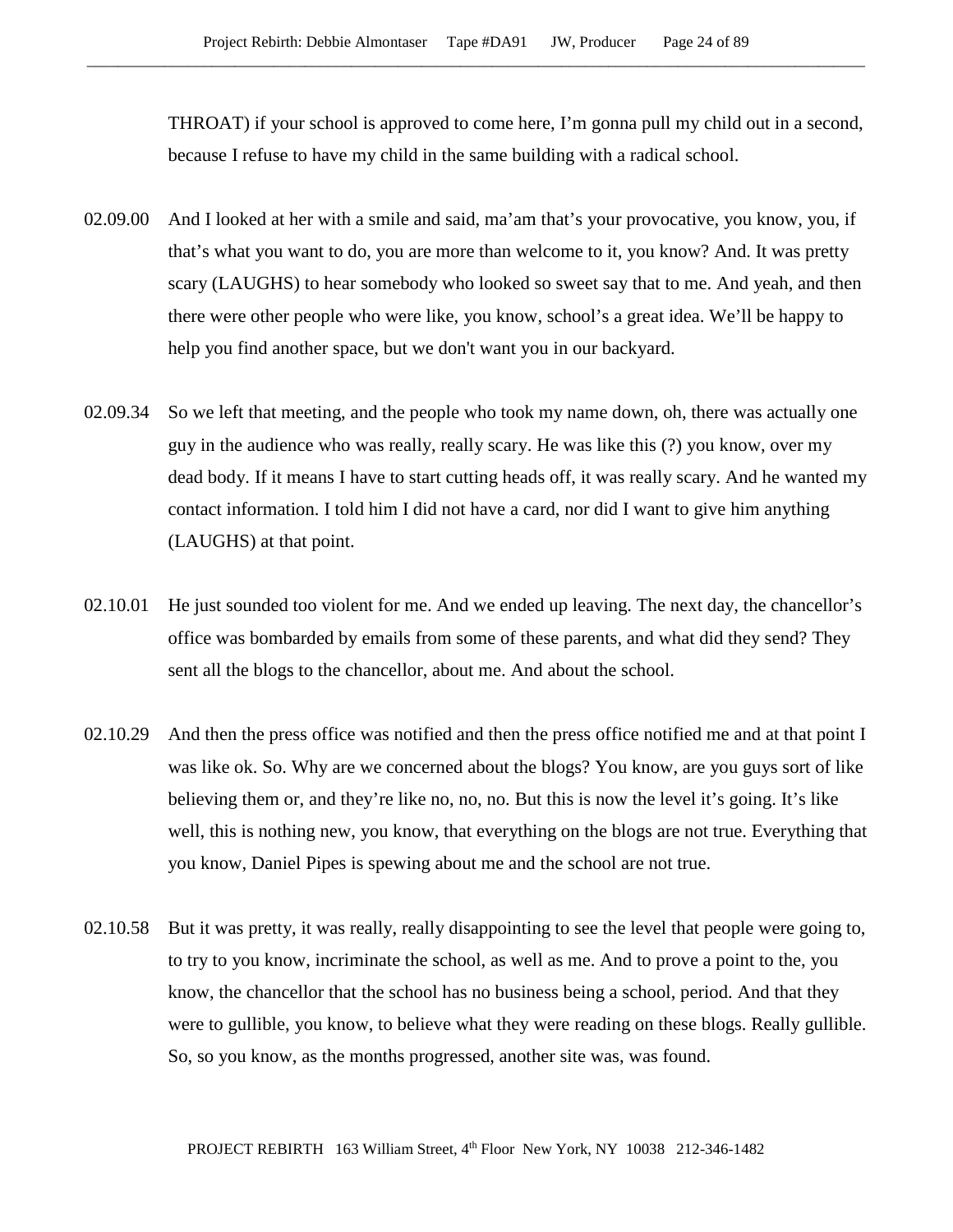THROAT) if your school is approved to come here, I'm gonna pull my child out in a second, because I refuse to have my child in the same building with a radical school.

02.09.00 And I looked at her with a smile and said, ma'am that's your provocative, you know, you, if that's what you want to do, you are more than welcome to it, you know? And. It was pretty scary (LAUGHS) to hear somebody who looked so sweet say that to me. And yeah, and then there were other people who were like, you know, school's a great idea. We'll be happy to help you find another space, but we don't want you in our backyard.

02.09.34 So we left that meeting, and the people who took my name down, oh, there was actually one guy in the audience who was really, really scary. He was like this (?) you know, over my dead body. If it means I have to start cutting heads off, it was really scary. And he wanted my contact information. I told him I did not have a card, nor did I want to give him anything (LAUGHS) at that point.

02.10.01 He just sounded too violent for me. And we ended up leaving. The next day, the chancellor's office was bombarded by emails from some of these parents, and what did they send? They sent all the blogs to the chancellor, about me. And about the school.

02.10.29 And then the press office was notified and then the press office notified me and at that point I was like ok. So. Why are we concerned about the blogs? You know, are you guys sort of like believing them or, and they're like no, no, no. But this is now the level it's going. It's like well, this is nothing new, you know, that everything on the blogs are not true. Everything that you know, Daniel Pipes is spewing about me and the school are not true.

02.10.58 But it was pretty, it was really, really disappointing to see the level that people were going to, to try to you know, incriminate the school, as well as me. And to prove a point to the, you know, the chancellor that the school has no business being a school, period. And that they were to gullible, you know, to believe what they were reading on these blogs. Really gullible. So, so you know, as the months progressed, another site was, was found.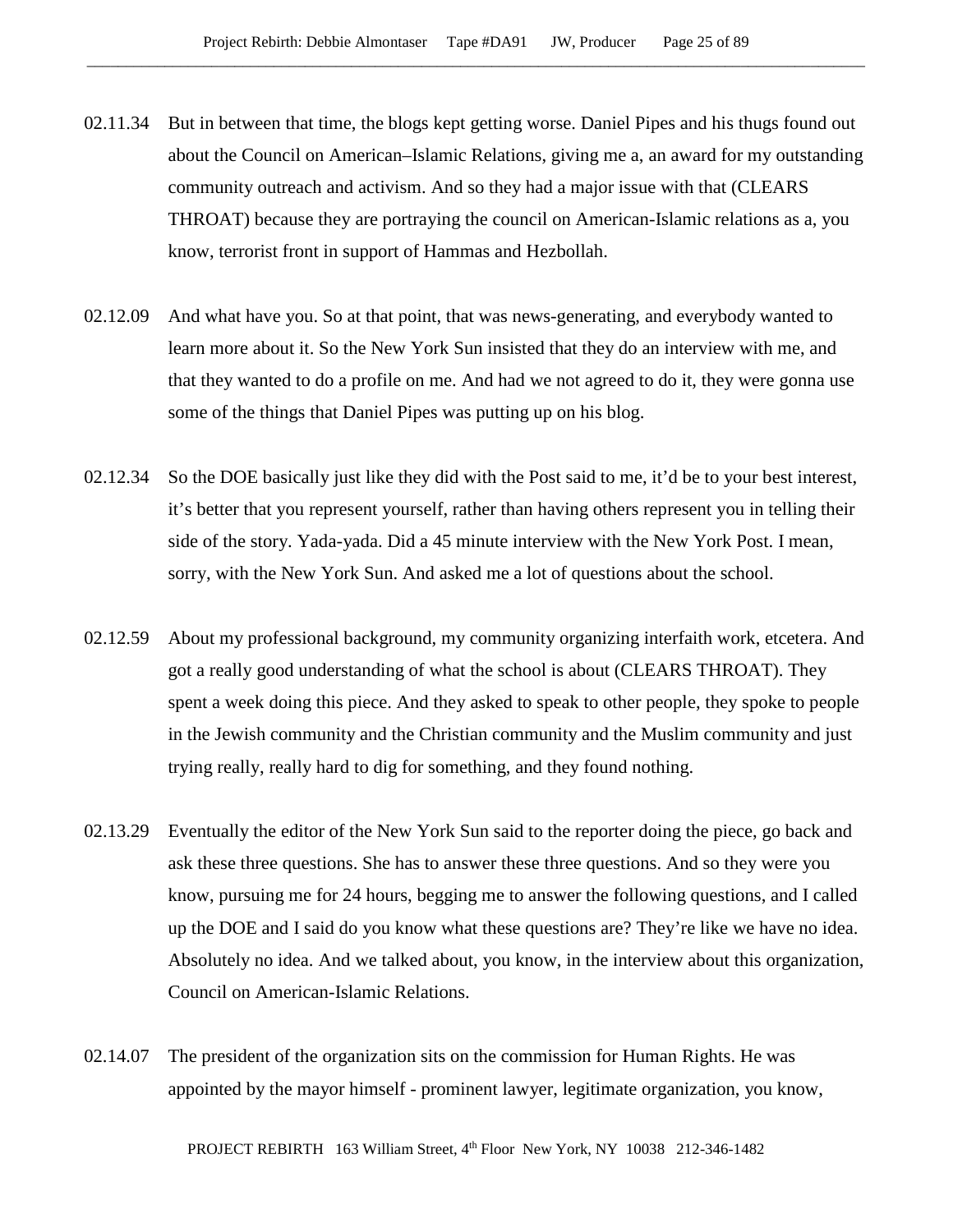02.11.34 But in between that time, the blogs kept getting worse. Daniel Pipes and his thugs found out about the Council on American–Islamic Relations, giving me a, an award for my outstanding community outreach and activism. And so they had a major issue with that (CLEARS THROAT) because they are portraying the council on American-Islamic relations as a, you know, terrorist front in support of Hammas and Hezbollah.

02.12.09 And what have you. So at that point, that was news-generating, and everybody wanted to learn more about it. So the New York Sun insisted that they do an interview with me, and that they wanted to do a profile on me. And had we not agreed to do it, they were gonna use some of the things that Daniel Pipes was putting up on his blog.

02.12.34 So the DOE basically just like they did with the Post said to me, it'd be to your best interest, it's better that you represent yourself, rather than having others represent you in telling their side of the story. Yada-yada. Did a 45 minute interview with the New York Post. I mean, sorry, with the New York Sun. And asked me a lot of questions about the school.

02.12.59 About my professional background, my community organizing interfaith work, etcetera. And got a really good understanding of what the school is about (CLEARS THROAT). They spent a week doing this piece. And they asked to speak to other people, they spoke to people in the Jewish community and the Christian community and the Muslim community and just trying really, really hard to dig for something, and they found nothing.

02.13.29 Eventually the editor of the New York Sun said to the reporter doing the piece, go back and ask these three questions. She has to answer these three questions. And so they were you know, pursuing me for 24 hours, begging me to answer the following questions, and I called up the DOE and I said do you know what these questions are? They're like we have no idea. Absolutely no idea. And we talked about, you know, in the interview about this organization, Council on American-Islamic Relations.

02.14.07 The president of the organization sits on the commission for Human Rights. He was appointed by the mayor himself - prominent lawyer, legitimate organization, you know,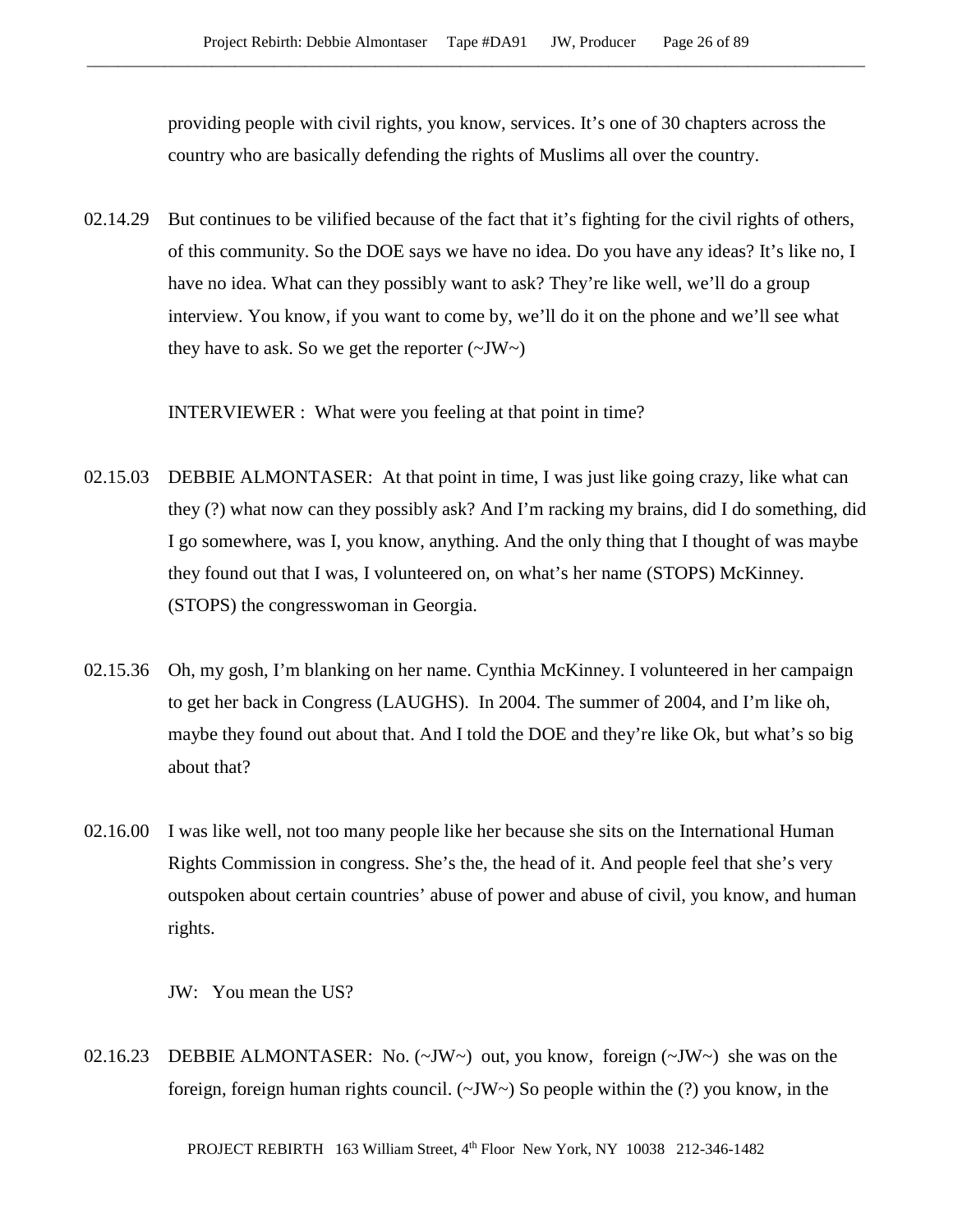providing people with civil rights, you know, services. It's one of 30 chapters across the country who are basically defending the rights of Muslims all over the country.

02.14.29 But continues to be vilified because of the fact that it's fighting for the civil rights of others, of this community. So the DOE says we have no idea. Do you have any ideas? It's like no, I have no idea. What can they possibly want to ask? They're like well, we'll do a group interview. You know, if you want to come by, we'll do it on the phone and we'll see what they have to ask. So we get the reporter (~JW~)

INTERVIEWER : What were you feeling at that point in time?

02.15.03 DEBBIE ALMONTASER: At that point in time, I was just like going crazy, like what can they (?) what now can they possibly ask? And I'm racking my brains, did I do something, did I go somewhere, was I, you know, anything. And the only thing that I thought of was maybe they found out that I was, I volunteered on, on what's her name (STOPS) McKinney. (STOPS) the congresswoman in Georgia.

02.15.36 Oh, my gosh, I'm blanking on her name. Cynthia McKinney. I volunteered in her campaign to get her back in Congress (LAUGHS). In 2004. The summer of 2004, and I'm like oh, maybe they found out about that. And I told the DOE and they're like Ok, but what's so big about that?

02.16.00 I was like well, not too many people like her because she sits on the International Human Rights Commission in congress. She's the, the head of it. And people feel that she's very outspoken about certain countries' abuse of power and abuse of civil, you know, and human rights.

JW: You mean the US?

02.16.23 DEBBIE ALMONTASER: No. (~JW~) out, you know, foreign (~JW~) she was on the foreign, foreign human rights council. (~JW~) So people within the (?) you know, in the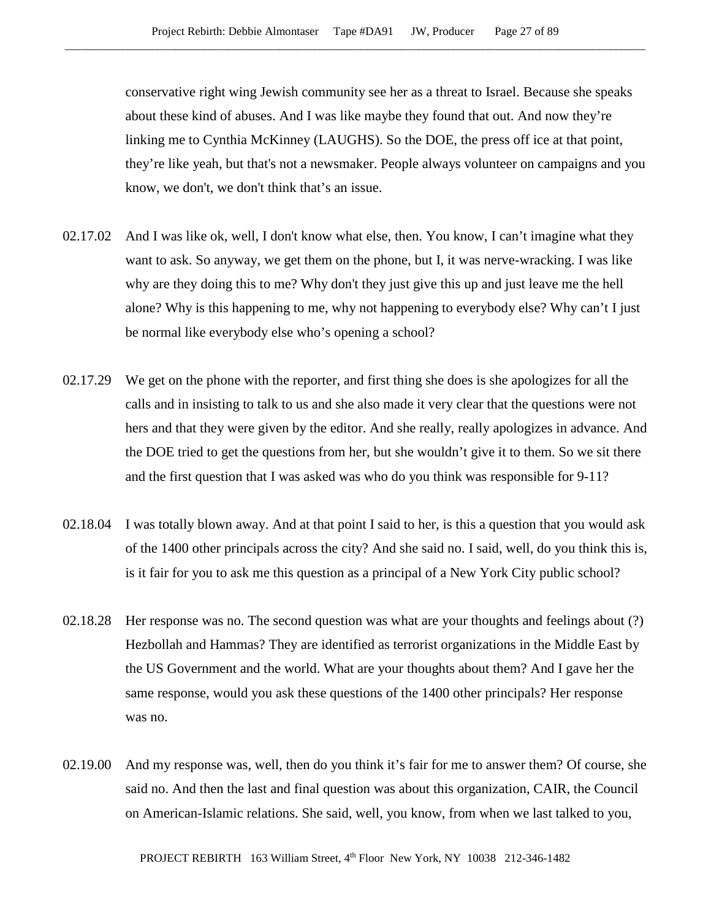conservative right wing Jewish community see her as a threat to Israel. Because she speaks about these kind of abuses. And I was like maybe they found that out. And now they're linking me to Cynthia McKinney (LAUGHS). So the DOE, the press off ice at that point, they're like yeah, but that's not a newsmaker. People always volunteer on campaigns and you know, we don't, we don't think that's an issue.

02.17.02 And I was like ok, well, I don't know what else, then. You know, I can't imagine what they want to ask. So anyway, we get them on the phone, but I, it was nerve-wracking. I was like why are they doing this to me? Why don't they just give this up and just leave me the hell alone? Why is this happening to me, why not happening to everybody else? Why can't I just be normal like everybody else who's opening a school?

02.17.29 We get on the phone with the reporter, and first thing she does is she apologizes for all the calls and in insisting to talk to us and she also made it very clear that the questions were not hers and that they were given by the editor. And she really, really apologizes in advance. And the DOE tried to get the questions from her, but she wouldn't give it to them. So we sit there and the first question that I was asked was who do you think was responsible for 9-11?

02.18.04 I was totally blown away. And at that point I said to her, is this a question that you would ask of the 1400 other principals across the city? And she said no. I said, well, do you think this is, is it fair for you to ask me this question as a principal of a New York City public school?

02.18.28 Her response was no. The second question was what are your thoughts and feelings about (?) Hezbollah and Hammas? They are identified as terrorist organizations in the Middle East by the US Government and the world. What are your thoughts about them? And I gave her the same response, would you ask these questions of the 1400 other principals? Her response was no.

02.19.00 And my response was, well, then do you think it's fair for me to answer them? Of course, she said no. And then the last and final question was about this organization, CAIR, the Council on American-Islamic relations. She said, well, you know, from when we last talked to you,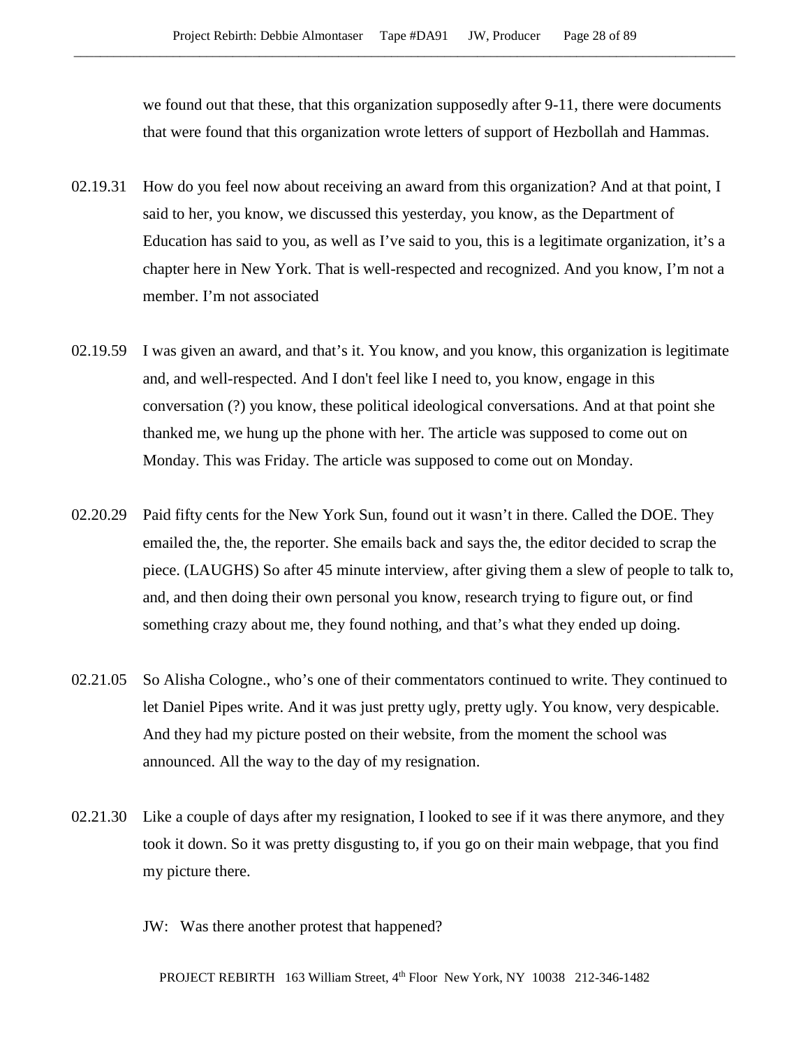we found out that these, that this organization supposedly after 9-11, there were documents that were found that this organization wrote letters of support of Hezbollah and Hammas.

02.19.31 How do you feel now about receiving an award from this organization? And at that point, I said to her, you know, we discussed this yesterday, you know, as the Department of Education has said to you, as well as I've said to you, this is a legitimate organization, it's a chapter here in New York. That is well-respected and recognized. And you know, I'm not a member. I'm not associated

02.19.59 I was given an award, and that's it. You know, and you know, this organization is legitimate and, and well-respected. And I don't feel like I need to, you know, engage in this conversation (?) you know, these political ideological conversations. And at that point she thanked me, we hung up the phone with her. The article was supposed to come out on Monday. This was Friday. The article was supposed to come out on Monday.

02.20.29 Paid fifty cents for the New York Sun, found out it wasn't in there. Called the DOE. They emailed the, the, the reporter. She emails back and says the, the editor decided to scrap the piece. (LAUGHS) So after 45 minute interview, after giving them a slew of people to talk to, and, and then doing their own personal you know, research trying to figure out, or find something crazy about me, they found nothing, and that's what they ended up doing.

02.21.05 So Alisha Cologne., who's one of their commentators continued to write. They continued to let Daniel Pipes write. And it was just pretty ugly, pretty ugly. You know, very despicable. And they had my picture posted on their website, from the moment the school was announced. All the way to the day of my resignation.

02.21.30 Like a couple of days after my resignation, I looked to see if it was there anymore, and they took it down. So it was pretty disgusting to, if you go on their main webpage, that you find my picture there.

JW: Was there another protest that happened?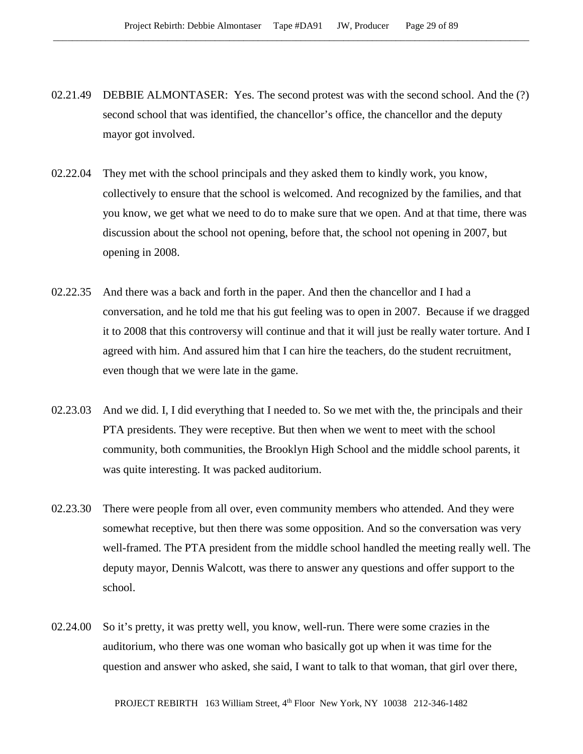02.21.49 DEBBIE ALMONTASER: Yes. The second protest was with the second school. And the (?) second school that was identified, the chancellor's office, the chancellor and the deputy mayor got involved.

02.22.04 They met with the school principals and they asked them to kindly work, you know, collectively to ensure that the school is welcomed. And recognized by the families, and that you know, we get what we need to do to make sure that we open. And at that time, there was discussion about the school not opening, before that, the school not opening in 2007, but opening in 2008.

02.22.35 And there was a back and forth in the paper. And then the chancellor and I had a conversation, and he told me that his gut feeling was to open in 2007. Because if we dragged it to 2008 that this controversy will continue and that it will just be really water torture. And I agreed with him. And assured him that I can hire the teachers, do the student recruitment, even though that we were late in the game.

02.23.03 And we did. I, I did everything that I needed to. So we met with the, the principals and their PTA presidents. They were receptive. But then when we went to meet with the school community, both communities, the Brooklyn High School and the middle school parents, it was quite interesting. It was packed auditorium.

02.23.30 There were people from all over, even community members who attended. And they were somewhat receptive, but then there was some opposition. And so the conversation was very well-framed. The PTA president from the middle school handled the meeting really well. The deputy mayor, Dennis Walcott, was there to answer any questions and offer support to the school.

02.24.00 So it's pretty, it was pretty well, you know, well-run. There were some crazies in the auditorium, who there was one woman who basically got up when it was time for the question and answer who asked, she said, I want to talk to that woman, that girl over there,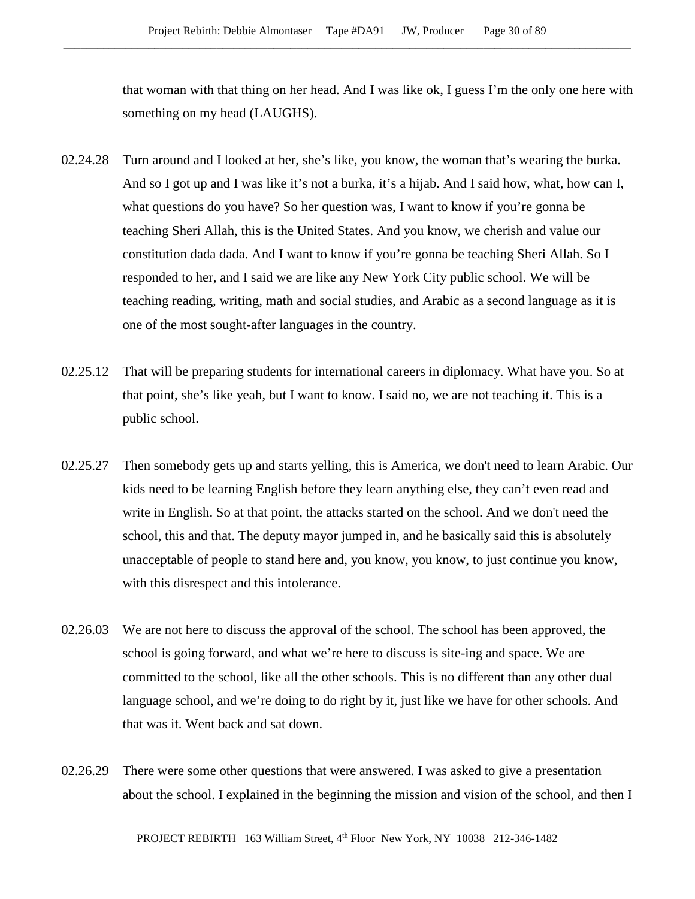that woman with that thing on her head. And I was like ok, I guess I'm the only one here with something on my head (LAUGHS).

02.24.28 Turn around and I looked at her, she's like, you know, the woman that's wearing the burka. And so I got up and I was like it's not a burka, it's a hijab. And I said how, what, how can I, what questions do you have? So her question was, I want to know if you're gonna be teaching Sheri Allah, this is the United States. And you know, we cherish and value our constitution dada dada. And I want to know if you're gonna be teaching Sheri Allah. So I responded to her, and I said we are like any New York City public school. We will be teaching reading, writing, math and social studies, and Arabic as a second language as it is one of the most sought-after languages in the country.

02.25.12 That will be preparing students for international careers in diplomacy. What have you. So at that point, she's like yeah, but I want to know. I said no, we are not teaching it. This is a public school.

02.25.27 Then somebody gets up and starts yelling, this is America, we don't need to learn Arabic. Our kids need to be learning English before they learn anything else, they can't even read and write in English. So at that point, the attacks started on the school. And we don't need the school, this and that. The deputy mayor jumped in, and he basically said this is absolutely unacceptable of people to stand here and, you know, you know, to just continue you know, with this disrespect and this intolerance.

02.26.03 We are not here to discuss the approval of the school. The school has been approved, the school is going forward, and what we're here to discuss is site-ing and space. We are committed to the school, like all the other schools. This is no different than any other dual language school, and we're doing to do right by it, just like we have for other schools. And that was it. Went back and sat down.

02.26.29 There were some other questions that were answered. I was asked to give a presentation about the school. I explained in the beginning the mission and vision of the school, and then I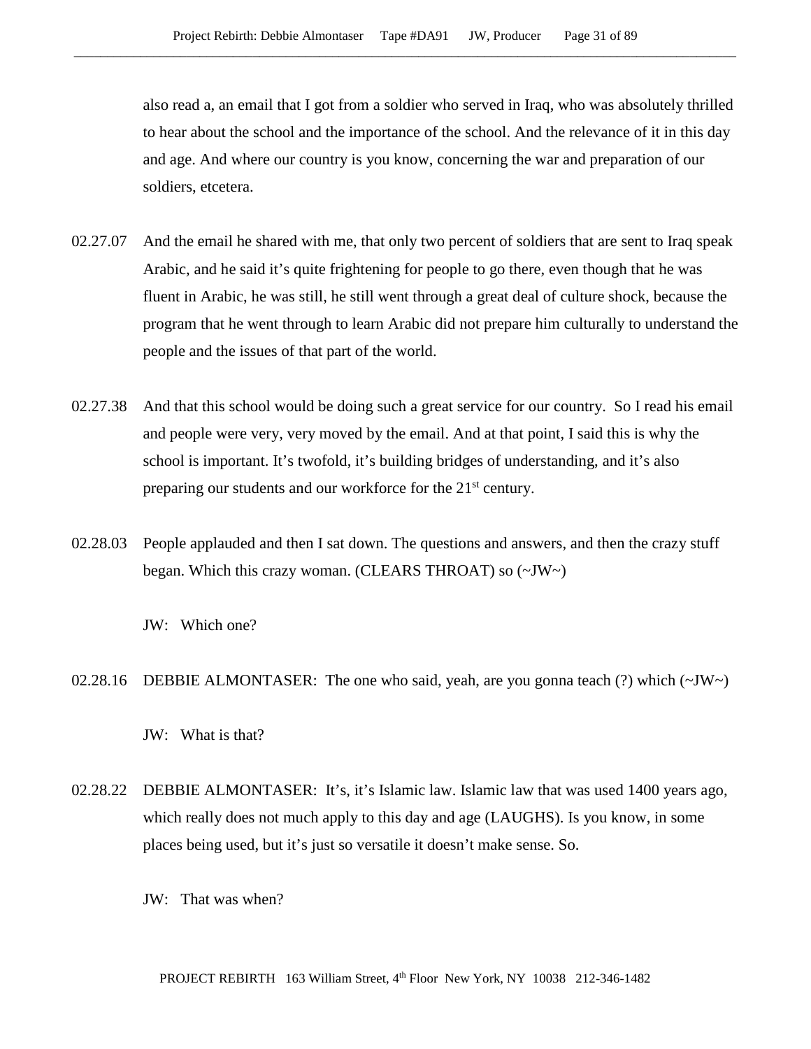also read a, an email that I got from a soldier who served in Iraq, who was absolutely thrilled to hear about the school and the importance of the school. And the relevance of it in this day and age. And where our country is you know, concerning the war and preparation of our soldiers, etcetera.

02.27.07 And the email he shared with me, that only two percent of soldiers that are sent to Iraq speak Arabic, and he said it's quite frightening for people to go there, even though that he was fluent in Arabic, he was still, he still went through a great deal of culture shock, because the program that he went through to learn Arabic did not prepare him culturally to understand the people and the issues of that part of the world.

02.27.38 And that this school would be doing such a great service for our country. So I read his email and people were very, very moved by the email. And at that point, I said this is why the school is important. It's twofold, it's building bridges of understanding, and it's also preparing our students and our workforce for the 21st century.

02.28.03 People applauded and then I sat down. The questions and answers, and then the crazy stuff began. Which this crazy woman. (CLEARS THROAT) so (~JW~)

JW: Which one?

02.28.16 DEBBIE ALMONTASER: The one who said, yeah, are you gonna teach (?) which (~JW~)

JW: What is that?

02.28.22 DEBBIE ALMONTASER: It's, it's Islamic law. Islamic law that was used 1400 years ago, which really does not much apply to this day and age (LAUGHS). Is you know, in some places being used, but it's just so versatile it doesn't make sense. So.

JW: That was when?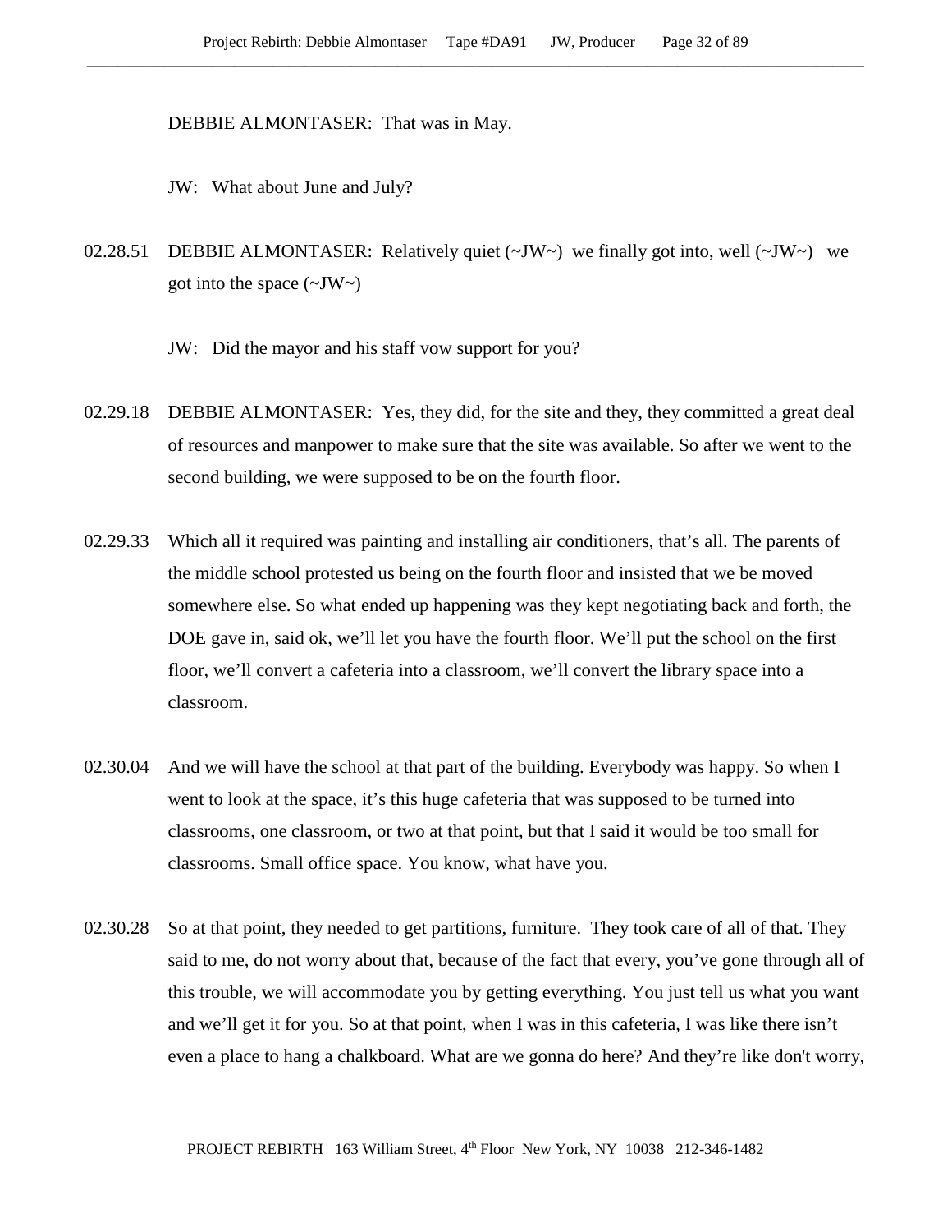DEBBIE ALMONTASER: That was in May.

JW: What about June and July?

02.28.51 DEBBIE ALMONTASER: Relatively quiet (~JW~) we finally got into, well (~JW~) we got into the space (~JW~)

JW: Did the mayor and his staff vow support for you?

02.29.18 DEBBIE ALMONTASER: Yes, they did, for the site and they, they committed a great deal of resources and manpower to make sure that the site was available. So after we went to the second building, we were supposed to be on the fourth floor.

02.29.33 Which all it required was painting and installing air conditioners, that's all. The parents of the middle school protested us being on the fourth floor and insisted that we be moved somewhere else. So what ended up happening was they kept negotiating back and forth, the DOE gave in, said ok, we'll let you have the fourth floor. We'll put the school on the first floor, we'll convert a cafeteria into a classroom, we'll convert the library space into a classroom.

02.30.04 And we will have the school at that part of the building. Everybody was happy. So when I went to look at the space, it's this huge cafeteria that was supposed to be turned into classrooms, one classroom, or two at that point, but that I said it would be too small for classrooms. Small office space. You know, what have you.

02.30.28 So at that point, they needed to get partitions, furniture. They took care of all of that. They said to me, do not worry about that, because of the fact that every, you've gone through all of this trouble, we will accommodate you by getting everything. You just tell us what you want and we'll get it for you. So at that point, when I was in this cafeteria, I was like there isn't even a place to hang a chalkboard. What are we gonna do here? And they're like don't worry,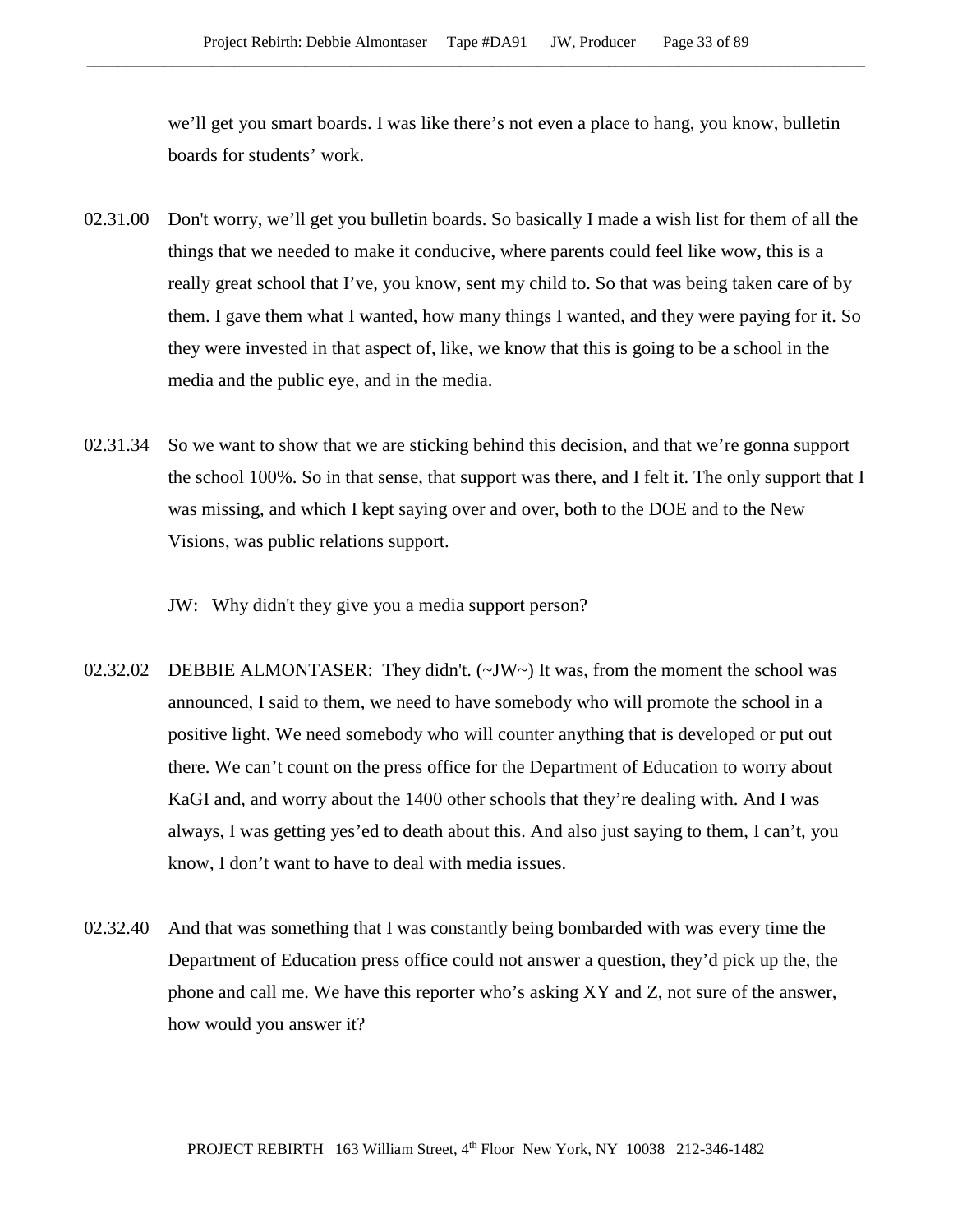we'll get you smart boards. I was like there's not even a place to hang, you know, bulletin boards for students' work.

02.31.00 Don't worry, we'll get you bulletin boards. So basically I made a wish list for them of all the things that we needed to make it conducive, where parents could feel like wow, this is a really great school that I've, you know, sent my child to. So that was being taken care of by them. I gave them what I wanted, how many things I wanted, and they were paying for it. So they were invested in that aspect of, like, we know that this is going to be a school in the media and the public eye, and in the media.

02.31.34 So we want to show that we are sticking behind this decision, and that we're gonna support the school 100%. So in that sense, that support was there, and I felt it. The only support that I was missing, and which I kept saying over and over, both to the DOE and to the New Visions, was public relations support.

JW: Why didn't they give you a media support person?

02.32.02 DEBBIE ALMONTASER: They didn't. (~JW~) It was, from the moment the school was announced, I said to them, we need to have somebody who will promote the school in a positive light. We need somebody who will counter anything that is developed or put out there. We can't count on the press office for the Department of Education to worry about KaGI and, and worry about the 1400 other schools that they're dealing with. And I was always, I was getting yes'ed to death about this. And also just saying to them, I can't, you know, I don't want to have to deal with media issues.

02.32.40 And that was something that I was constantly being bombarded with was every time the Department of Education press office could not answer a question, they'd pick up the, the phone and call me. We have this reporter who's asking XY and Z, not sure of the answer, how would you answer it?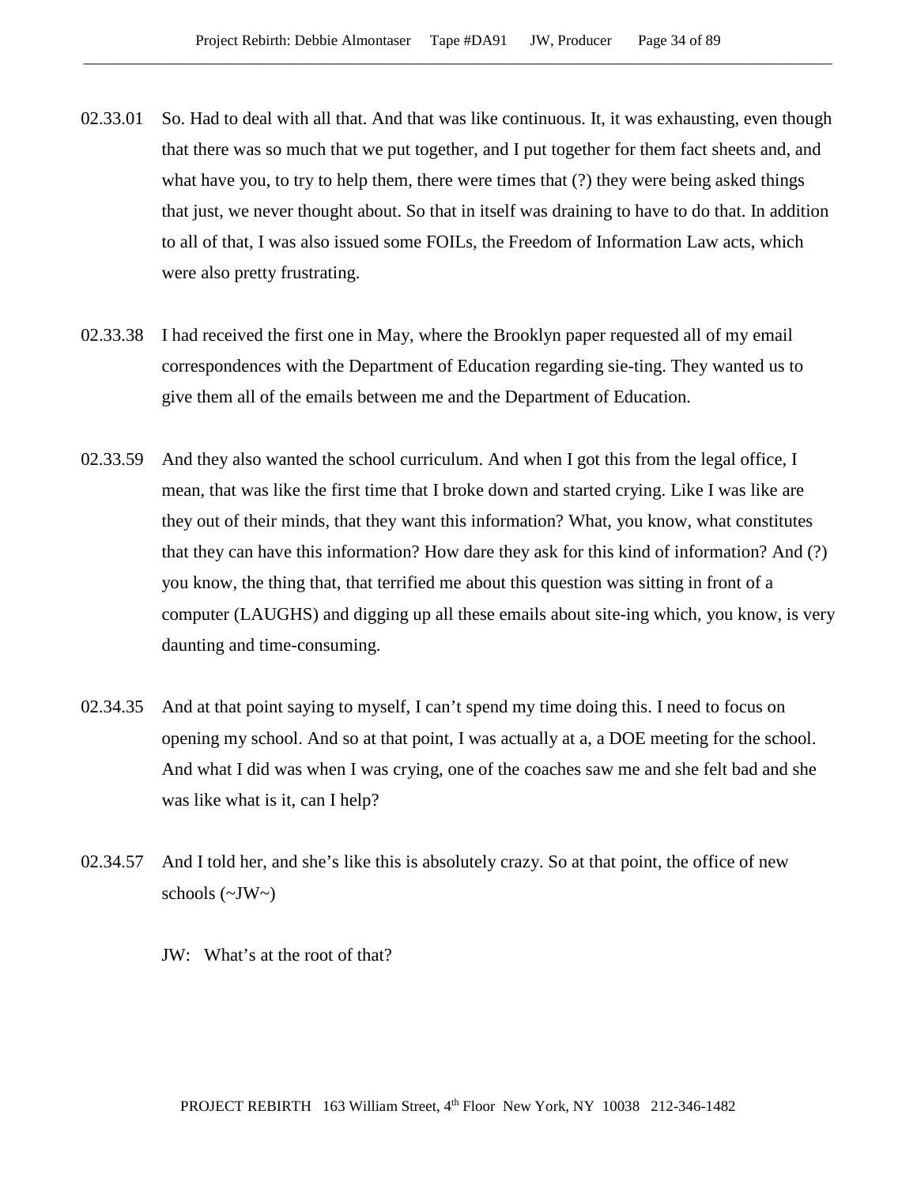02.33.01 So. Had to deal with all that. And that was like continuous. It, it was exhausting, even though that there was so much that we put together, and I put together for them fact sheets and, and what have you, to try to help them, there were times that (?) they were being asked things that just, we never thought about. So that in itself was draining to have to do that. In addition to all of that, I was also issued some FOILs, the Freedom of Information Law acts, which were also pretty frustrating.

02.33.38 I had received the first one in May, where the Brooklyn paper requested all of my email correspondences with the Department of Education regarding sie-ting. They wanted us to give them all of the emails between me and the Department of Education.

02.33.59 And they also wanted the school curriculum. And when I got this from the legal office, I mean, that was like the first time that I broke down and started crying. Like I was like are they out of their minds, that they want this information? What, you know, what constitutes that they can have this information? How dare they ask for this kind of information? And (?) you know, the thing that, that terrified me about this question was sitting in front of a computer (LAUGHS) and digging up all these emails about site-ing which, you know, is very daunting and time-consuming.

02.34.35 And at that point saying to myself, I can't spend my time doing this. I need to focus on opening my school. And so at that point, I was actually at a, a DOE meeting for the school. And what I did was when I was crying, one of the coaches saw me and she felt bad and she was like what is it, can I help?

02.34.57 And I told her, and she's like this is absolutely crazy. So at that point, the office of new schools (~JW~)

JW: What's at the root of that?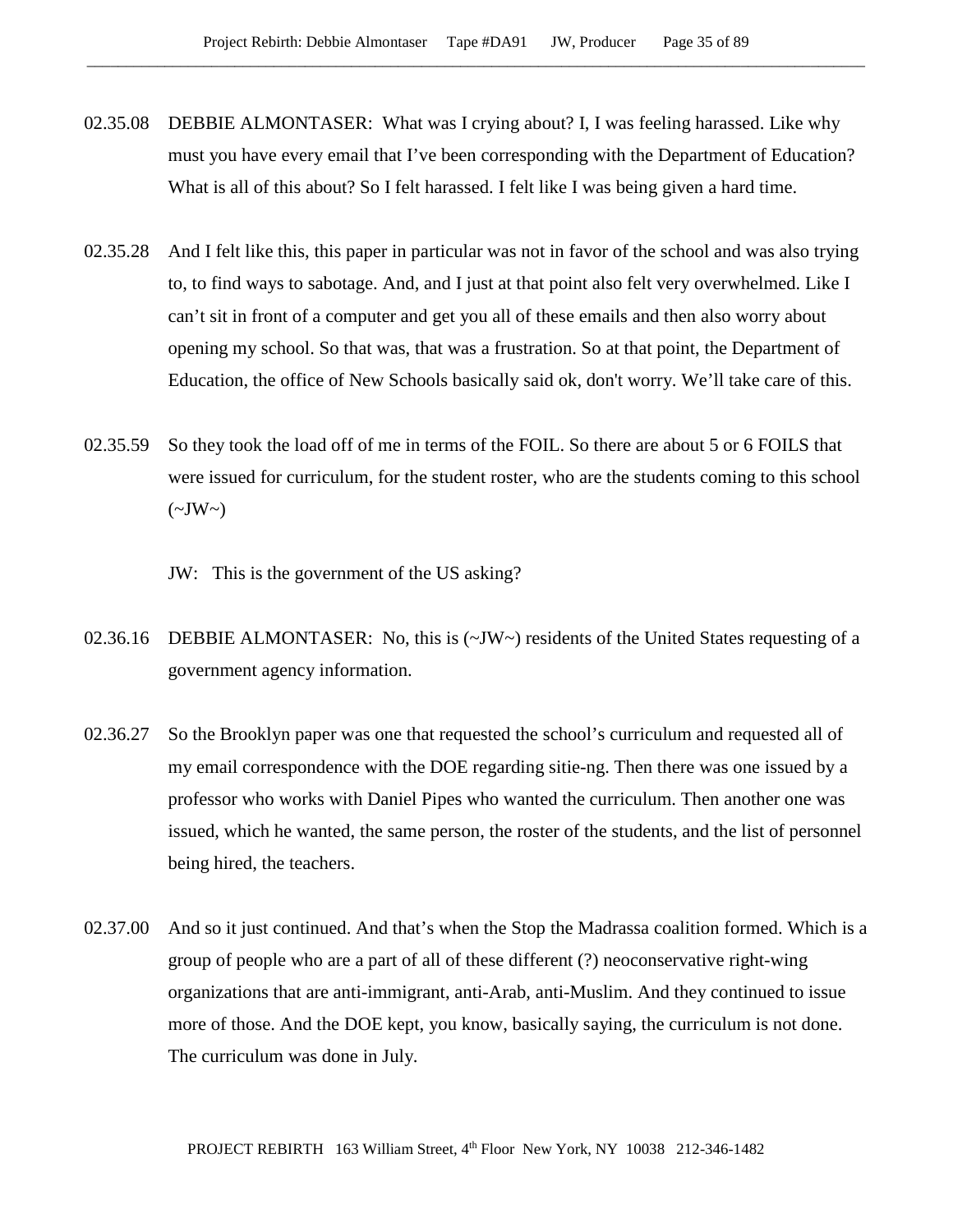02.35.08 DEBBIE ALMONTASER: What was I crying about? I, I was feeling harassed. Like why must you have every email that I've been corresponding with the Department of Education? What is all of this about? So I felt harassed. I felt like I was being given a hard time.

02.35.28 And I felt like this, this paper in particular was not in favor of the school and was also trying to, to find ways to sabotage. And, and I just at that point also felt very overwhelmed. Like I can't sit in front of a computer and get you all of these emails and then also worry about opening my school. So that was, that was a frustration. So at that point, the Department of Education, the office of New Schools basically said ok, don't worry. We'll take care of this.

02.35.59 So they took the load off of me in terms of the FOIL. So there are about 5 or 6 FOILS that were issued for curriculum, for the student roster, who are the students coming to this school (~JW~)

JW: This is the government of the US asking?

02.36.16 DEBBIE ALMONTASER: No, this is (~JW~) residents of the United States requesting of a government agency information.

02.36.27 So the Brooklyn paper was one that requested the school's curriculum and requested all of my email correspondence with the DOE regarding sitie-ng. Then there was one issued by a professor who works with Daniel Pipes who wanted the curriculum. Then another one was issued, which he wanted, the same person, the roster of the students, and the list of personnel being hired, the teachers.

02.37.00 And so it just continued. And that's when the Stop the Madrassa coalition formed. Which is a group of people who are a part of all of these different (?) neoconservative right-wing organizations that are anti-immigrant, anti-Arab, anti-Muslim. And they continued to issue more of those. And the DOE kept, you know, basically saying, the curriculum is not done. The curriculum was done in July.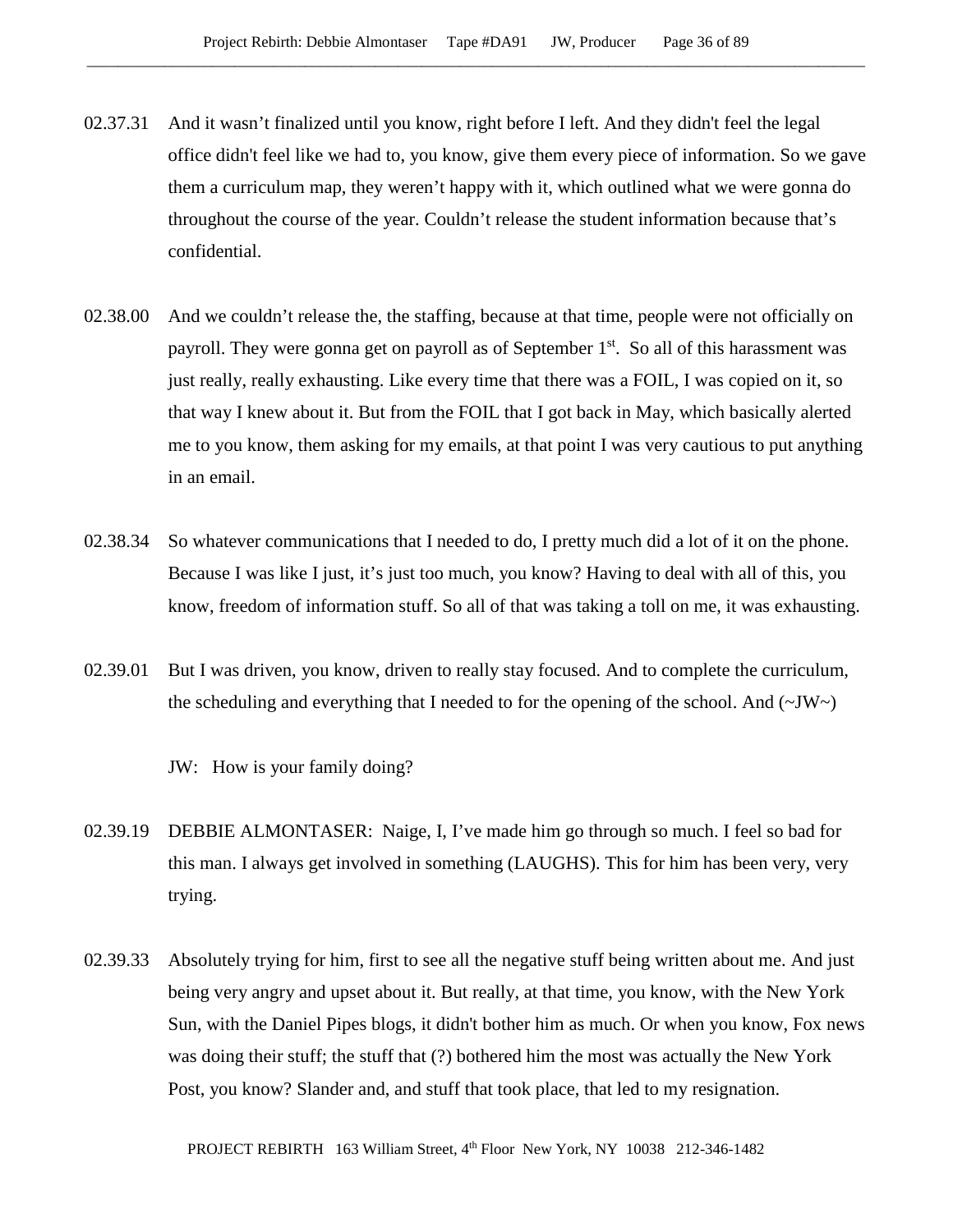02.37.31 And it wasn't finalized until you know, right before I left. And they didn't feel the legal office didn't feel like we had to, you know, give them every piece of information. So we gave them a curriculum map, they weren't happy with it, which outlined what we were gonna do throughout the course of the year. Couldn't release the student information because that's confidential.

02.38.00 And we couldn't release the, the staffing, because at that time, people were not officially on payroll. They were gonna get on payroll as of September 1st. So all of this harassment was just really, really exhausting. Like every time that there was a FOIL, I was copied on it, so that way I knew about it. But from the FOIL that I got back in May, which basically alerted me to you know, them asking for my emails, at that point I was very cautious to put anything in an email.

02.38.34 So whatever communications that I needed to do, I pretty much did a lot of it on the phone. Because I was like I just, it's just too much, you know? Having to deal with all of this, you know, freedom of information stuff. So all of that was taking a toll on me, it was exhausting.

02.39.01 But I was driven, you know, driven to really stay focused. And to complete the curriculum, the scheduling and everything that I needed to for the opening of the school. And (~JW~)

JW: How is your family doing?

02.39.19 DEBBIE ALMONTASER: Naige, I, I've made him go through so much. I feel so bad for this man. I always get involved in something (LAUGHS). This for him has been very, very trying.

02.39.33 Absolutely trying for him, first to see all the negative stuff being written about me. And just being very angry and upset about it. But really, at that time, you know, with the New York Sun, with the Daniel Pipes blogs, it didn't bother him as much. Or when you know, Fox news was doing their stuff; the stuff that (?) bothered him the most was actually the New York Post, you know? Slander and, and stuff that took place, that led to my resignation.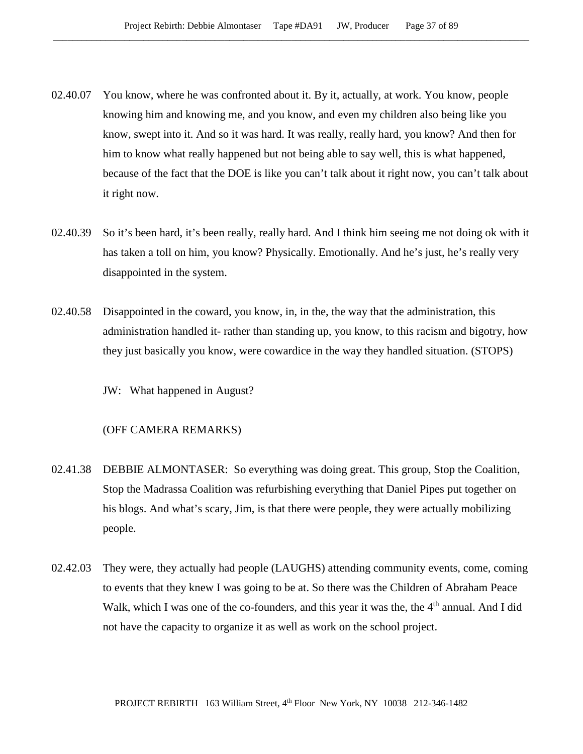02.40.07 You know, where he was confronted about it. By it, actually, at work. You know, people knowing him and knowing me, and you know, and even my children also being like you know, swept into it. And so it was hard. It was really, really hard, you know? And then for him to know what really happened but not being able to say well, this is what happened, because of the fact that the DOE is like you can't talk about it right now, you can't talk about it right now.

02.40.39 So it's been hard, it's been really, really hard. And I think him seeing me not doing ok with it has taken a toll on him, you know? Physically. Emotionally. And he's just, he's really very disappointed in the system.

02.40.58 Disappointed in the coward, you know, in, in the, the way that the administration, this administration handled it- rather than standing up, you know, to this racism and bigotry, how they just basically you know, were cowardice in the way they handled situation. (STOPS)

JW: What happened in August?

(OFF CAMERA REMARKS)

02.41.38 DEBBIE ALMONTASER: So everything was doing great. This group, Stop the Coalition, Stop the Madrassa Coalition was refurbishing everything that Daniel Pipes put together on his blogs. And what's scary, Jim, is that there were people, they were actually mobilizing people.

02.42.03 They were, they actually had people (LAUGHS) attending community events, come, coming to events that they knew I was going to be at. So there was the Children of Abraham Peace Walk, which I was one of the co-founders, and this year it was the, the 4th annual. And I did not have the capacity to organize it as well as work on the school project.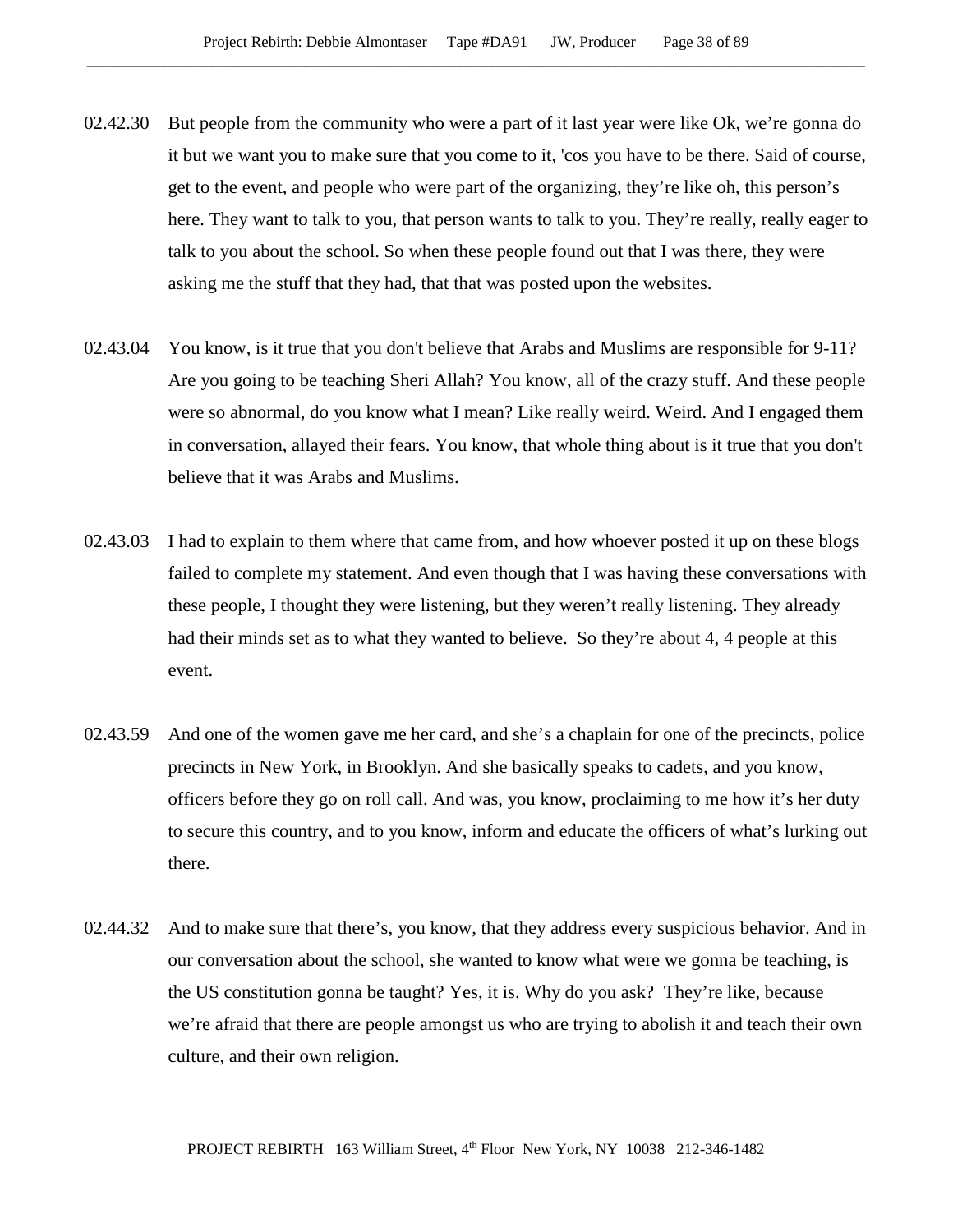02.42.30 But people from the community who were a part of it last year were like Ok, we're gonna do it but we want you to make sure that you come to it, 'cos you have to be there. Said of course, get to the event, and people who were part of the organizing, they're like oh, this person's here. They want to talk to you, that person wants to talk to you. They're really, really eager to talk to you about the school. So when these people found out that I was there, they were asking me the stuff that they had, that that was posted upon the websites.

02.43.04 You know, is it true that you don't believe that Arabs and Muslims are responsible for 9-11? Are you going to be teaching Sheri Allah? You know, all of the crazy stuff. And these people were so abnormal, do you know what I mean? Like really weird. Weird. And I engaged them in conversation, allayed their fears. You know, that whole thing about is it true that you don't believe that it was Arabs and Muslims.

02.43.03 I had to explain to them where that came from, and how whoever posted it up on these blogs failed to complete my statement. And even though that I was having these conversations with these people, I thought they were listening, but they weren't really listening. They already had their minds set as to what they wanted to believe. So they're about 4, 4 people at this event.

02.43.59 And one of the women gave me her card, and she's a chaplain for one of the precincts, police precincts in New York, in Brooklyn. And she basically speaks to cadets, and you know, officers before they go on roll call. And was, you know, proclaiming to me how it's her duty to secure this country, and to you know, inform and educate the officers of what's lurking out there.

02.44.32 And to make sure that there's, you know, that they address every suspicious behavior. And in our conversation about the school, she wanted to know what were we gonna be teaching, is the US constitution gonna be taught? Yes, it is. Why do you ask? They're like, because we're afraid that there are people amongst us who are trying to abolish it and teach their own culture, and their own religion.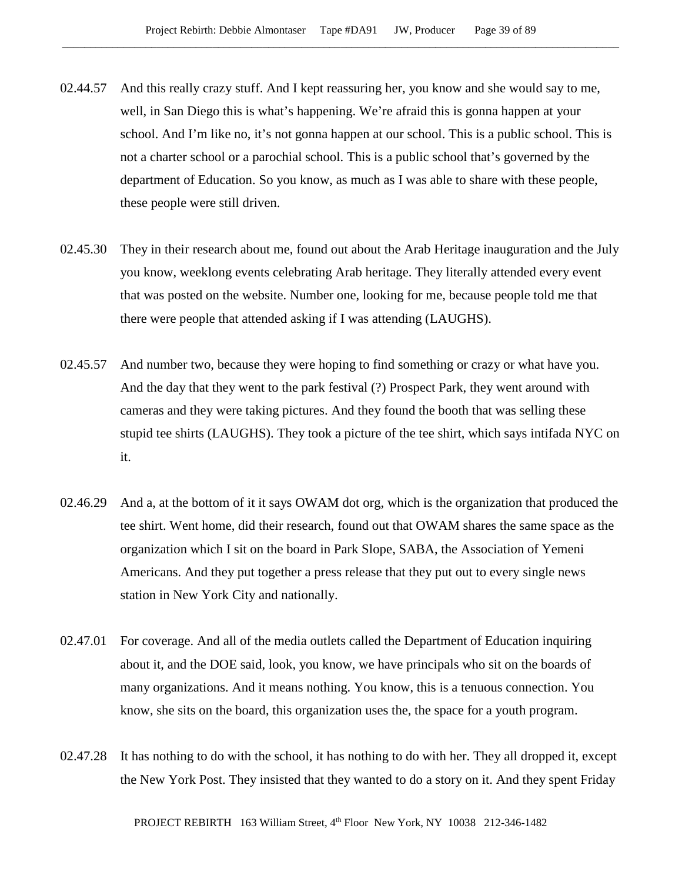02.44.57 And this really crazy stuff. And I kept reassuring her, you know and she would say to me, well, in San Diego this is what's happening. We're afraid this is gonna happen at your school. And I'm like no, it's not gonna happen at our school. This is a public school. This is not a charter school or a parochial school. This is a public school that's governed by the department of Education. So you know, as much as I was able to share with these people, these people were still driven.

02.45.30 They in their research about me, found out about the Arab Heritage inauguration and the July you know, weeklong events celebrating Arab heritage. They literally attended every event that was posted on the website. Number one, looking for me, because people told me that there were people that attended asking if I was attending (LAUGHS).

02.45.57 And number two, because they were hoping to find something or crazy or what have you. And the day that they went to the park festival (?) Prospect Park, they went around with cameras and they were taking pictures. And they found the booth that was selling these stupid tee shirts (LAUGHS). They took a picture of the tee shirt, which says intifada NYC on it.

02.46.29 And a, at the bottom of it it says OWAM dot org, which is the organization that produced the tee shirt. Went home, did their research, found out that OWAM shares the same space as the organization which I sit on the board in Park Slope, SABA, the Association of Yemeni Americans. And they put together a press release that they put out to every single news station in New York City and nationally.

02.47.01 For coverage. And all of the media outlets called the Department of Education inquiring about it, and the DOE said, look, you know, we have principals who sit on the boards of many organizations. And it means nothing. You know, this is a tenuous connection. You know, she sits on the board, this organization uses the, the space for a youth program.

02.47.28 It has nothing to do with the school, it has nothing to do with her. They all dropped it, except the New York Post. They insisted that they wanted to do a story on it. And they spent Friday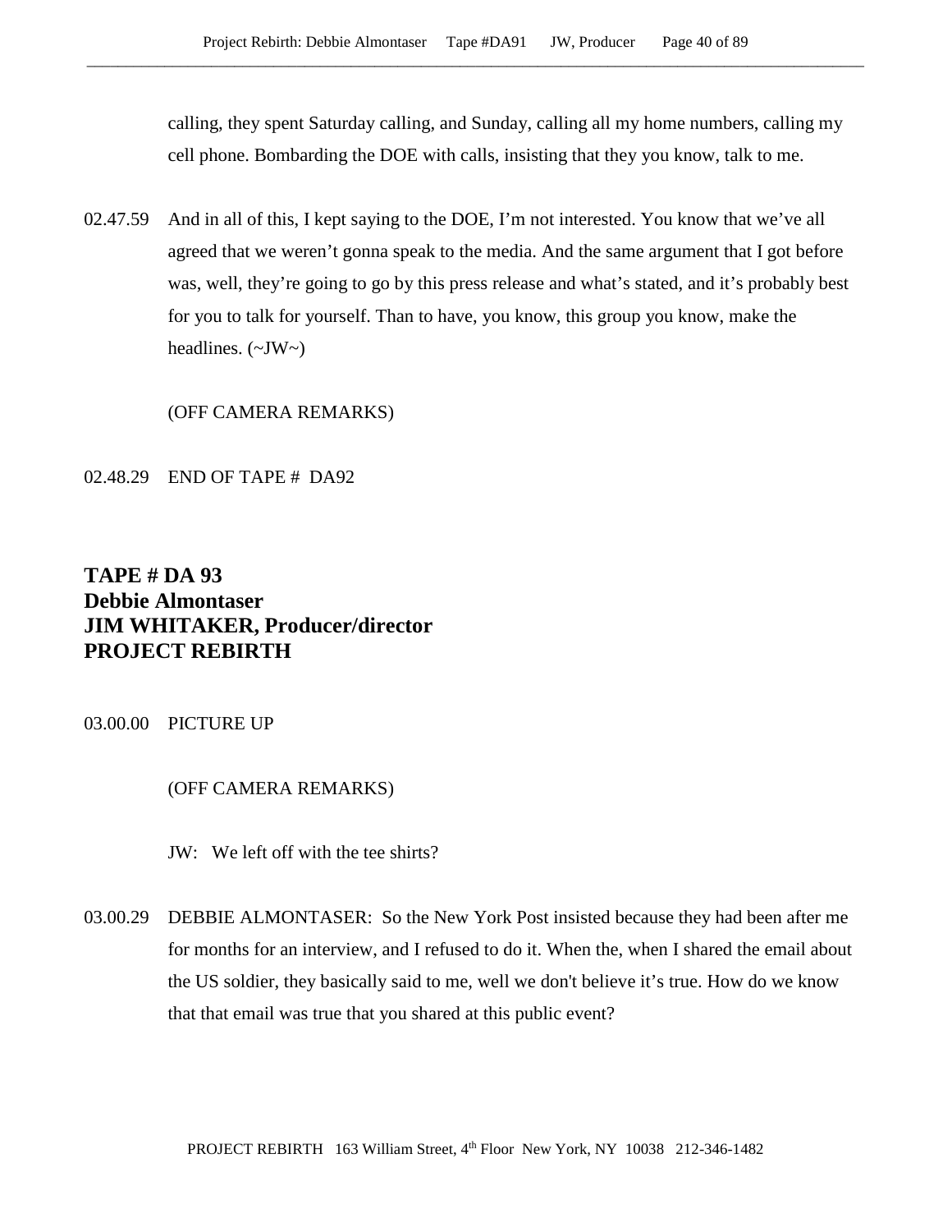calling, they spent Saturday calling, and Sunday, calling all my home numbers, calling my cell phone. Bombarding the DOE with calls, insisting that they you know, talk to me.

02.47.59 And in all of this, I kept saying to the DOE, I'm not interested. You know that we've all agreed that we weren't gonna speak to the media. And the same argument that I got before was, well, they're going to go by this press release and what's stated, and it's probably best for you to talk for yourself. Than to have, you know, this group you know, make the headlines. (~JW~)

(OFF CAMERA REMARKS)

02.48.29 END OF TAPE # DA92

**TAPE # DA 93**
**Debbie Almontaser**
**JIM WHITAKER, Producer/director**
**PROJECT REBIRTH**

03.00.00 PICTURE UP

(OFF CAMERA REMARKS)

JW: We left off with the tee shirts?

03.00.29 DEBBIE ALMONTASER: So the New York Post insisted because they had been after me for months for an interview, and I refused to do it. When the, when I shared the email about the US soldier, they basically said to me, well we don't believe it's true. How do we know that that email was true that you shared at this public event?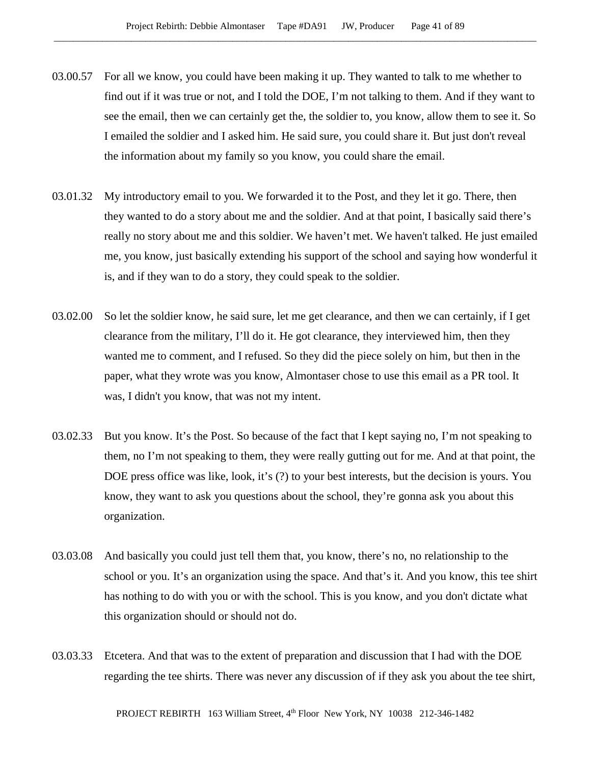03.00.57 For all we know, you could have been making it up. They wanted to talk to me whether to find out if it was true or not, and I told the DOE, I'm not talking to them. And if they want to see the email, then we can certainly get the, the soldier to, you know, allow them to see it. So I emailed the soldier and I asked him. He said sure, you could share it. But just don't reveal the information about my family so you know, you could share the email.

03.01.32 My introductory email to you. We forwarded it to the Post, and they let it go. There, then they wanted to do a story about me and the soldier. And at that point, I basically said there's really no story about me and this soldier. We haven't met. We haven't talked. He just emailed me, you know, just basically extending his support of the school and saying how wonderful it is, and if they wan to do a story, they could speak to the soldier.

03.02.00 So let the soldier know, he said sure, let me get clearance, and then we can certainly, if I get clearance from the military, I'll do it. He got clearance, they interviewed him, then they wanted me to comment, and I refused. So they did the piece solely on him, but then in the paper, what they wrote was you know, Almontaser chose to use this email as a PR tool. It was, I didn't you know, that was not my intent.

03.02.33 But you know. It's the Post. So because of the fact that I kept saying no, I'm not speaking to them, no I'm not speaking to them, they were really gutting out for me. And at that point, the DOE press office was like, look, it's (?) to your best interests, but the decision is yours. You know, they want to ask you questions about the school, they're gonna ask you about this organization.

03.03.08 And basically you could just tell them that, you know, there's no, no relationship to the school or you. It's an organization using the space. And that's it. And you know, this tee shirt has nothing to do with you or with the school. This is you know, and you don't dictate what this organization should or should not do.

03.03.33 Etcetera. And that was to the extent of preparation and discussion that I had with the DOE regarding the tee shirts. There was never any discussion of if they ask you about the tee shirt,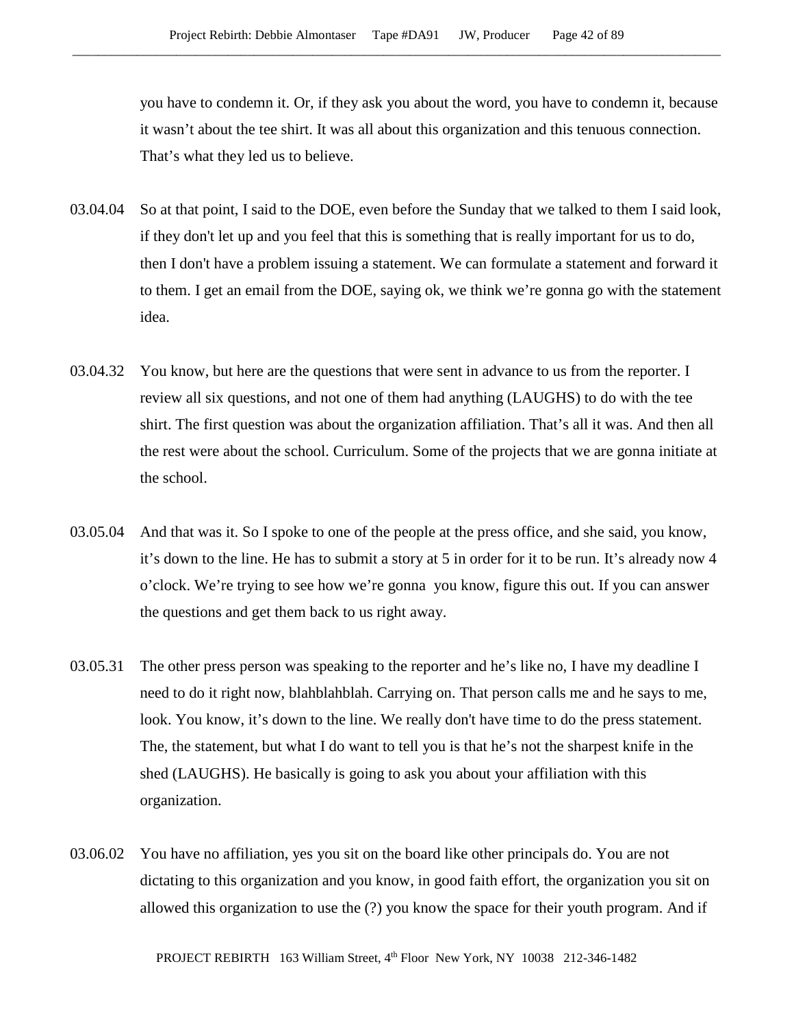you have to condemn it. Or, if they ask you about the word, you have to condemn it, because it wasn't about the tee shirt. It was all about this organization and this tenuous connection. That's what they led us to believe.

03.04.04 So at that point, I said to the DOE, even before the Sunday that we talked to them I said look, if they don't let up and you feel that this is something that is really important for us to do, then I don't have a problem issuing a statement. We can formulate a statement and forward it to them. I get an email from the DOE, saying ok, we think we're gonna go with the statement idea.

03.04.32 You know, but here are the questions that were sent in advance to us from the reporter. I review all six questions, and not one of them had anything (LAUGHS) to do with the tee shirt. The first question was about the organization affiliation. That's all it was. And then all the rest were about the school. Curriculum. Some of the projects that we are gonna initiate at the school.

03.05.04 And that was it. So I spoke to one of the people at the press office, and she said, you know, it's down to the line. He has to submit a story at 5 in order for it to be run. It's already now 4 o'clock. We're trying to see how we're gonna you know, figure this out. If you can answer the questions and get them back to us right away.

03.05.31 The other press person was speaking to the reporter and he's like no, I have my deadline I need to do it right now, blahblahblah. Carrying on. That person calls me and he says to me, look. You know, it's down to the line. We really don't have time to do the press statement. The, the statement, but what I do want to tell you is that he's not the sharpest knife in the shed (LAUGHS). He basically is going to ask you about your affiliation with this organization.

03.06.02 You have no affiliation, yes you sit on the board like other principals do. You are not dictating to this organization and you know, in good faith effort, the organization you sit on allowed this organization to use the (?) you know the space for their youth program. And if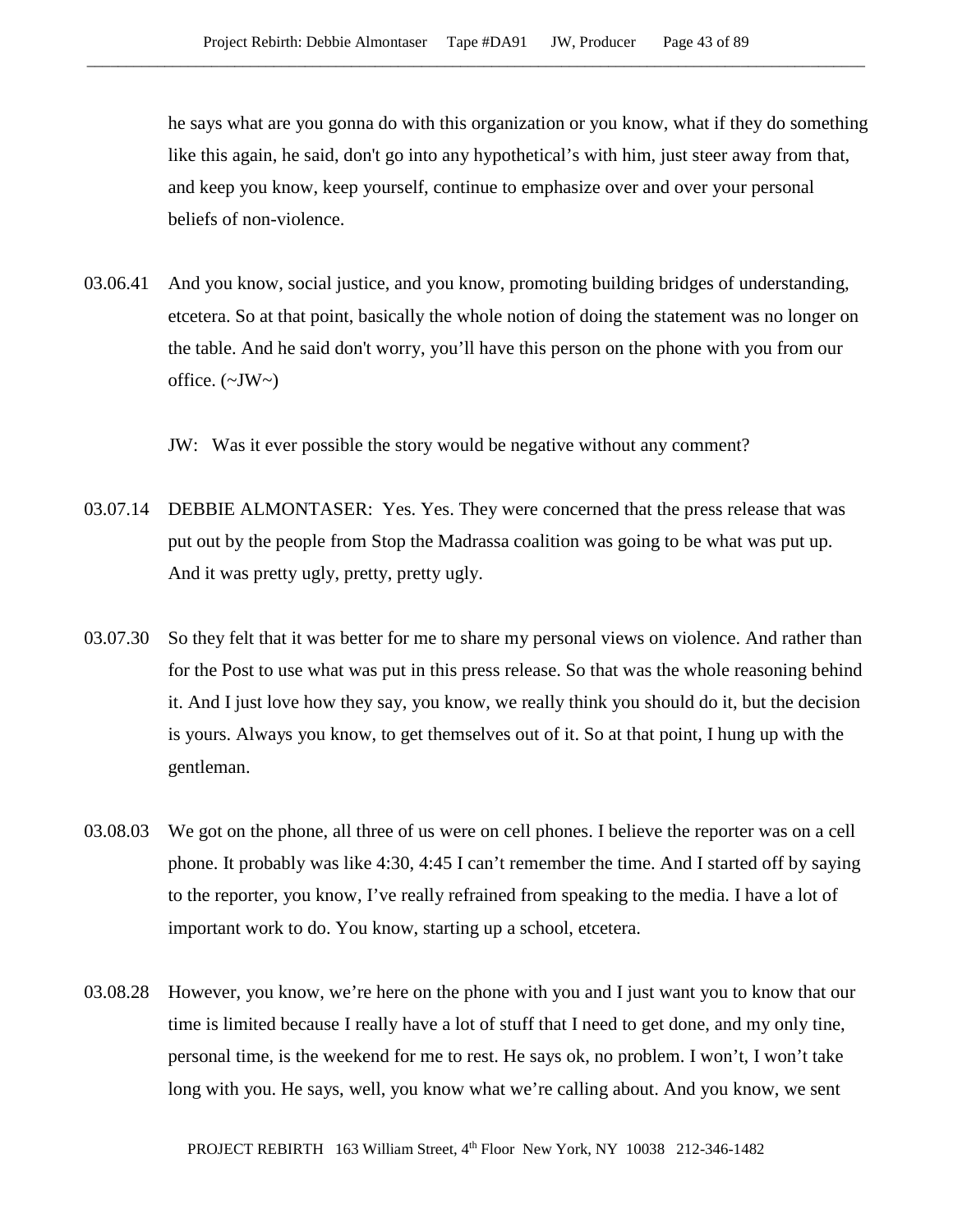he says what are you gonna do with this organization or you know, what if they do something like this again, he said, don't go into any hypothetical's with him, just steer away from that, and keep you know, keep yourself, continue to emphasize over and over your personal beliefs of non-violence.

03.06.41 And you know, social justice, and you know, promoting building bridges of understanding, etcetera. So at that point, basically the whole notion of doing the statement was no longer on the table. And he said don't worry, you'll have this person on the phone with you from our office. (~JW~)

JW: Was it ever possible the story would be negative without any comment?

03.07.14 DEBBIE ALMONTASER: Yes. Yes. They were concerned that the press release that was put out by the people from Stop the Madrassa coalition was going to be what was put up. And it was pretty ugly, pretty, pretty ugly.

03.07.30 So they felt that it was better for me to share my personal views on violence. And rather than for the Post to use what was put in this press release. So that was the whole reasoning behind it. And I just love how they say, you know, we really think you should do it, but the decision is yours. Always you know, to get themselves out of it. So at that point, I hung up with the gentleman.

03.08.03 We got on the phone, all three of us were on cell phones. I believe the reporter was on a cell phone. It probably was like 4:30, 4:45 I can't remember the time. And I started off by saying to the reporter, you know, I've really refrained from speaking to the media. I have a lot of important work to do. You know, starting up a school, etcetera.

03.08.28 However, you know, we're here on the phone with you and I just want you to know that our time is limited because I really have a lot of stuff that I need to get done, and my only tine, personal time, is the weekend for me to rest. He says ok, no problem. I won't, I won't take long with you. He says, well, you know what we're calling about. And you know, we sent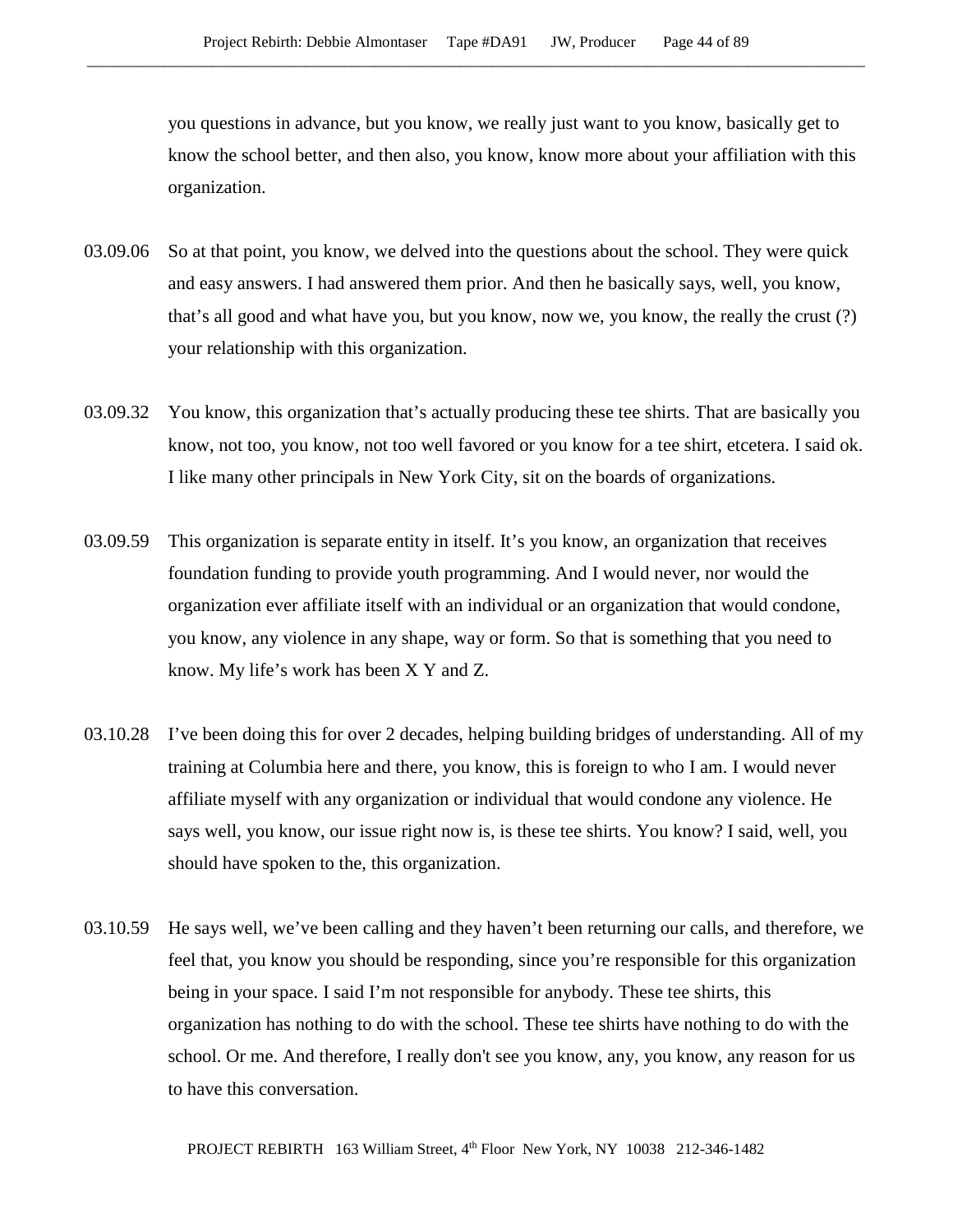you questions in advance, but you know, we really just want to you know, basically get to know the school better, and then also, you know, know more about your affiliation with this organization.

03.09.06 So at that point, you know, we delved into the questions about the school. They were quick and easy answers. I had answered them prior. And then he basically says, well, you know, that's all good and what have you, but you know, now we, you know, the really the crust (?) your relationship with this organization.

03.09.32 You know, this organization that's actually producing these tee shirts. That are basically you know, not too, you know, not too well favored or you know for a tee shirt, etcetera. I said ok. I like many other principals in New York City, sit on the boards of organizations.

03.09.59 This organization is separate entity in itself. It's you know, an organization that receives foundation funding to provide youth programming. And I would never, nor would the organization ever affiliate itself with an individual or an organization that would condone, you know, any violence in any shape, way or form. So that is something that you need to know. My life's work has been X Y and Z.

03.10.28 I've been doing this for over 2 decades, helping building bridges of understanding. All of my training at Columbia here and there, you know, this is foreign to who I am. I would never affiliate myself with any organization or individual that would condone any violence. He says well, you know, our issue right now is, is these tee shirts. You know? I said, well, you should have spoken to the, this organization.

03.10.59 He says well, we've been calling and they haven't been returning our calls, and therefore, we feel that, you know you should be responding, since you're responsible for this organization being in your space. I said I'm not responsible for anybody. These tee shirts, this organization has nothing to do with the school. These tee shirts have nothing to do with the school. Or me. And therefore, I really don't see you know, any, you know, any reason for us to have this conversation.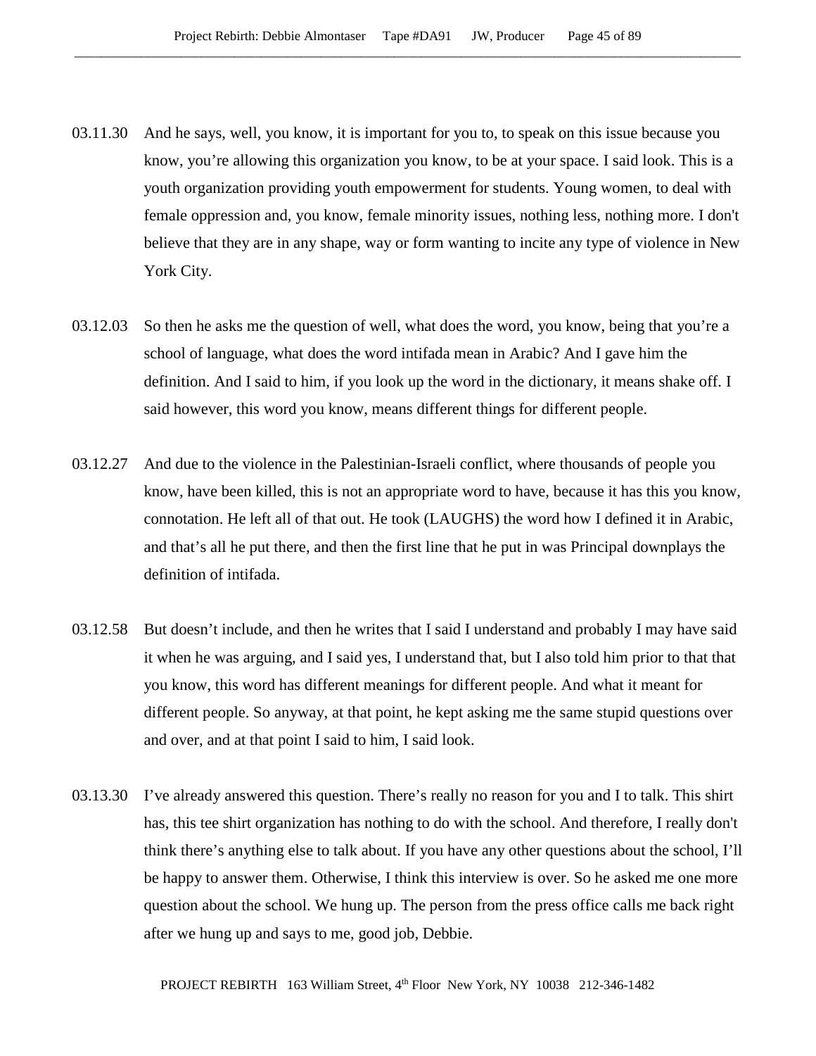03.11.30 And he says, well, you know, it is important for you to, to speak on this issue because you know, you're allowing this organization you know, to be at your space. I said look. This is a youth organization providing youth empowerment for students. Young women, to deal with female oppression and, you know, female minority issues, nothing less, nothing more. I don't believe that they are in any shape, way or form wanting to incite any type of violence in New York City.

03.12.03 So then he asks me the question of well, what does the word, you know, being that you're a school of language, what does the word intifada mean in Arabic? And I gave him the definition. And I said to him, if you look up the word in the dictionary, it means shake off. I said however, this word you know, means different things for different people.

03.12.27 And due to the violence in the Palestinian-Israeli conflict, where thousands of people you know, have been killed, this is not an appropriate word to have, because it has this you know, connotation. He left all of that out. He took (LAUGHS) the word how I defined it in Arabic, and that's all he put there, and then the first line that he put in was Principal downplays the definition of intifada.

03.12.58 But doesn't include, and then he writes that I said I understand and probably I may have said it when he was arguing, and I said yes, I understand that, but I also told him prior to that that you know, this word has different meanings for different people. And what it meant for different people. So anyway, at that point, he kept asking me the same stupid questions over and over, and at that point I said to him, I said look.

03.13.30 I've already answered this question. There's really no reason for you and I to talk. This shirt has, this tee shirt organization has nothing to do with the school. And therefore, I really don't think there's anything else to talk about. If you have any other questions about the school, I'll be happy to answer them. Otherwise, I think this interview is over. So he asked me one more question about the school. We hung up. The person from the press office calls me back right after we hung up and says to me, good job, Debbie.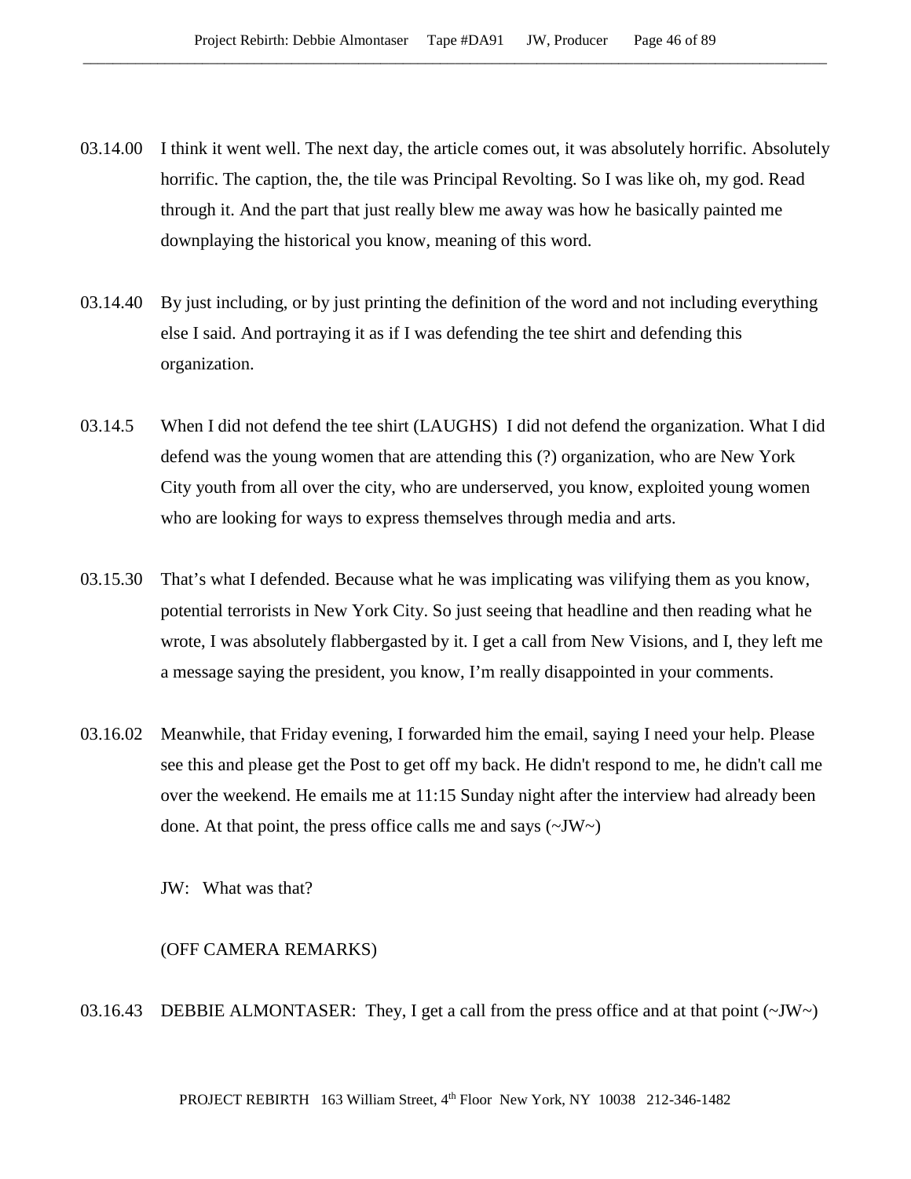03.14.00 I think it went well. The next day, the article comes out, it was absolutely horrific. Absolutely horrific. The caption, the, the tile was Principal Revolting. So I was like oh, my god. Read through it. And the part that just really blew me away was how he basically painted me downplaying the historical you know, meaning of this word.

03.14.40 By just including, or by just printing the definition of the word and not including everything else I said. And portraying it as if I was defending the tee shirt and defending this organization.

03.14.5 When I did not defend the tee shirt (LAUGHS) I did not defend the organization. What I did defend was the young women that are attending this (?) organization, who are New York City youth from all over the city, who are underserved, you know, exploited young women who are looking for ways to express themselves through media and arts.

03.15.30 That's what I defended. Because what he was implicating was vilifying them as you know, potential terrorists in New York City. So just seeing that headline and then reading what he wrote, I was absolutely flabbergasted by it. I get a call from New Visions, and I, they left me a message saying the president, you know, I'm really disappointed in your comments.

03.16.02 Meanwhile, that Friday evening, I forwarded him the email, saying I need your help. Please see this and please get the Post to get off my back. He didn't respond to me, he didn't call me over the weekend. He emails me at 11:15 Sunday night after the interview had already been done. At that point, the press office calls me and says (~JW~)

JW: What was that?

(OFF CAMERA REMARKS)

03.16.43 DEBBIE ALMONTASER: They, I get a call from the press office and at that point (~JW~)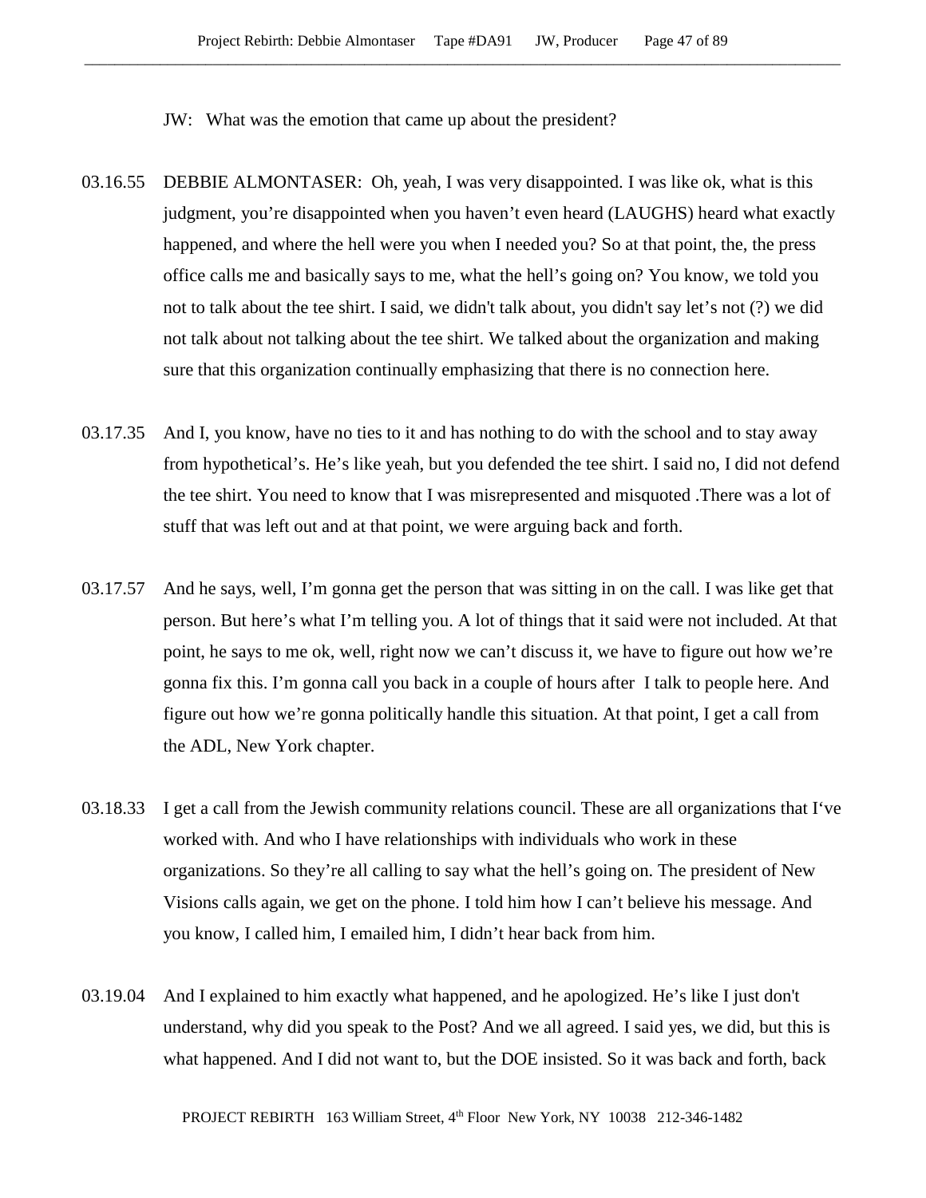JW: What was the emotion that came up about the president?

03.16.55 DEBBIE ALMONTASER: Oh, yeah, I was very disappointed. I was like ok, what is this judgment, you're disappointed when you haven't even heard (LAUGHS) heard what exactly happened, and where the hell were you when I needed you? So at that point, the, the press office calls me and basically says to me, what the hell's going on? You know, we told you not to talk about the tee shirt. I said, we didn't talk about, you didn't say let's not (?) we did not talk about not talking about the tee shirt. We talked about the organization and making sure that this organization continually emphasizing that there is no connection here.

03.17.35 And I, you know, have no ties to it and has nothing to do with the school and to stay away from hypothetical's. He's like yeah, but you defended the tee shirt. I said no, I did not defend the tee shirt. You need to know that I was misrepresented and misquoted .There was a lot of stuff that was left out and at that point, we were arguing back and forth.

03.17.57 And he says, well, I'm gonna get the person that was sitting in on the call. I was like get that person. But here's what I'm telling you. A lot of things that it said were not included. At that point, he says to me ok, well, right now we can't discuss it, we have to figure out how we're gonna fix this. I'm gonna call you back in a couple of hours after I talk to people here. And figure out how we're gonna politically handle this situation. At that point, I get a call from the ADL, New York chapter.

03.18.33 I get a call from the Jewish community relations council. These are all organizations that I've worked with. And who I have relationships with individuals who work in these organizations. So they're all calling to say what the hell's going on. The president of New Visions calls again, we get on the phone. I told him how I can't believe his message. And you know, I called him, I emailed him, I didn't hear back from him.

03.19.04 And I explained to him exactly what happened, and he apologized. He's like I just don't understand, why did you speak to the Post? And we all agreed. I said yes, we did, but this is what happened. And I did not want to, but the DOE insisted. So it was back and forth, back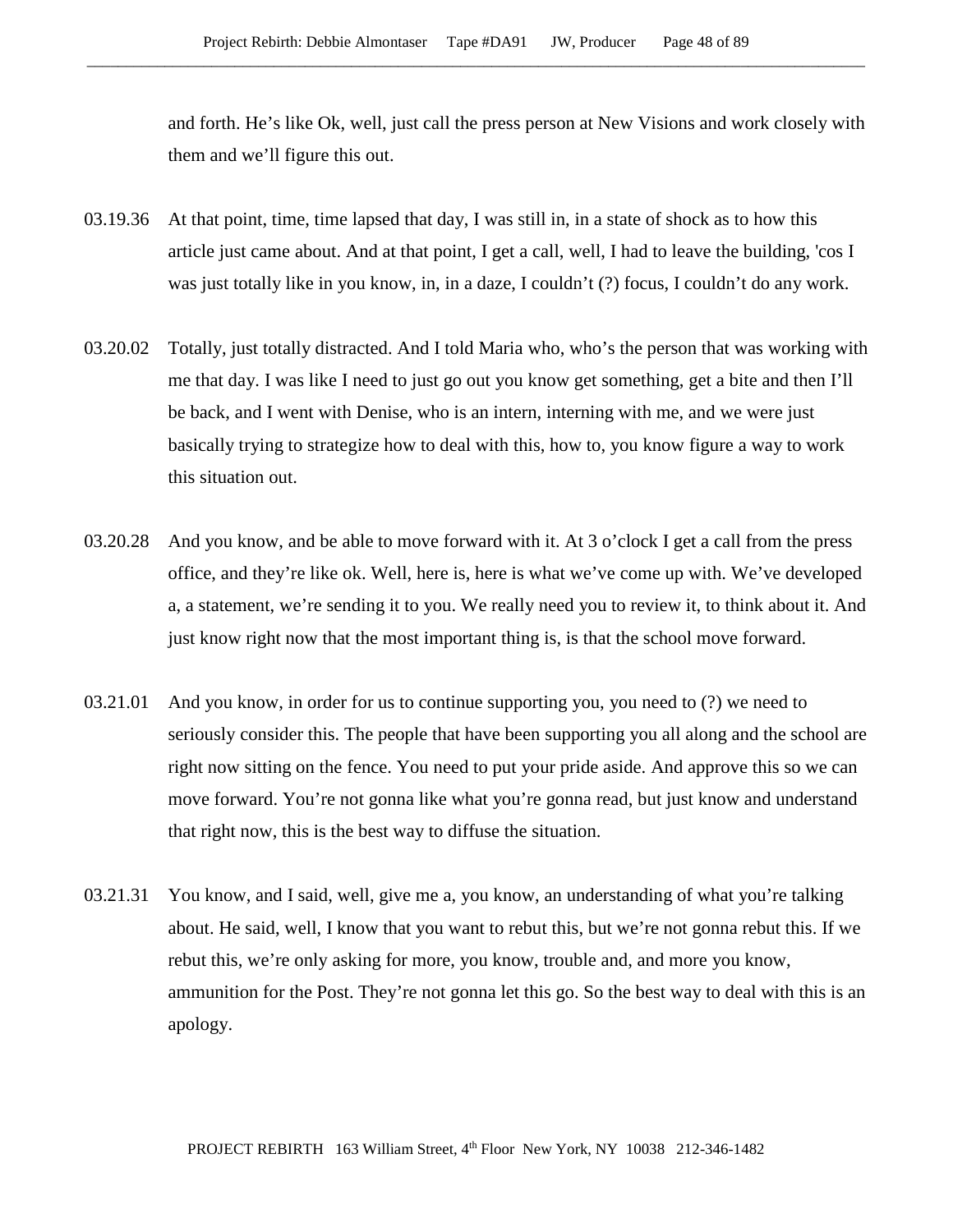and forth. He's like Ok, well, just call the press person at New Visions and work closely with them and we'll figure this out.

03.19.36 At that point, time, time lapsed that day, I was still in, in a state of shock as to how this article just came about. And at that point, I get a call, well, I had to leave the building, 'cos I was just totally like in you know, in, in a daze, I couldn't (?) focus, I couldn't do any work.

03.20.02 Totally, just totally distracted. And I told Maria who, who's the person that was working with me that day. I was like I need to just go out you know get something, get a bite and then I'll be back, and I went with Denise, who is an intern, interning with me, and we were just basically trying to strategize how to deal with this, how to, you know figure a way to work this situation out.

03.20.28 And you know, and be able to move forward with it. At 3 o'clock I get a call from the press office, and they're like ok. Well, here is, here is what we've come up with. We've developed a, a statement, we're sending it to you. We really need you to review it, to think about it. And just know right now that the most important thing is, is that the school move forward.

03.21.01 And you know, in order for us to continue supporting you, you need to (?) we need to seriously consider this. The people that have been supporting you all along and the school are right now sitting on the fence. You need to put your pride aside. And approve this so we can move forward. You're not gonna like what you're gonna read, but just know and understand that right now, this is the best way to diffuse the situation.

03.21.31 You know, and I said, well, give me a, you know, an understanding of what you're talking about. He said, well, I know that you want to rebut this, but we're not gonna rebut this. If we rebut this, we're only asking for more, you know, trouble and, and more you know, ammunition for the Post. They're not gonna let this go. So the best way to deal with this is an apology.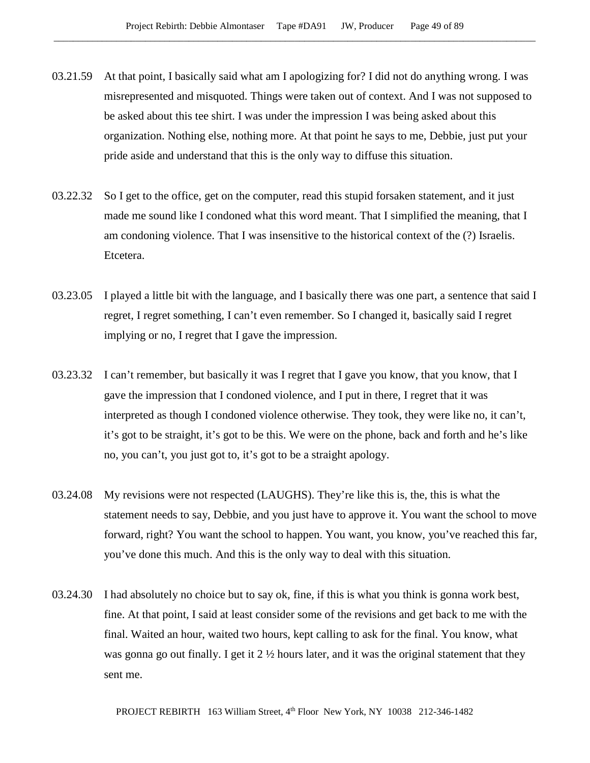03.21.59 At that point, I basically said what am I apologizing for? I did not do anything wrong. I was misrepresented and misquoted. Things were taken out of context. And I was not supposed to be asked about this tee shirt. I was under the impression I was being asked about this organization. Nothing else, nothing more. At that point he says to me, Debbie, just put your pride aside and understand that this is the only way to diffuse this situation.

03.22.32 So I get to the office, get on the computer, read this stupid forsaken statement, and it just made me sound like I condoned what this word meant. That I simplified the meaning, that I am condoning violence. That I was insensitive to the historical context of the (?) Israelis. Etcetera.

03.23.05 I played a little bit with the language, and I basically there was one part, a sentence that said I regret, I regret something, I can't even remember. So I changed it, basically said I regret implying or no, I regret that I gave the impression.

03.23.32 I can't remember, but basically it was I regret that I gave you know, that you know, that I gave the impression that I condoned violence, and I put in there, I regret that it was interpreted as though I condoned violence otherwise. They took, they were like no, it can't, it's got to be straight, it's got to be this. We were on the phone, back and forth and he's like no, you can't, you just got to, it's got to be a straight apology.

03.24.08 My revisions were not respected (LAUGHS). They're like this is, the, this is what the statement needs to say, Debbie, and you just have to approve it. You want the school to move forward, right? You want the school to happen. You want, you know, you've reached this far, you've done this much. And this is the only way to deal with this situation.

03.24.30 I had absolutely no choice but to say ok, fine, if this is what you think is gonna work best, fine. At that point, I said at least consider some of the revisions and get back to me with the final. Waited an hour, waited two hours, kept calling to ask for the final. You know, what was gonna go out finally. I get it 2 ½ hours later, and it was the original statement that they sent me.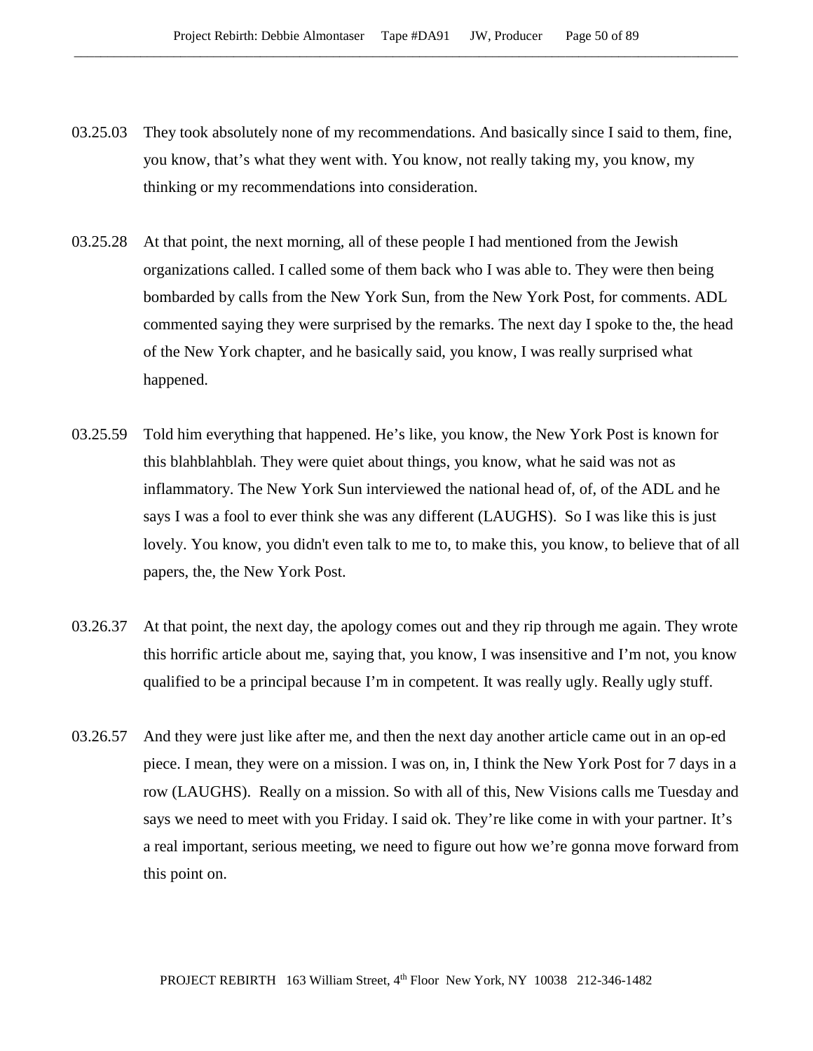03.25.03 They took absolutely none of my recommendations. And basically since I said to them, fine, you know, that's what they went with. You know, not really taking my, you know, my thinking or my recommendations into consideration.

03.25.28 At that point, the next morning, all of these people I had mentioned from the Jewish organizations called. I called some of them back who I was able to. They were then being bombarded by calls from the New York Sun, from the New York Post, for comments. ADL commented saying they were surprised by the remarks. The next day I spoke to the, the head of the New York chapter, and he basically said, you know, I was really surprised what happened.

03.25.59 Told him everything that happened. He's like, you know, the New York Post is known for this blahblahblah. They were quiet about things, you know, what he said was not as inflammatory. The New York Sun interviewed the national head of, of, of the ADL and he says I was a fool to ever think she was any different (LAUGHS). So I was like this is just lovely. You know, you didn't even talk to me to, to make this, you know, to believe that of all papers, the, the New York Post.

03.26.37 At that point, the next day, the apology comes out and they rip through me again. They wrote this horrific article about me, saying that, you know, I was insensitive and I'm not, you know qualified to be a principal because I'm in competent. It was really ugly. Really ugly stuff.

03.26.57 And they were just like after me, and then the next day another article came out in an op-ed piece. I mean, they were on a mission. I was on, in, I think the New York Post for 7 days in a row (LAUGHS). Really on a mission. So with all of this, New Visions calls me Tuesday and says we need to meet with you Friday. I said ok. They're like come in with your partner. It's a real important, serious meeting, we need to figure out how we're gonna move forward from this point on.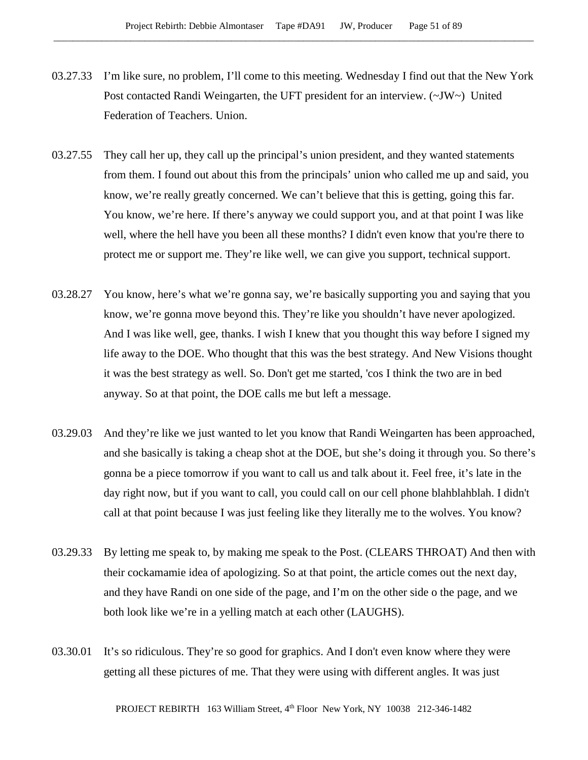03.27.33 I'm like sure, no problem, I'll come to this meeting. Wednesday I find out that the New York Post contacted Randi Weingarten, the UFT president for an interview. (~JW~) United Federation of Teachers. Union.

03.27.55 They call her up, they call up the principal's union president, and they wanted statements from them. I found out about this from the principals' union who called me up and said, you know, we're really greatly concerned. We can't believe that this is getting, going this far. You know, we're here. If there's anyway we could support you, and at that point I was like well, where the hell have you been all these months? I didn't even know that you're there to protect me or support me. They're like well, we can give you support, technical support.

03.28.27 You know, here's what we're gonna say, we're basically supporting you and saying that you know, we're gonna move beyond this. They're like you shouldn't have never apologized. And I was like well, gee, thanks. I wish I knew that you thought this way before I signed my life away to the DOE. Who thought that this was the best strategy. And New Visions thought it was the best strategy as well. So. Don't get me started, 'cos I think the two are in bed anyway. So at that point, the DOE calls me but left a message.

03.29.03 And they're like we just wanted to let you know that Randi Weingarten has been approached, and she basically is taking a cheap shot at the DOE, but she's doing it through you. So there's gonna be a piece tomorrow if you want to call us and talk about it. Feel free, it's late in the day right now, but if you want to call, you could call on our cell phone blahblahblah. I didn't call at that point because I was just feeling like they literally me to the wolves. You know?

03.29.33 By letting me speak to, by making me speak to the Post. (CLEARS THROAT) And then with their cockamamie idea of apologizing. So at that point, the article comes out the next day, and they have Randi on one side of the page, and I'm on the other side o the page, and we both look like we're in a yelling match at each other (LAUGHS).

03.30.01 It's so ridiculous. They're so good for graphics. And I don't even know where they were getting all these pictures of me. That they were using with different angles. It was just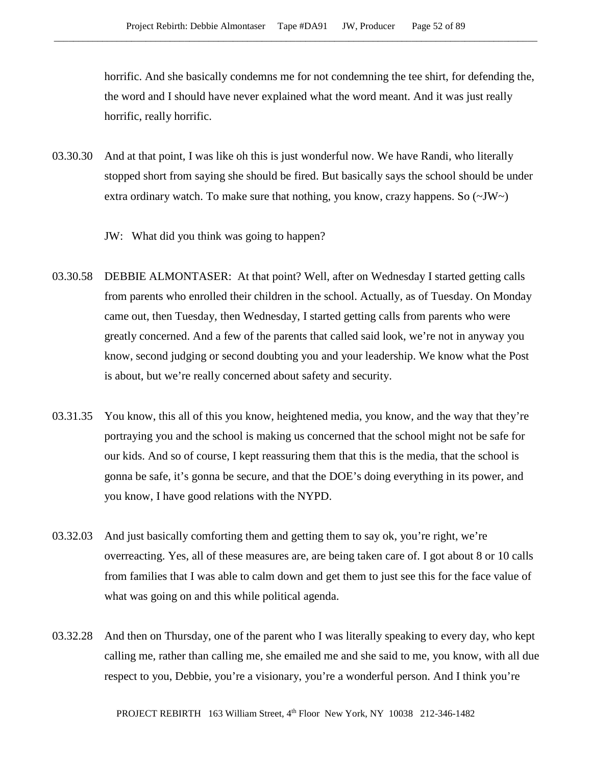horrific. And she basically condemns me for not condemning the tee shirt, for defending the, the word and I should have never explained what the word meant. And it was just really horrific, really horrific.

03.30.30 And at that point, I was like oh this is just wonderful now. We have Randi, who literally stopped short from saying she should be fired. But basically says the school should be under extra ordinary watch. To make sure that nothing, you know, crazy happens. So (~JW~)

JW: What did you think was going to happen?

03.30.58 DEBBIE ALMONTASER: At that point? Well, after on Wednesday I started getting calls from parents who enrolled their children in the school. Actually, as of Tuesday. On Monday came out, then Tuesday, then Wednesday, I started getting calls from parents who were greatly concerned. And a few of the parents that called said look, we're not in anyway you know, second judging or second doubting you and your leadership. We know what the Post is about, but we're really concerned about safety and security.

03.31.35 You know, this all of this you know, heightened media, you know, and the way that they're portraying you and the school is making us concerned that the school might not be safe for our kids. And so of course, I kept reassuring them that this is the media, that the school is gonna be safe, it's gonna be secure, and that the DOE's doing everything in its power, and you know, I have good relations with the NYPD.

03.32.03 And just basically comforting them and getting them to say ok, you're right, we're overreacting. Yes, all of these measures are, are being taken care of. I got about 8 or 10 calls from families that I was able to calm down and get them to just see this for the face value of what was going on and this while political agenda.

03.32.28 And then on Thursday, one of the parent who I was literally speaking to every day, who kept calling me, rather than calling me, she emailed me and she said to me, you know, with all due respect to you, Debbie, you're a visionary, you're a wonderful person. And I think you're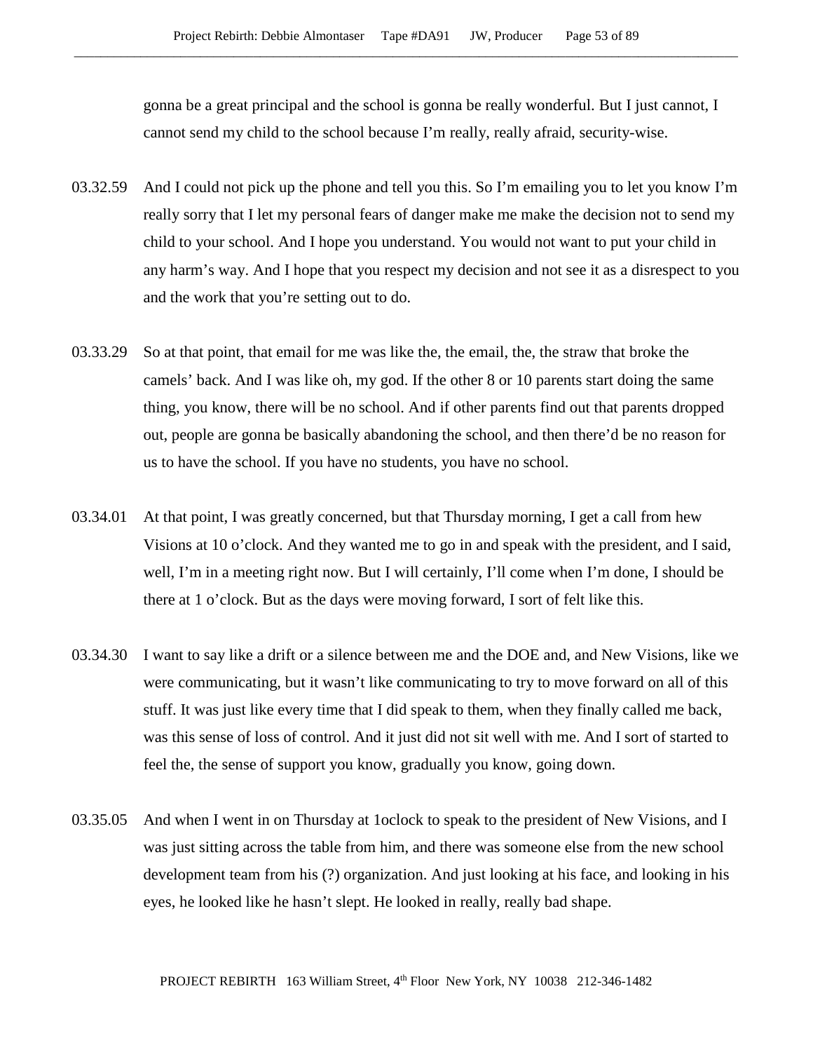gonna be a great principal and the school is gonna be really wonderful. But I just cannot, I cannot send my child to the school because I'm really, really afraid, security-wise.

03.32.59 And I could not pick up the phone and tell you this. So I'm emailing you to let you know I'm really sorry that I let my personal fears of danger make me make the decision not to send my child to your school. And I hope you understand. You would not want to put your child in any harm's way. And I hope that you respect my decision and not see it as a disrespect to you and the work that you're setting out to do.

03.33.29 So at that point, that email for me was like the, the email, the, the straw that broke the camels' back. And I was like oh, my god. If the other 8 or 10 parents start doing the same thing, you know, there will be no school. And if other parents find out that parents dropped out, people are gonna be basically abandoning the school, and then there'd be no reason for us to have the school. If you have no students, you have no school.

03.34.01 At that point, I was greatly concerned, but that Thursday morning, I get a call from hew Visions at 10 o'clock. And they wanted me to go in and speak with the president, and I said, well, I'm in a meeting right now. But I will certainly, I'll come when I'm done, I should be there at 1 o'clock. But as the days were moving forward, I sort of felt like this.

03.34.30 I want to say like a drift or a silence between me and the DOE and, and New Visions, like we were communicating, but it wasn't like communicating to try to move forward on all of this stuff. It was just like every time that I did speak to them, when they finally called me back, was this sense of loss of control. And it just did not sit well with me. And I sort of started to feel the, the sense of support you know, gradually you know, going down.

03.35.05 And when I went in on Thursday at 1oclock to speak to the president of New Visions, and I was just sitting across the table from him, and there was someone else from the new school development team from his (?) organization. And just looking at his face, and looking in his eyes, he looked like he hasn't slept. He looked in really, really bad shape.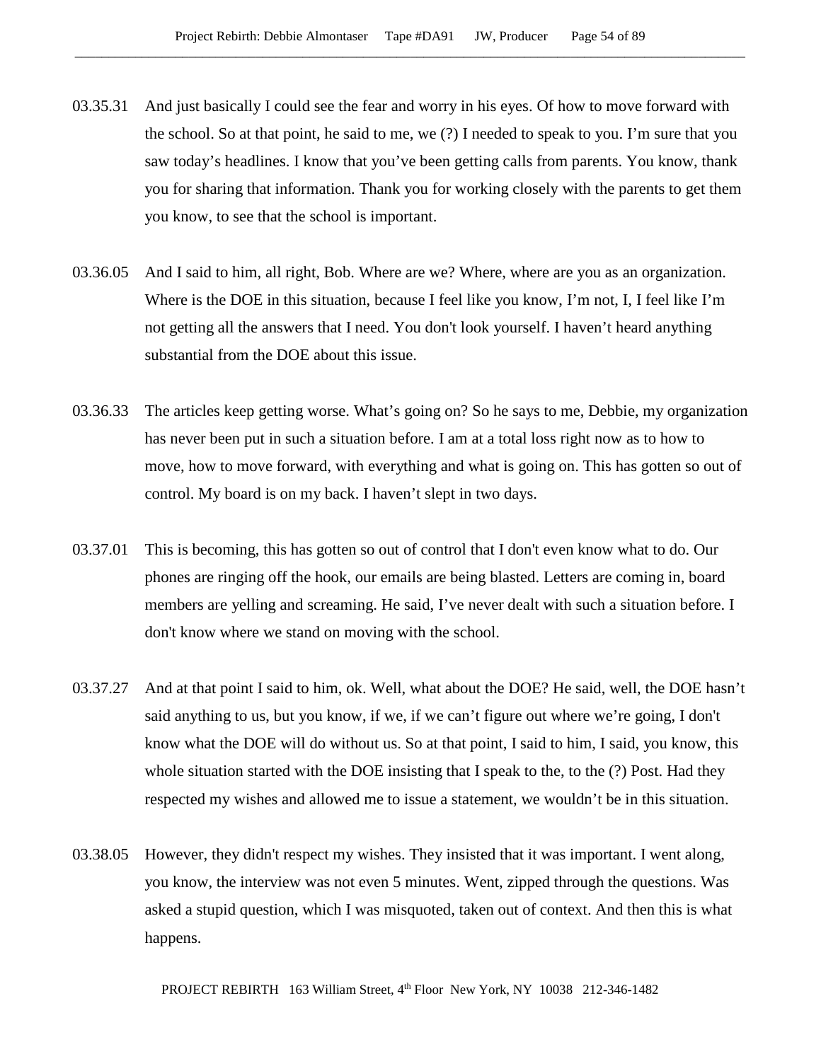03.35.31 And just basically I could see the fear and worry in his eyes. Of how to move forward with the school. So at that point, he said to me, we (?) I needed to speak to you. I'm sure that you saw today's headlines. I know that you've been getting calls from parents. You know, thank you for sharing that information. Thank you for working closely with the parents to get them you know, to see that the school is important.

03.36.05 And I said to him, all right, Bob. Where are we? Where, where are you as an organization. Where is the DOE in this situation, because I feel like you know, I'm not, I, I feel like I'm not getting all the answers that I need. You don't look yourself. I haven't heard anything substantial from the DOE about this issue.

03.36.33 The articles keep getting worse. What's going on? So he says to me, Debbie, my organization has never been put in such a situation before. I am at a total loss right now as to how to move, how to move forward, with everything and what is going on. This has gotten so out of control. My board is on my back. I haven't slept in two days.

03.37.01 This is becoming, this has gotten so out of control that I don't even know what to do. Our phones are ringing off the hook, our emails are being blasted. Letters are coming in, board members are yelling and screaming. He said, I've never dealt with such a situation before. I don't know where we stand on moving with the school.

03.37.27 And at that point I said to him, ok. Well, what about the DOE? He said, well, the DOE hasn't said anything to us, but you know, if we, if we can't figure out where we're going, I don't know what the DOE will do without us. So at that point, I said to him, I said, you know, this whole situation started with the DOE insisting that I speak to the, to the (?) Post. Had they respected my wishes and allowed me to issue a statement, we wouldn't be in this situation.

03.38.05 However, they didn't respect my wishes. They insisted that it was important. I went along, you know, the interview was not even 5 minutes. Went, zipped through the questions. Was asked a stupid question, which I was misquoted, taken out of context. And then this is what happens.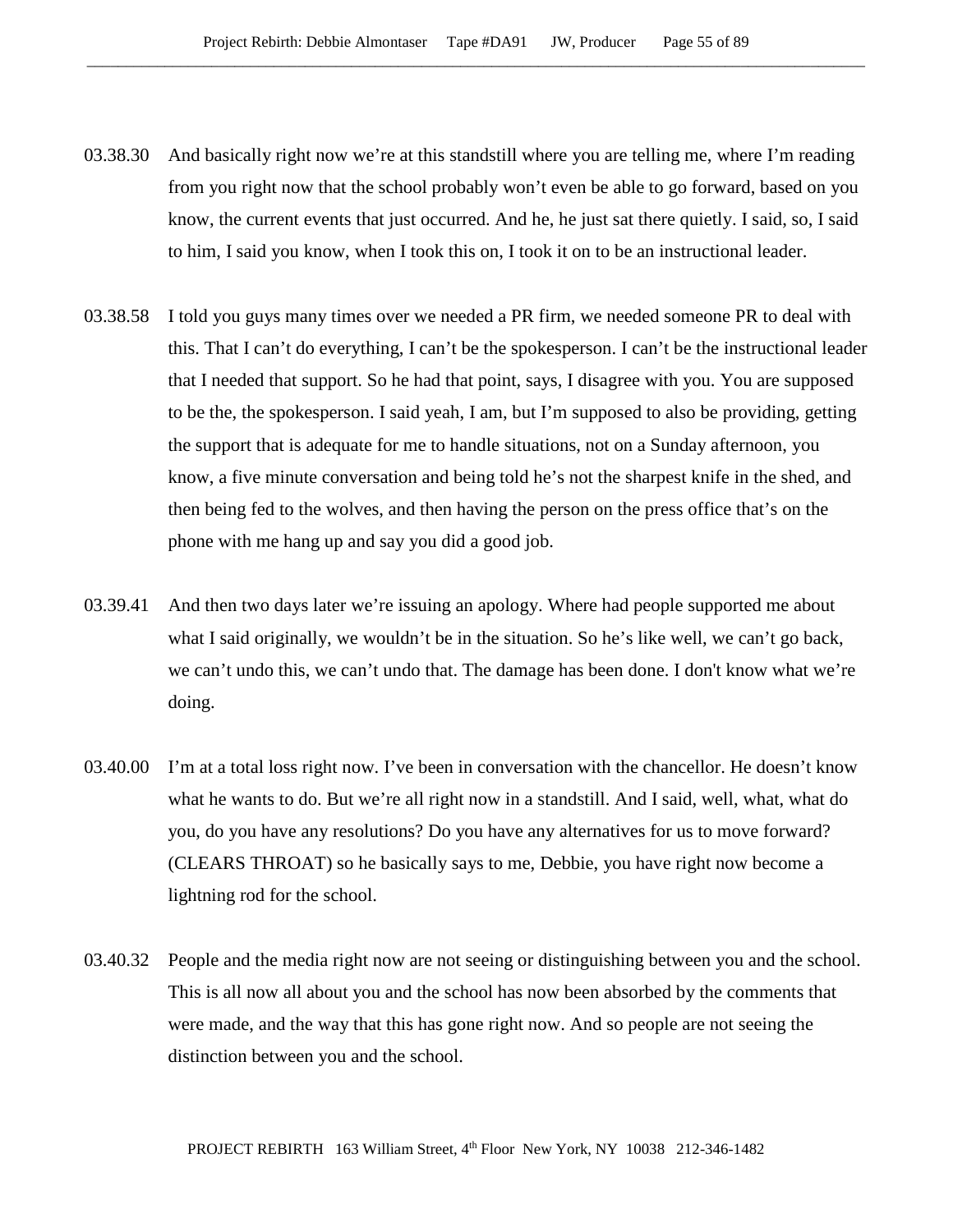03.38.30 And basically right now we're at this standstill where you are telling me, where I'm reading from you right now that the school probably won't even be able to go forward, based on you know, the current events that just occurred. And he, he just sat there quietly. I said, so, I said to him, I said you know, when I took this on, I took it on to be an instructional leader.

03.38.58 I told you guys many times over we needed a PR firm, we needed someone PR to deal with this. That I can't do everything, I can't be the spokesperson. I can't be the instructional leader that I needed that support. So he had that point, says, I disagree with you. You are supposed to be the, the spokesperson. I said yeah, I am, but I'm supposed to also be providing, getting the support that is adequate for me to handle situations, not on a Sunday afternoon, you know, a five minute conversation and being told he's not the sharpest knife in the shed, and then being fed to the wolves, and then having the person on the press office that's on the phone with me hang up and say you did a good job.

03.39.41 And then two days later we're issuing an apology. Where had people supported me about what I said originally, we wouldn't be in the situation. So he's like well, we can't go back, we can't undo this, we can't undo that. The damage has been done. I don't know what we're doing.

03.40.00 I'm at a total loss right now. I've been in conversation with the chancellor. He doesn't know what he wants to do. But we're all right now in a standstill. And I said, well, what, what do you, do you have any resolutions? Do you have any alternatives for us to move forward? (CLEARS THROAT) so he basically says to me, Debbie, you have right now become a lightning rod for the school.

03.40.32 People and the media right now are not seeing or distinguishing between you and the school. This is all now all about you and the school has now been absorbed by the comments that were made, and the way that this has gone right now. And so people are not seeing the distinction between you and the school.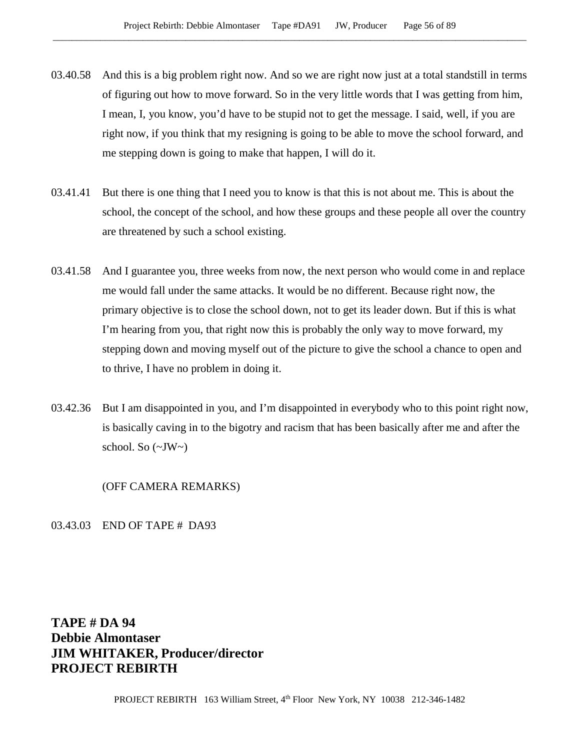03.40.58 And this is a big problem right now. And so we are right now just at a total standstill in terms of figuring out how to move forward. So in the very little words that I was getting from him, I mean, I, you know, you'd have to be stupid not to get the message. I said, well, if you are right now, if you think that my resigning is going to be able to move the school forward, and me stepping down is going to make that happen, I will do it.

03.41.41 But there is one thing that I need you to know is that this is not about me. This is about the school, the concept of the school, and how these groups and these people all over the country are threatened by such a school existing.

03.41.58 And I guarantee you, three weeks from now, the next person who would come in and replace me would fall under the same attacks. It would be no different. Because right now, the primary objective is to close the school down, not to get its leader down. But if this is what I'm hearing from you, that right now this is probably the only way to move forward, my stepping down and moving myself out of the picture to give the school a chance to open and to thrive, I have no problem in doing it.

03.42.36 But I am disappointed in you, and I'm disappointed in everybody who to this point right now, is basically caving in to the bigotry and racism that has been basically after me and after the school. So (~JW~)

(OFF CAMERA REMARKS)

03.43.03 END OF TAPE # DA93

**TAPE # DA 94**
**Debbie Almontaser**
**JIM WHITAKER, Producer/director**
**PROJECT REBIRTH**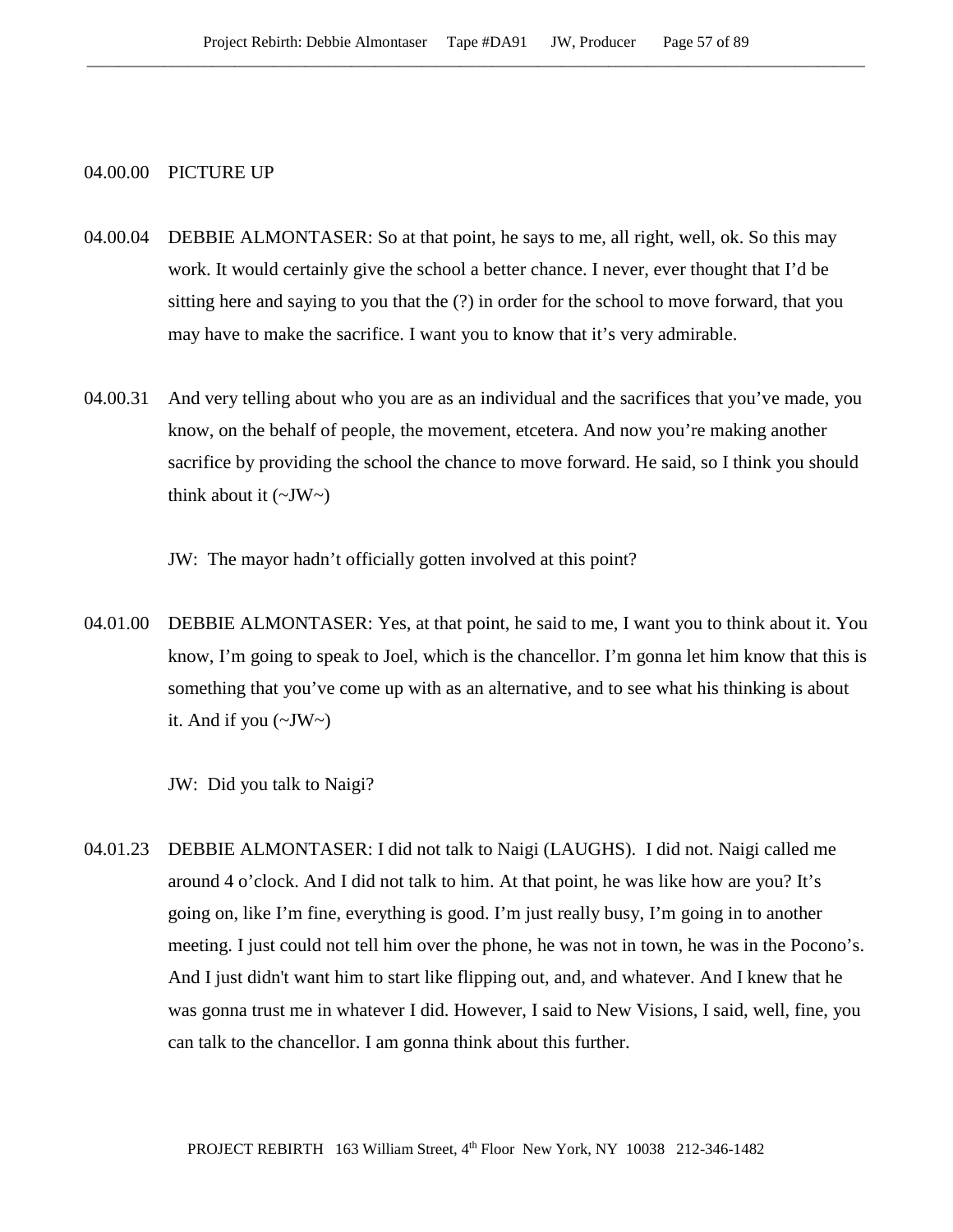04.00.00 PICTURE UP

04.00.04 DEBBIE ALMONTASER: So at that point, he says to me, all right, well, ok. So this may work. It would certainly give the school a better chance. I never, ever thought that I'd be sitting here and saying to you that the (?) in order for the school to move forward, that you may have to make the sacrifice. I want you to know that it's very admirable.

04.00.31 And very telling about who you are as an individual and the sacrifices that you've made, you know, on the behalf of people, the movement, etcetera. And now you're making another sacrifice by providing the school the chance to move forward. He said, so I think you should think about it (~JW~)

JW: The mayor hadn't officially gotten involved at this point?

04.01.00 DEBBIE ALMONTASER: Yes, at that point, he said to me, I want you to think about it. You know, I'm going to speak to Joel, which is the chancellor. I'm gonna let him know that this is something that you've come up with as an alternative, and to see what his thinking is about it. And if you (~JW~)

JW: Did you talk to Naigi?

04.01.23 DEBBIE ALMONTASER: I did not talk to Naigi (LAUGHS). I did not. Naigi called me around 4 o'clock. And I did not talk to him. At that point, he was like how are you? It's going on, like I'm fine, everything is good. I'm just really busy, I'm going in to another meeting. I just could not tell him over the phone, he was not in town, he was in the Pocono's. And I just didn't want him to start like flipping out, and, and whatever. And I knew that he was gonna trust me in whatever I did. However, I said to New Visions, I said, well, fine, you can talk to the chancellor. I am gonna think about this further.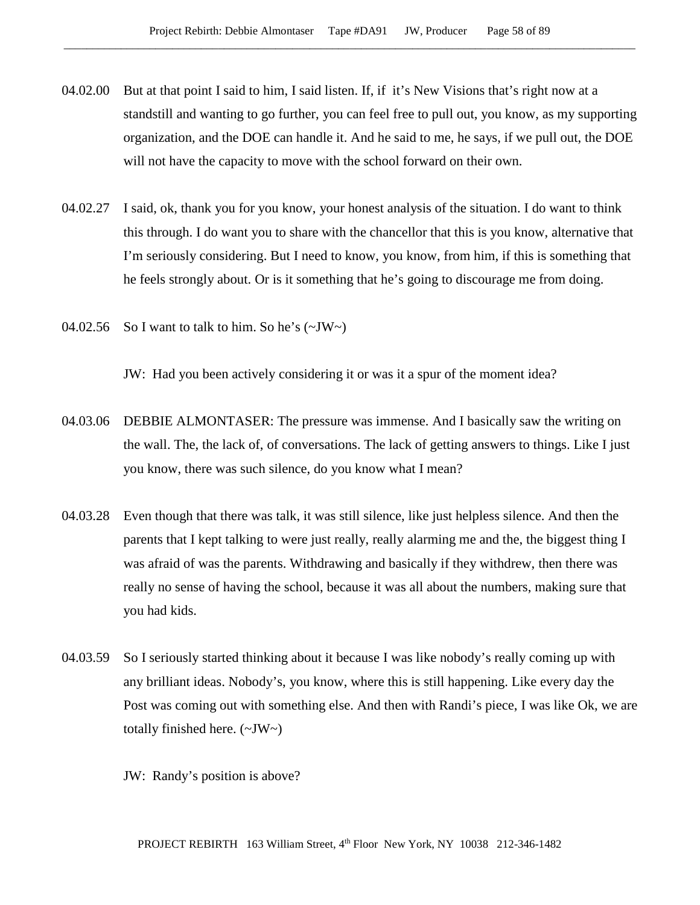04.02.00 But at that point I said to him, I said listen. If, if it's New Visions that's right now at a standstill and wanting to go further, you can feel free to pull out, you know, as my supporting organization, and the DOE can handle it. And he said to me, he says, if we pull out, the DOE will not have the capacity to move with the school forward on their own.

04.02.27 I said, ok, thank you for you know, your honest analysis of the situation. I do want to think this through. I do want you to share with the chancellor that this is you know, alternative that I'm seriously considering. But I need to know, you know, from him, if this is something that he feels strongly about. Or is it something that he's going to discourage me from doing.

04.02.56 So I want to talk to him. So he's (~JW~)

JW: Had you been actively considering it or was it a spur of the moment idea?

04.03.06 DEBBIE ALMONTASER: The pressure was immense. And I basically saw the writing on the wall. The, the lack of, of conversations. The lack of getting answers to things. Like I just you know, there was such silence, do you know what I mean?

04.03.28 Even though that there was talk, it was still silence, like just helpless silence. And then the parents that I kept talking to were just really, really alarming me and the, the biggest thing I was afraid of was the parents. Withdrawing and basically if they withdrew, then there was really no sense of having the school, because it was all about the numbers, making sure that you had kids.

04.03.59 So I seriously started thinking about it because I was like nobody's really coming up with any brilliant ideas. Nobody's, you know, where this is still happening. Like every day the Post was coming out with something else. And then with Randi's piece, I was like Ok, we are totally finished here. (~JW~)

JW: Randy's position is above?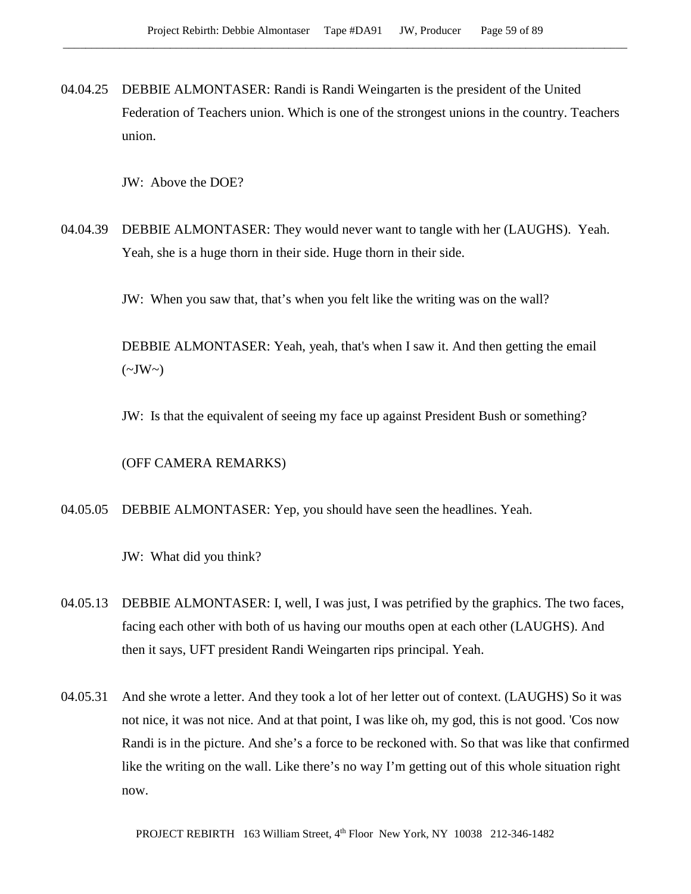04.04.25 DEBBIE ALMONTASER: Randi is Randi Weingarten is the president of the United Federation of Teachers union. Which is one of the strongest unions in the country. Teachers union.

JW: Above the DOE?

04.04.39 DEBBIE ALMONTASER: They would never want to tangle with her (LAUGHS). Yeah. Yeah, she is a huge thorn in their side. Huge thorn in their side.

JW: When you saw that, that's when you felt like the writing was on the wall?

DEBBIE ALMONTASER: Yeah, yeah, that's when I saw it. And then getting the email (~JW~)

JW: Is that the equivalent of seeing my face up against President Bush or something?

(OFF CAMERA REMARKS)

04.05.05 DEBBIE ALMONTASER: Yep, you should have seen the headlines. Yeah.

JW: What did you think?

04.05.13 DEBBIE ALMONTASER: I, well, I was just, I was petrified by the graphics. The two faces, facing each other with both of us having our mouths open at each other (LAUGHS). And then it says, UFT president Randi Weingarten rips principal. Yeah.

04.05.31 And she wrote a letter. And they took a lot of her letter out of context. (LAUGHS) So it was not nice, it was not nice. And at that point, I was like oh, my god, this is not good. 'Cos now Randi is in the picture. And she's a force to be reckoned with. So that was like that confirmed like the writing on the wall. Like there's no way I'm getting out of this whole situation right now.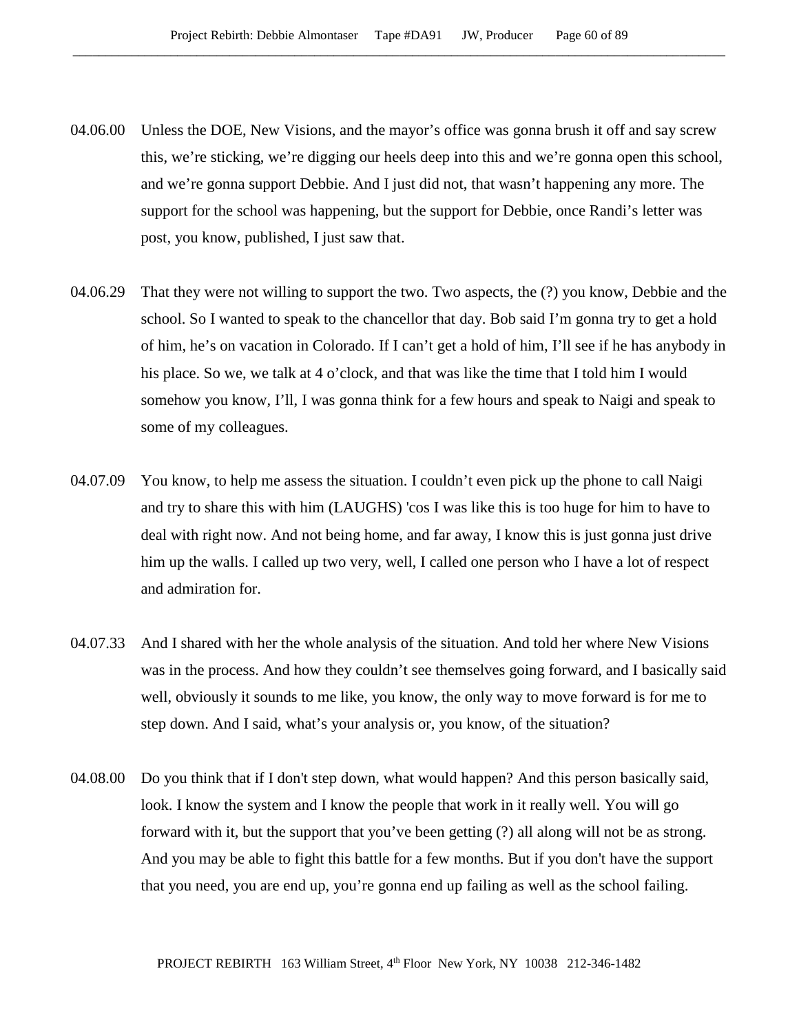04.06.00 Unless the DOE, New Visions, and the mayor's office was gonna brush it off and say screw this, we're sticking, we're digging our heels deep into this and we're gonna open this school, and we're gonna support Debbie. And I just did not, that wasn't happening any more. The support for the school was happening, but the support for Debbie, once Randi's letter was post, you know, published, I just saw that.

04.06.29 That they were not willing to support the two. Two aspects, the (?) you know, Debbie and the school. So I wanted to speak to the chancellor that day. Bob said I'm gonna try to get a hold of him, he's on vacation in Colorado. If I can't get a hold of him, I'll see if he has anybody in his place. So we, we talk at 4 o'clock, and that was like the time that I told him I would somehow you know, I'll, I was gonna think for a few hours and speak to Naigi and speak to some of my colleagues.

04.07.09 You know, to help me assess the situation. I couldn't even pick up the phone to call Naigi and try to share this with him (LAUGHS) 'cos I was like this is too huge for him to have to deal with right now. And not being home, and far away, I know this is just gonna just drive him up the walls. I called up two very, well, I called one person who I have a lot of respect and admiration for.

04.07.33 And I shared with her the whole analysis of the situation. And told her where New Visions was in the process. And how they couldn't see themselves going forward, and I basically said well, obviously it sounds to me like, you know, the only way to move forward is for me to step down. And I said, what's your analysis or, you know, of the situation?

04.08.00 Do you think that if I don't step down, what would happen? And this person basically said, look. I know the system and I know the people that work in it really well. You will go forward with it, but the support that you've been getting (?) all along will not be as strong. And you may be able to fight this battle for a few months. But if you don't have the support that you need, you are end up, you're gonna end up failing as well as the school failing.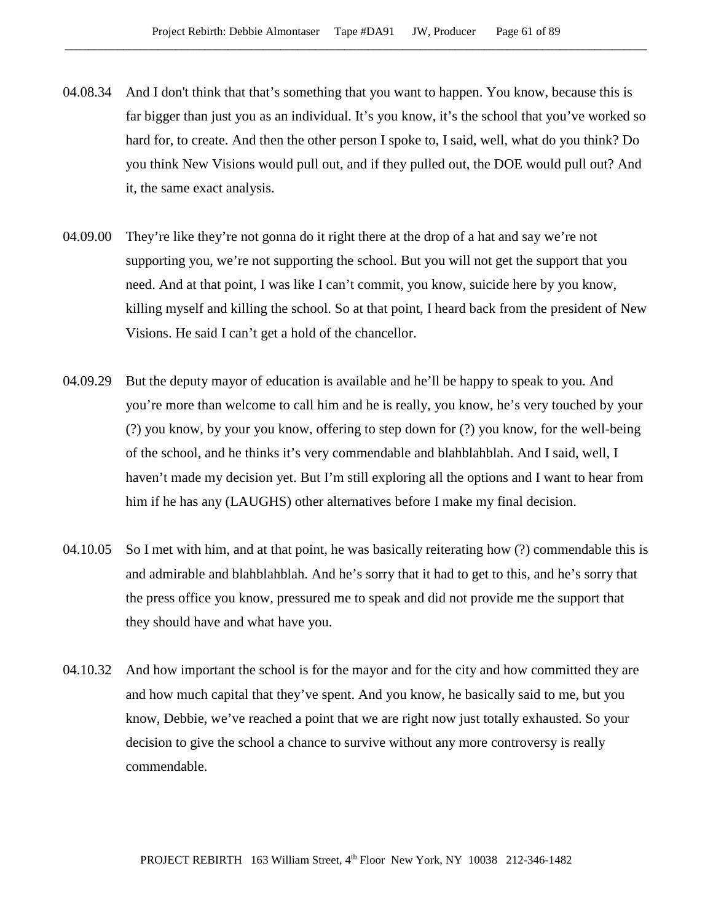04.08.34 And I don't think that that's something that you want to happen. You know, because this is far bigger than just you as an individual. It's you know, it's the school that you've worked so hard for, to create. And then the other person I spoke to, I said, well, what do you think? Do you think New Visions would pull out, and if they pulled out, the DOE would pull out? And it, the same exact analysis.

04.09.00 They're like they're not gonna do it right there at the drop of a hat and say we're not supporting you, we're not supporting the school. But you will not get the support that you need. And at that point, I was like I can't commit, you know, suicide here by you know, killing myself and killing the school. So at that point, I heard back from the president of New Visions. He said I can't get a hold of the chancellor.

04.09.29 But the deputy mayor of education is available and he'll be happy to speak to you. And you're more than welcome to call him and he is really, you know, he's very touched by your (?) you know, by your you know, offering to step down for (?) you know, for the well-being of the school, and he thinks it's very commendable and blahblahblah. And I said, well, I haven't made my decision yet. But I'm still exploring all the options and I want to hear from him if he has any (LAUGHS) other alternatives before I make my final decision.

04.10.05 So I met with him, and at that point, he was basically reiterating how (?) commendable this is and admirable and blahblahblah. And he's sorry that it had to get to this, and he's sorry that the press office you know, pressured me to speak and did not provide me the support that they should have and what have you.

04.10.32 And how important the school is for the mayor and for the city and how committed they are and how much capital that they've spent. And you know, he basically said to me, but you know, Debbie, we've reached a point that we are right now just totally exhausted. So your decision to give the school a chance to survive without any more controversy is really commendable.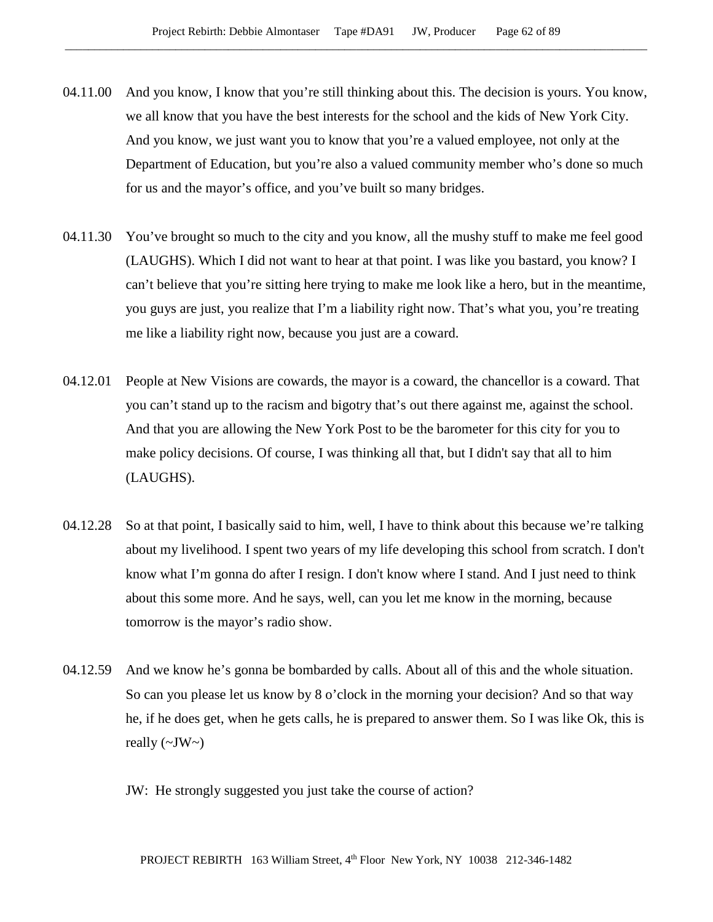04.11.00 And you know, I know that you're still thinking about this. The decision is yours. You know, we all know that you have the best interests for the school and the kids of New York City. And you know, we just want you to know that you're a valued employee, not only at the Department of Education, but you're also a valued community member who's done so much for us and the mayor's office, and you've built so many bridges.

04.11.30 You've brought so much to the city and you know, all the mushy stuff to make me feel good (LAUGHS). Which I did not want to hear at that point. I was like you bastard, you know? I can't believe that you're sitting here trying to make me look like a hero, but in the meantime, you guys are just, you realize that I'm a liability right now. That's what you, you're treating me like a liability right now, because you just are a coward.

04.12.01 People at New Visions are cowards, the mayor is a coward, the chancellor is a coward. That you can't stand up to the racism and bigotry that's out there against me, against the school. And that you are allowing the New York Post to be the barometer for this city for you to make policy decisions. Of course, I was thinking all that, but I didn't say that all to him (LAUGHS).

04.12.28 So at that point, I basically said to him, well, I have to think about this because we're talking about my livelihood. I spent two years of my life developing this school from scratch. I don't know what I'm gonna do after I resign. I don't know where I stand. And I just need to think about this some more. And he says, well, can you let me know in the morning, because tomorrow is the mayor's radio show.

04.12.59 And we know he's gonna be bombarded by calls. About all of this and the whole situation. So can you please let us know by 8 o'clock in the morning your decision? And so that way he, if he does get, when he gets calls, he is prepared to answer them. So I was like Ok, this is really (~JW~)

JW: He strongly suggested you just take the course of action?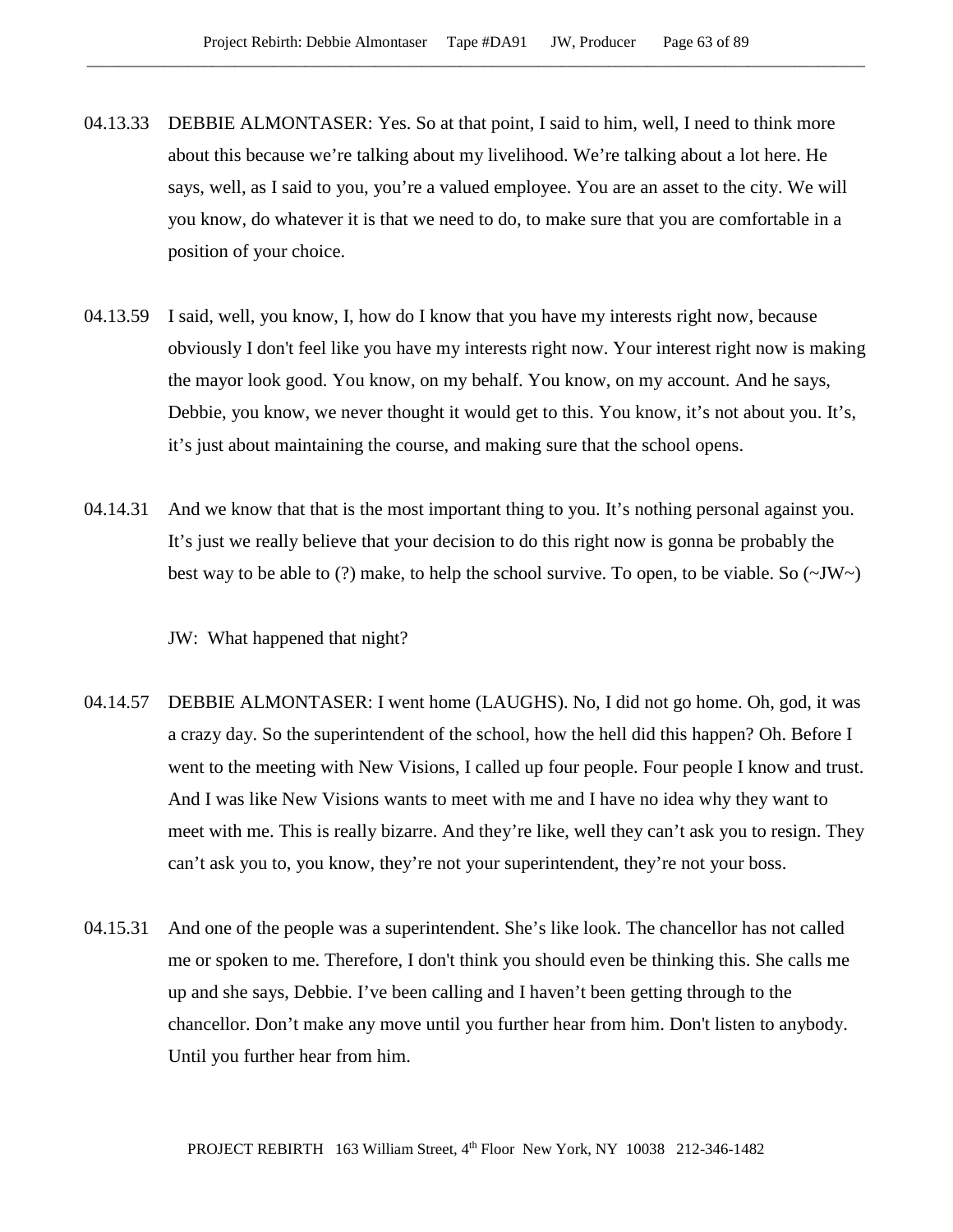04.13.33 DEBBIE ALMONTASER: Yes. So at that point, I said to him, well, I need to think more about this because we're talking about my livelihood. We're talking about a lot here. He says, well, as I said to you, you're a valued employee. You are an asset to the city. We will you know, do whatever it is that we need to do, to make sure that you are comfortable in a position of your choice.

04.13.59 I said, well, you know, I, how do I know that you have my interests right now, because obviously I don't feel like you have my interests right now. Your interest right now is making the mayor look good. You know, on my behalf. You know, on my account. And he says, Debbie, you know, we never thought it would get to this. You know, it's not about you. It's, it's just about maintaining the course, and making sure that the school opens.

04.14.31 And we know that that is the most important thing to you. It's nothing personal against you. It's just we really believe that your decision to do this right now is gonna be probably the best way to be able to (?) make, to help the school survive. To open, to be viable. So (~JW~)

JW: What happened that night?

04.14.57 DEBBIE ALMONTASER: I went home (LAUGHS). No, I did not go home. Oh, god, it was a crazy day. So the superintendent of the school, how the hell did this happen? Oh. Before I went to the meeting with New Visions, I called up four people. Four people I know and trust. And I was like New Visions wants to meet with me and I have no idea why they want to meet with me. This is really bizarre. And they're like, well they can't ask you to resign. They can't ask you to, you know, they're not your superintendent, they're not your boss.

04.15.31 And one of the people was a superintendent. She's like look. The chancellor has not called me or spoken to me. Therefore, I don't think you should even be thinking this. She calls me up and she says, Debbie. I've been calling and I haven't been getting through to the chancellor. Don't make any move until you further hear from him. Don't listen to anybody. Until you further hear from him.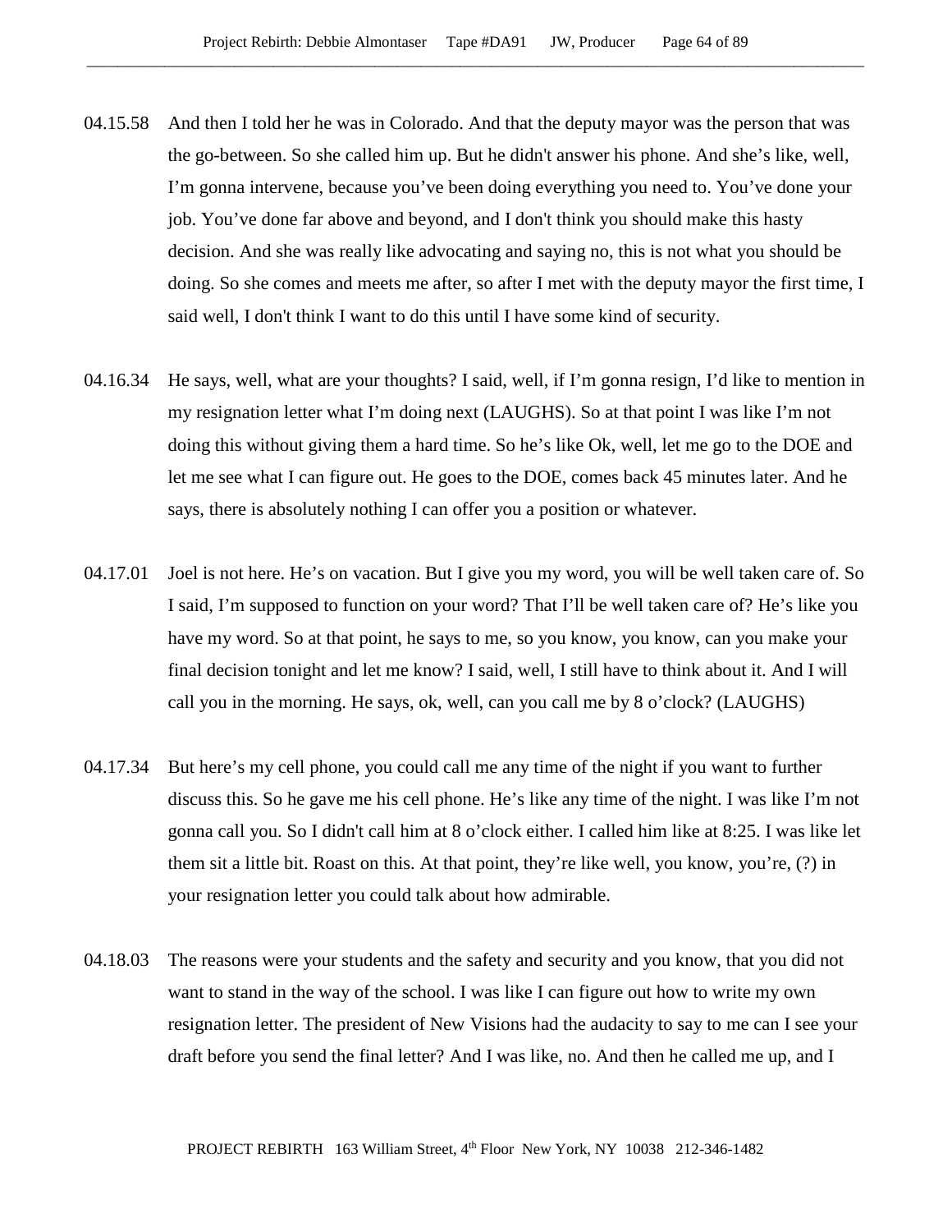04.15.58 And then I told her he was in Colorado. And that the deputy mayor was the person that was the go-between. So she called him up. But he didn't answer his phone. And she's like, well, I'm gonna intervene, because you've been doing everything you need to. You've done your job. You've done far above and beyond, and I don't think you should make this hasty decision. And she was really like advocating and saying no, this is not what you should be doing. So she comes and meets me after, so after I met with the deputy mayor the first time, I said well, I don't think I want to do this until I have some kind of security.

04.16.34 He says, well, what are your thoughts? I said, well, if I'm gonna resign, I'd like to mention in my resignation letter what I'm doing next (LAUGHS). So at that point I was like I'm not doing this without giving them a hard time. So he's like Ok, well, let me go to the DOE and let me see what I can figure out. He goes to the DOE, comes back 45 minutes later. And he says, there is absolutely nothing I can offer you a position or whatever.

04.17.01 Joel is not here. He's on vacation. But I give you my word, you will be well taken care of. So I said, I'm supposed to function on your word? That I'll be well taken care of? He's like you have my word. So at that point, he says to me, so you know, you know, can you make your final decision tonight and let me know? I said, well, I still have to think about it. And I will call you in the morning. He says, ok, well, can you call me by 8 o'clock? (LAUGHS)

04.17.34 But here's my cell phone, you could call me any time of the night if you want to further discuss this. So he gave me his cell phone. He's like any time of the night. I was like I'm not gonna call you. So I didn't call him at 8 o'clock either. I called him like at 8:25. I was like let them sit a little bit. Roast on this. At that point, they're like well, you know, you're, (?) in your resignation letter you could talk about how admirable.

04.18.03 The reasons were your students and the safety and security and you know, that you did not want to stand in the way of the school. I was like I can figure out how to write my own resignation letter. The president of New Visions had the audacity to say to me can I see your draft before you send the final letter? And I was like, no. And then he called me up, and I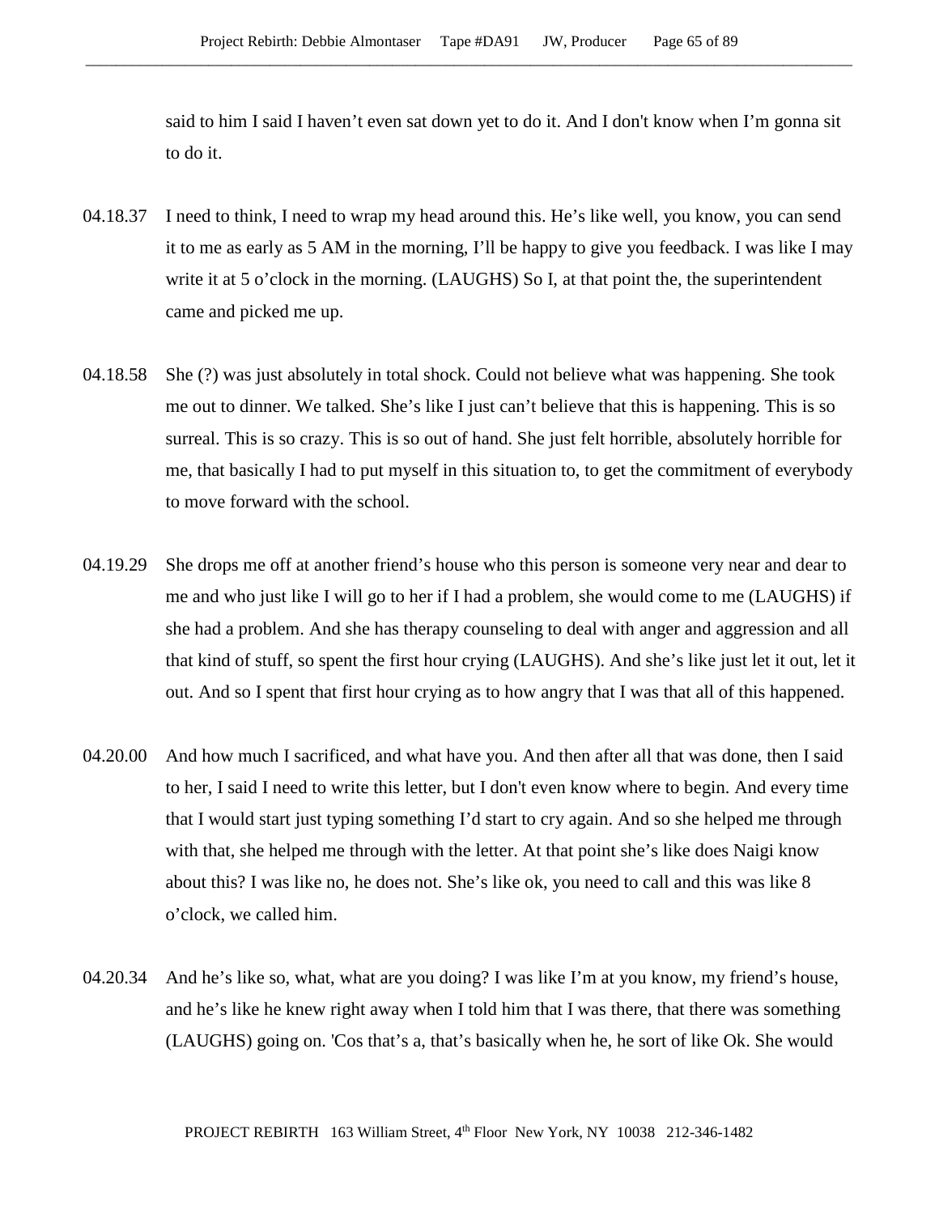said to him I said I haven't even sat down yet to do it. And I don't know when I'm gonna sit to do it.

04.18.37 I need to think, I need to wrap my head around this. He's like well, you know, you can send it to me as early as 5 AM in the morning, I'll be happy to give you feedback. I was like I may write it at 5 o'clock in the morning. (LAUGHS) So I, at that point the, the superintendent came and picked me up.

04.18.58 She (?) was just absolutely in total shock. Could not believe what was happening. She took me out to dinner. We talked. She's like I just can't believe that this is happening. This is so surreal. This is so crazy. This is so out of hand. She just felt horrible, absolutely horrible for me, that basically I had to put myself in this situation to, to get the commitment of everybody to move forward with the school.

04.19.29 She drops me off at another friend's house who this person is someone very near and dear to me and who just like I will go to her if I had a problem, she would come to me (LAUGHS) if she had a problem. And she has therapy counseling to deal with anger and aggression and all that kind of stuff, so spent the first hour crying (LAUGHS). And she's like just let it out, let it out. And so I spent that first hour crying as to how angry that I was that all of this happened.

04.20.00 And how much I sacrificed, and what have you. And then after all that was done, then I said to her, I said I need to write this letter, but I don't even know where to begin. And every time that I would start just typing something I'd start to cry again. And so she helped me through with that, she helped me through with the letter. At that point she's like does Naigi know about this? I was like no, he does not. She's like ok, you need to call and this was like 8 o'clock, we called him.

04.20.34 And he's like so, what, what are you doing? I was like I'm at you know, my friend's house, and he's like he knew right away when I told him that I was there, that there was something (LAUGHS) going on. 'Cos that's a, that's basically when he, he sort of like Ok. She would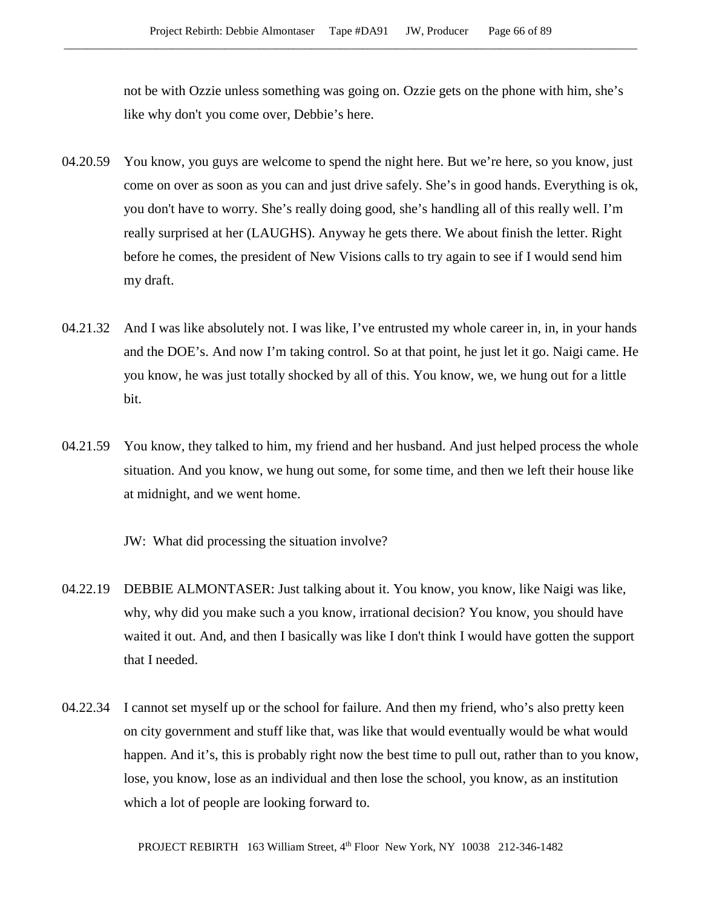not be with Ozzie unless something was going on. Ozzie gets on the phone with him, she's like why don't you come over, Debbie's here.

04.20.59 You know, you guys are welcome to spend the night here. But we're here, so you know, just come on over as soon as you can and just drive safely. She's in good hands. Everything is ok, you don't have to worry. She's really doing good, she's handling all of this really well. I'm really surprised at her (LAUGHS). Anyway he gets there. We about finish the letter. Right before he comes, the president of New Visions calls to try again to see if I would send him my draft.

04.21.32 And I was like absolutely not. I was like, I've entrusted my whole career in, in, in your hands and the DOE's. And now I'm taking control. So at that point, he just let it go. Naigi came. He you know, he was just totally shocked by all of this. You know, we, we hung out for a little bit.

04.21.59 You know, they talked to him, my friend and her husband. And just helped process the whole situation. And you know, we hung out some, for some time, and then we left their house like at midnight, and we went home.

JW: What did processing the situation involve?

04.22.19 DEBBIE ALMONTASER: Just talking about it. You know, you know, like Naigi was like, why, why did you make such a you know, irrational decision? You know, you should have waited it out. And, and then I basically was like I don't think I would have gotten the support that I needed.

04.22.34 I cannot set myself up or the school for failure. And then my friend, who's also pretty keen on city government and stuff like that, was like that would eventually would be what would happen. And it's, this is probably right now the best time to pull out, rather than to you know, lose, you know, lose as an individual and then lose the school, you know, as an institution which a lot of people are looking forward to.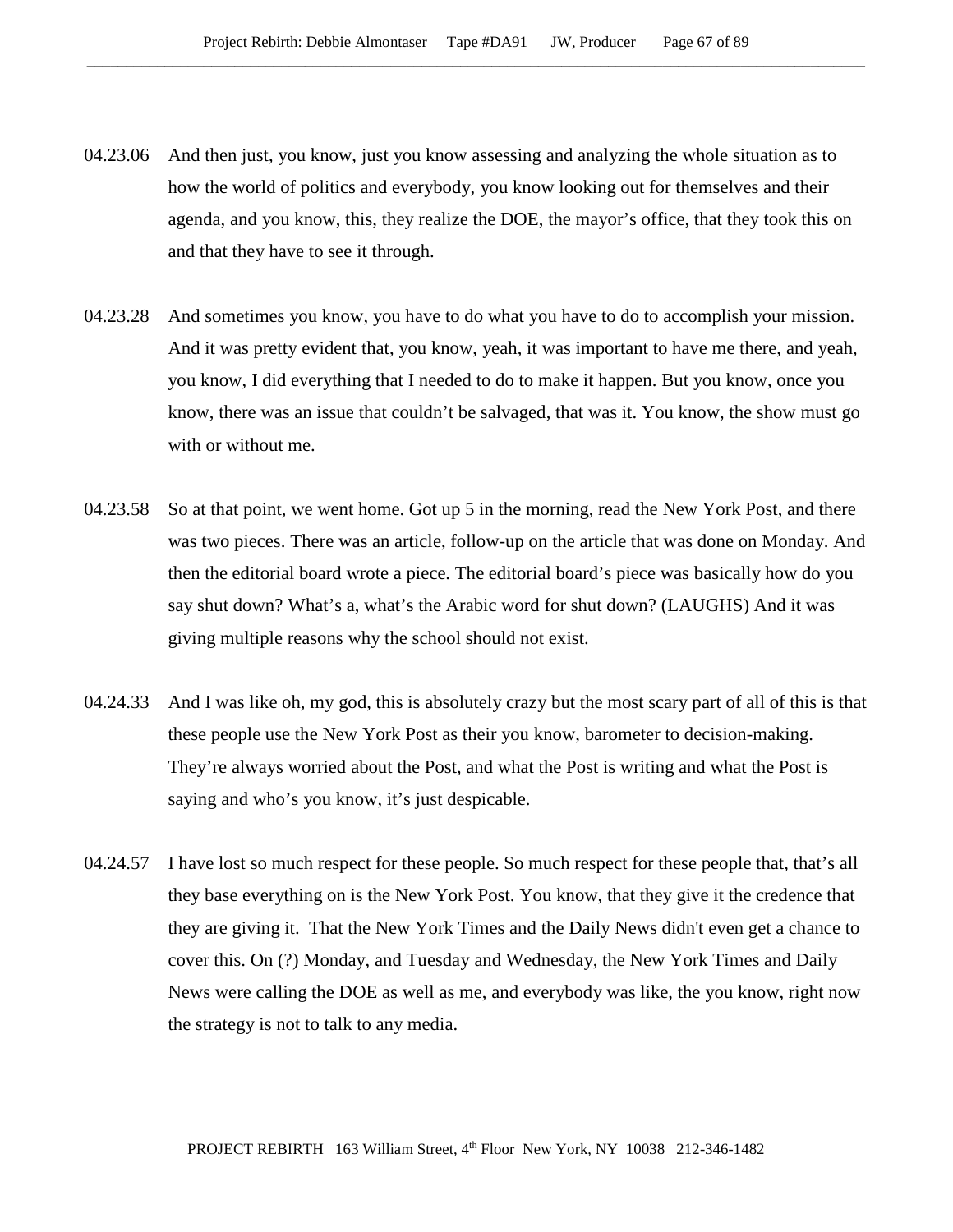04.23.06 And then just, you know, just you know assessing and analyzing the whole situation as to how the world of politics and everybody, you know looking out for themselves and their agenda, and you know, this, they realize the DOE, the mayor's office, that they took this on and that they have to see it through.

04.23.28 And sometimes you know, you have to do what you have to do to accomplish your mission. And it was pretty evident that, you know, yeah, it was important to have me there, and yeah, you know, I did everything that I needed to do to make it happen. But you know, once you know, there was an issue that couldn't be salvaged, that was it. You know, the show must go with or without me.

04.23.58 So at that point, we went home. Got up 5 in the morning, read the New York Post, and there was two pieces. There was an article, follow-up on the article that was done on Monday. And then the editorial board wrote a piece. The editorial board's piece was basically how do you say shut down? What's a, what's the Arabic word for shut down? (LAUGHS) And it was giving multiple reasons why the school should not exist.

04.24.33 And I was like oh, my god, this is absolutely crazy but the most scary part of all of this is that these people use the New York Post as their you know, barometer to decision-making. They're always worried about the Post, and what the Post is writing and what the Post is saying and who's you know, it's just despicable.

04.24.57 I have lost so much respect for these people. So much respect for these people that, that's all they base everything on is the New York Post. You know, that they give it the credence that they are giving it. That the New York Times and the Daily News didn't even get a chance to cover this. On (?) Monday, and Tuesday and Wednesday, the New York Times and Daily News were calling the DOE as well as me, and everybody was like, the you know, right now the strategy is not to talk to any media.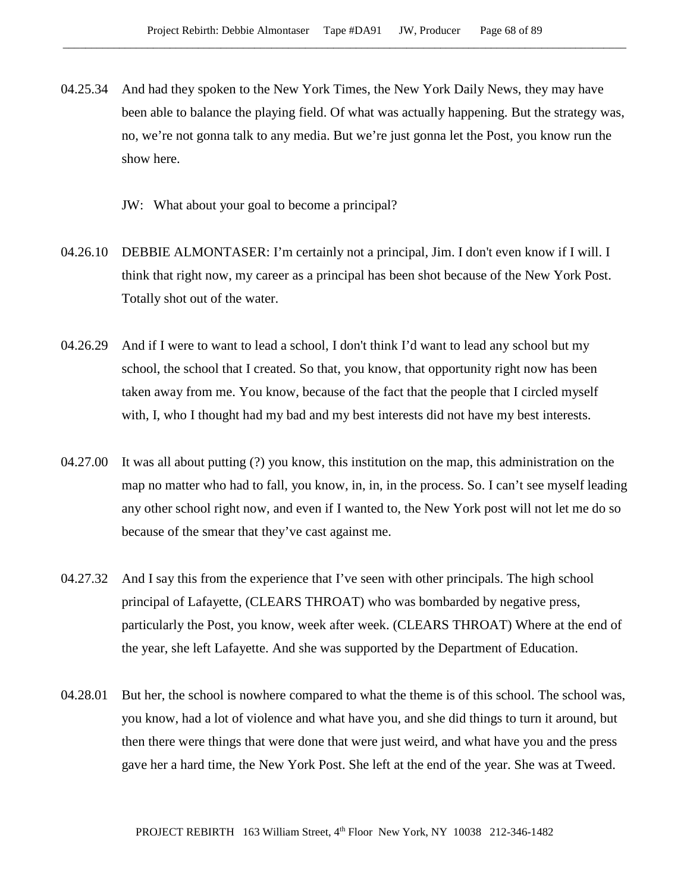04.25.34 And had they spoken to the New York Times, the New York Daily News, they may have been able to balance the playing field. Of what was actually happening. But the strategy was, no, we're not gonna talk to any media. But we're just gonna let the Post, you know run the show here.

JW: What about your goal to become a principal?

04.26.10 DEBBIE ALMONTASER: I'm certainly not a principal, Jim. I don't even know if I will. I think that right now, my career as a principal has been shot because of the New York Post. Totally shot out of the water.

04.26.29 And if I were to want to lead a school, I don't think I'd want to lead any school but my school, the school that I created. So that, you know, that opportunity right now has been taken away from me. You know, because of the fact that the people that I circled myself with, I, who I thought had my bad and my best interests did not have my best interests.

04.27.00 It was all about putting (?) you know, this institution on the map, this administration on the map no matter who had to fall, you know, in, in, in the process. So. I can't see myself leading any other school right now, and even if I wanted to, the New York post will not let me do so because of the smear that they've cast against me.

04.27.32 And I say this from the experience that I've seen with other principals. The high school principal of Lafayette, (CLEARS THROAT) who was bombarded by negative press, particularly the Post, you know, week after week. (CLEARS THROAT) Where at the end of the year, she left Lafayette. And she was supported by the Department of Education.

04.28.01 But her, the school is nowhere compared to what the theme is of this school. The school was, you know, had a lot of violence and what have you, and she did things to turn it around, but then there were things that were done that were just weird, and what have you and the press gave her a hard time, the New York Post. She left at the end of the year. She was at Tweed.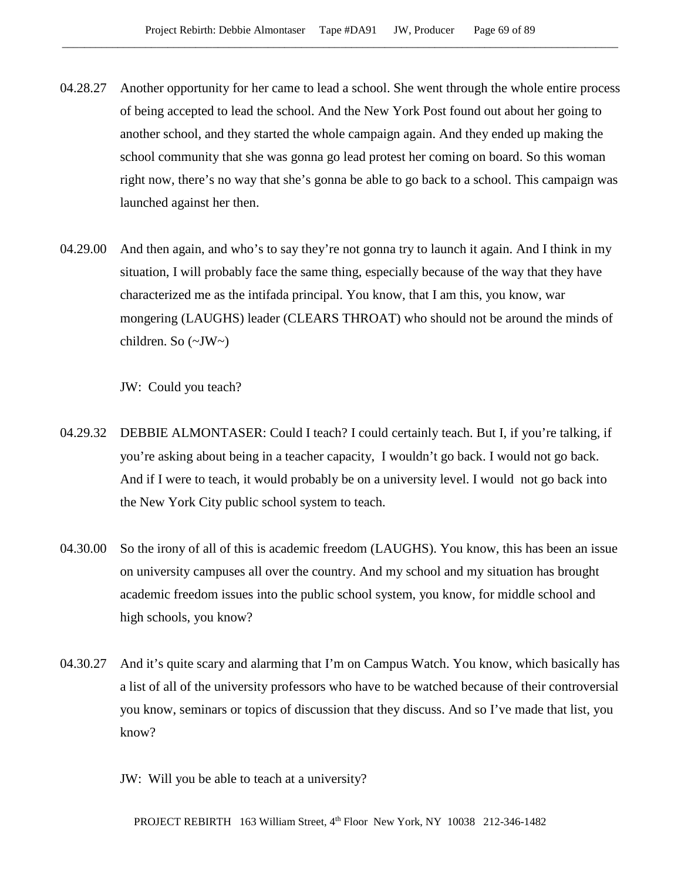04.28.27 Another opportunity for her came to lead a school. She went through the whole entire process of being accepted to lead the school. And the New York Post found out about her going to another school, and they started the whole campaign again. And they ended up making the school community that she was gonna go lead protest her coming on board. So this woman right now, there's no way that she's gonna be able to go back to a school. This campaign was launched against her then.

04.29.00 And then again, and who's to say they're not gonna try to launch it again. And I think in my situation, I will probably face the same thing, especially because of the way that they have characterized me as the intifada principal. You know, that I am this, you know, war mongering (LAUGHS) leader (CLEARS THROAT) who should not be around the minds of children. So (~JW~)

JW: Could you teach?

04.29.32 DEBBIE ALMONTASER: Could I teach? I could certainly teach. But I, if you're talking, if you're asking about being in a teacher capacity, I wouldn't go back. I would not go back. And if I were to teach, it would probably be on a university level. I would not go back into the New York City public school system to teach.

04.30.00 So the irony of all of this is academic freedom (LAUGHS). You know, this has been an issue on university campuses all over the country. And my school and my situation has brought academic freedom issues into the public school system, you know, for middle school and high schools, you know?

04.30.27 And it's quite scary and alarming that I'm on Campus Watch. You know, which basically has a list of all of the university professors who have to be watched because of their controversial you know, seminars or topics of discussion that they discuss. And so I've made that list, you know?

JW: Will you be able to teach at a university?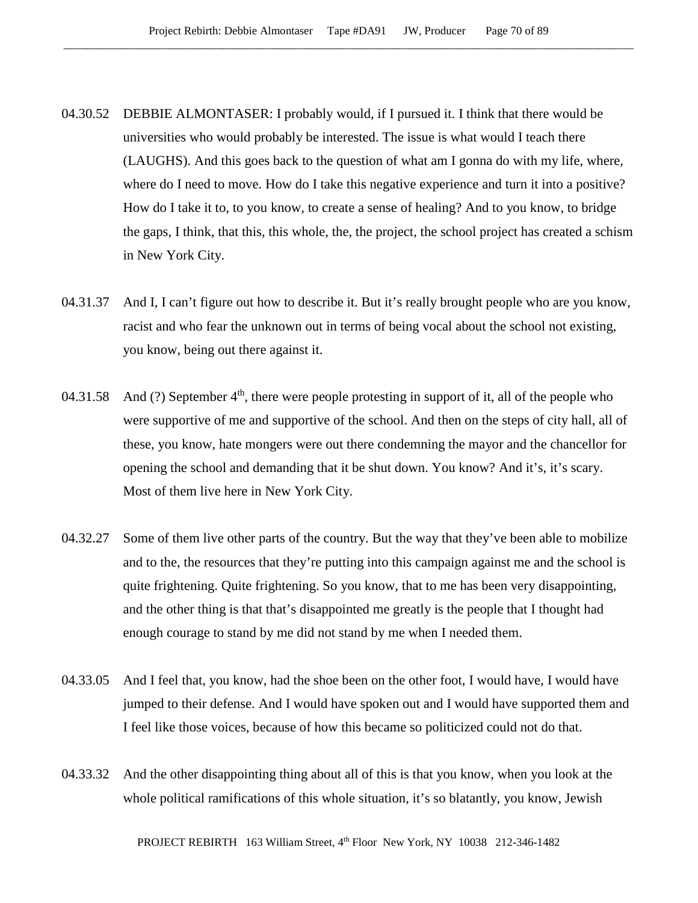04.30.52 DEBBIE ALMONTASER: I probably would, if I pursued it. I think that there would be universities who would probably be interested. The issue is what would I teach there (LAUGHS). And this goes back to the question of what am I gonna do with my life, where, where do I need to move. How do I take this negative experience and turn it into a positive? How do I take it to, to you know, to create a sense of healing? And to you know, to bridge the gaps, I think, that this, this whole, the, the project, the school project has created a schism in New York City.

04.31.37 And I, I can't figure out how to describe it. But it's really brought people who are you know, racist and who fear the unknown out in terms of being vocal about the school not existing, you know, being out there against it.

04.31.58 And (?) September 4th, there were people protesting in support of it, all of the people who were supportive of me and supportive of the school. And then on the steps of city hall, all of these, you know, hate mongers were out there condemning the mayor and the chancellor for opening the school and demanding that it be shut down. You know? And it's, it's scary. Most of them live here in New York City.

04.32.27 Some of them live other parts of the country. But the way that they've been able to mobilize and to the, the resources that they're putting into this campaign against me and the school is quite frightening. Quite frightening. So you know, that to me has been very disappointing, and the other thing is that that's disappointed me greatly is the people that I thought had enough courage to stand by me did not stand by me when I needed them.

04.33.05 And I feel that, you know, had the shoe been on the other foot, I would have, I would have jumped to their defense. And I would have spoken out and I would have supported them and I feel like those voices, because of how this became so politicized could not do that.

04.33.32 And the other disappointing thing about all of this is that you know, when you look at the whole political ramifications of this whole situation, it's so blatantly, you know, Jewish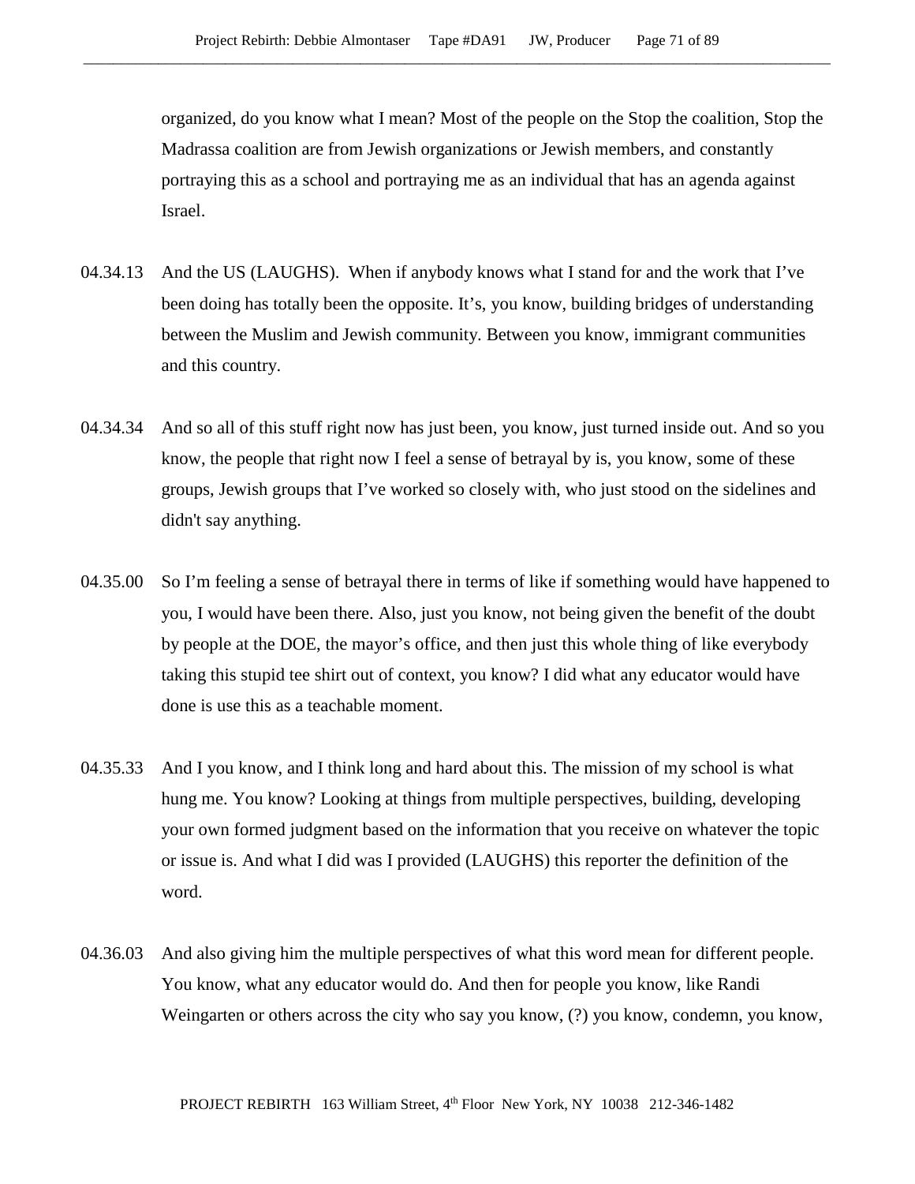organized, do you know what I mean? Most of the people on the Stop the coalition, Stop the Madrassa coalition are from Jewish organizations or Jewish members, and constantly portraying this as a school and portraying me as an individual that has an agenda against Israel.

04.34.13 And the US (LAUGHS). When if anybody knows what I stand for and the work that I've been doing has totally been the opposite. It's, you know, building bridges of understanding between the Muslim and Jewish community. Between you know, immigrant communities and this country.

04.34.34 And so all of this stuff right now has just been, you know, just turned inside out. And so you know, the people that right now I feel a sense of betrayal by is, you know, some of these groups, Jewish groups that I've worked so closely with, who just stood on the sidelines and didn't say anything.

04.35.00 So I'm feeling a sense of betrayal there in terms of like if something would have happened to you, I would have been there. Also, just you know, not being given the benefit of the doubt by people at the DOE, the mayor's office, and then just this whole thing of like everybody taking this stupid tee shirt out of context, you know? I did what any educator would have done is use this as a teachable moment.

04.35.33 And I you know, and I think long and hard about this. The mission of my school is what hung me. You know? Looking at things from multiple perspectives, building, developing your own formed judgment based on the information that you receive on whatever the topic or issue is. And what I did was I provided (LAUGHS) this reporter the definition of the word.

04.36.03 And also giving him the multiple perspectives of what this word mean for different people. You know, what any educator would do. And then for people you know, like Randi Weingarten or others across the city who say you know, (?) you know, condemn, you know,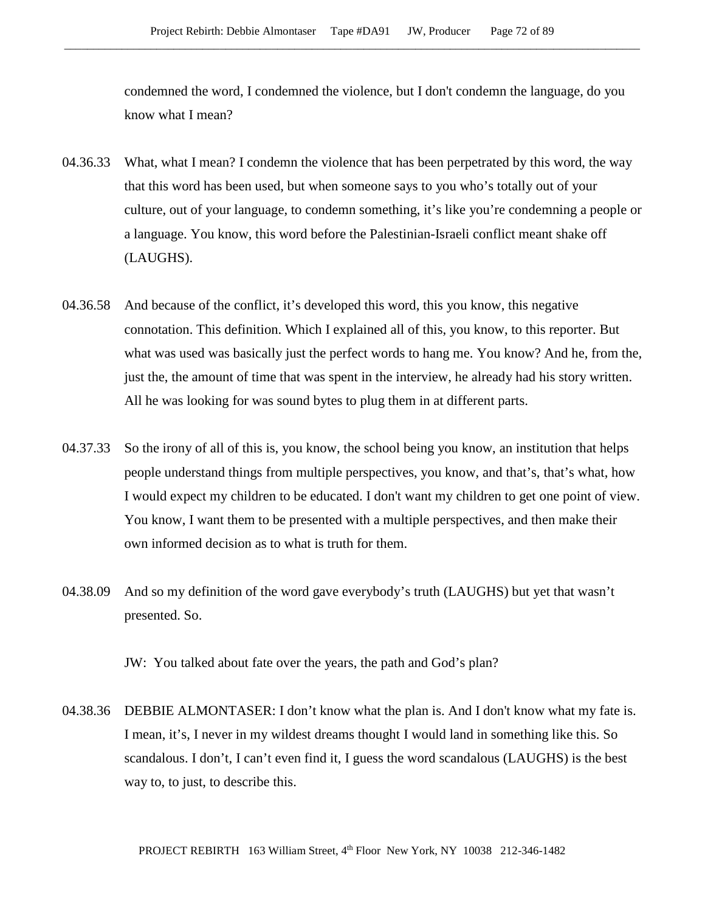condemned the word, I condemned the violence, but I don't condemn the language, do you know what I mean?

04.36.33 What, what I mean? I condemn the violence that has been perpetrated by this word, the way that this word has been used, but when someone says to you who's totally out of your culture, out of your language, to condemn something, it's like you're condemning a people or a language. You know, this word before the Palestinian-Israeli conflict meant shake off (LAUGHS).

04.36.58 And because of the conflict, it's developed this word, this you know, this negative connotation. This definition. Which I explained all of this, you know, to this reporter. But what was used was basically just the perfect words to hang me. You know? And he, from the, just the, the amount of time that was spent in the interview, he already had his story written. All he was looking for was sound bytes to plug them in at different parts.

04.37.33 So the irony of all of this is, you know, the school being you know, an institution that helps people understand things from multiple perspectives, you know, and that's, that's what, how I would expect my children to be educated. I don't want my children to get one point of view. You know, I want them to be presented with a multiple perspectives, and then make their own informed decision as to what is truth for them.

04.38.09 And so my definition of the word gave everybody's truth (LAUGHS) but yet that wasn't presented. So.

JW: You talked about fate over the years, the path and God's plan?

04.38.36 DEBBIE ALMONTASER: I don't know what the plan is. And I don't know what my fate is. I mean, it's, I never in my wildest dreams thought I would land in something like this. So scandalous. I don't, I can't even find it, I guess the word scandalous (LAUGHS) is the best way to, to just, to describe this.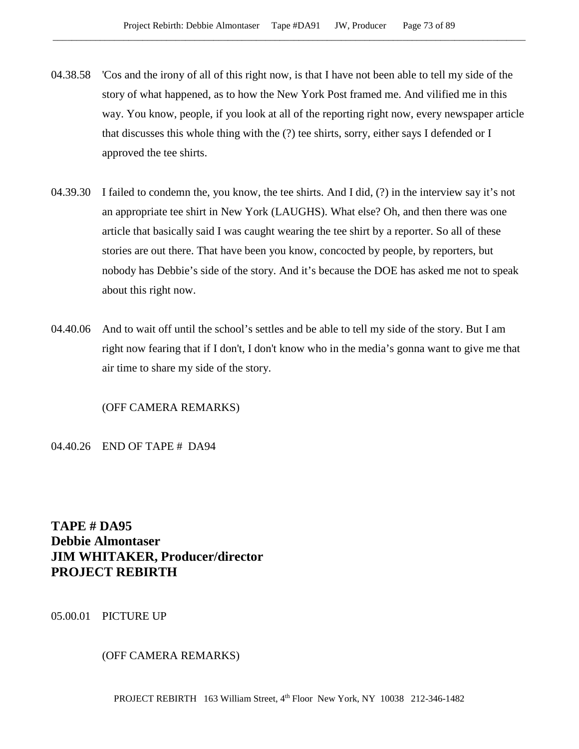04.38.58 'Cos and the irony of all of this right now, is that I have not been able to tell my side of the story of what happened, as to how the New York Post framed me. And vilified me in this way. You know, people, if you look at all of the reporting right now, every newspaper article that discusses this whole thing with the (?) tee shirts, sorry, either says I defended or I approved the tee shirts.

04.39.30 I failed to condemn the, you know, the tee shirts. And I did, (?) in the interview say it's not an appropriate tee shirt in New York (LAUGHS). What else? Oh, and then there was one article that basically said I was caught wearing the tee shirt by a reporter. So all of these stories are out there. That have been you know, concocted by people, by reporters, but nobody has Debbie's side of the story. And it's because the DOE has asked me not to speak about this right now.

04.40.06 And to wait off until the school's settles and be able to tell my side of the story. But I am right now fearing that if I don't, I don't know who in the media's gonna want to give me that air time to share my side of the story.

(OFF CAMERA REMARKS)

04.40.26 END OF TAPE # DA94

**TAPE # DA95**
**Debbie Almontaser**
**JIM WHITAKER, Producer/director**
**PROJECT REBIRTH**

05.00.01 PICTURE UP

(OFF CAMERA REMARKS)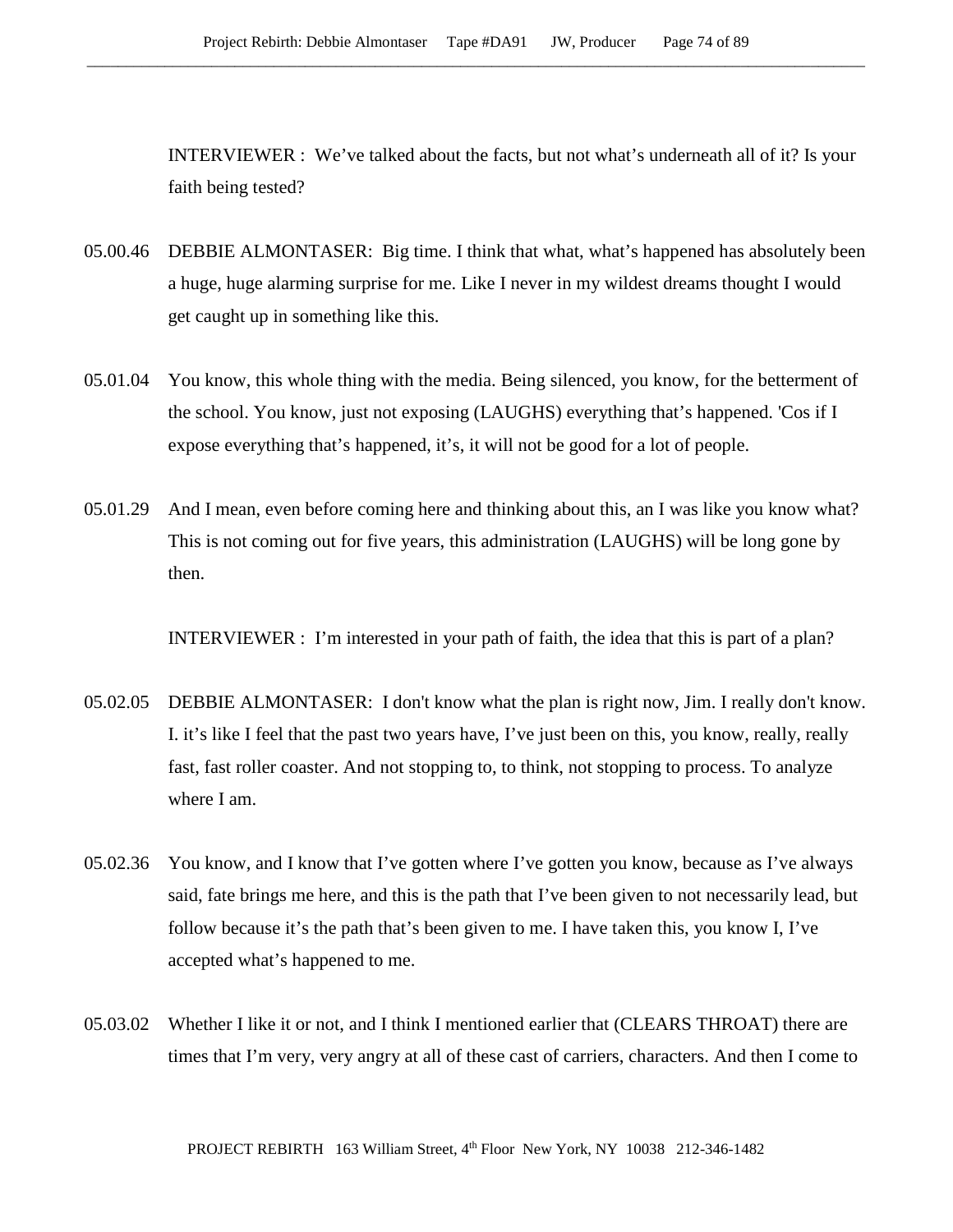INTERVIEWER : We've talked about the facts, but not what's underneath all of it? Is your faith being tested?

05.00.46 DEBBIE ALMONTASER: Big time. I think that what, what's happened has absolutely been a huge, huge alarming surprise for me. Like I never in my wildest dreams thought I would get caught up in something like this.

05.01.04 You know, this whole thing with the media. Being silenced, you know, for the betterment of the school. You know, just not exposing (LAUGHS) everything that's happened. 'Cos if I expose everything that's happened, it's, it will not be good for a lot of people.

05.01.29 And I mean, even before coming here and thinking about this, an I was like you know what? This is not coming out for five years, this administration (LAUGHS) will be long gone by then.

INTERVIEWER : I'm interested in your path of faith, the idea that this is part of a plan?

05.02.05 DEBBIE ALMONTASER: I don't know what the plan is right now, Jim. I really don't know. I. it's like I feel that the past two years have, I've just been on this, you know, really, really fast, fast roller coaster. And not stopping to, to think, not stopping to process. To analyze where I am.

05.02.36 You know, and I know that I've gotten where I've gotten you know, because as I've always said, fate brings me here, and this is the path that I've been given to not necessarily lead, but follow because it's the path that's been given to me. I have taken this, you know I, I've accepted what's happened to me.

05.03.02 Whether I like it or not, and I think I mentioned earlier that (CLEARS THROAT) there are times that I'm very, very angry at all of these cast of carriers, characters. And then I come to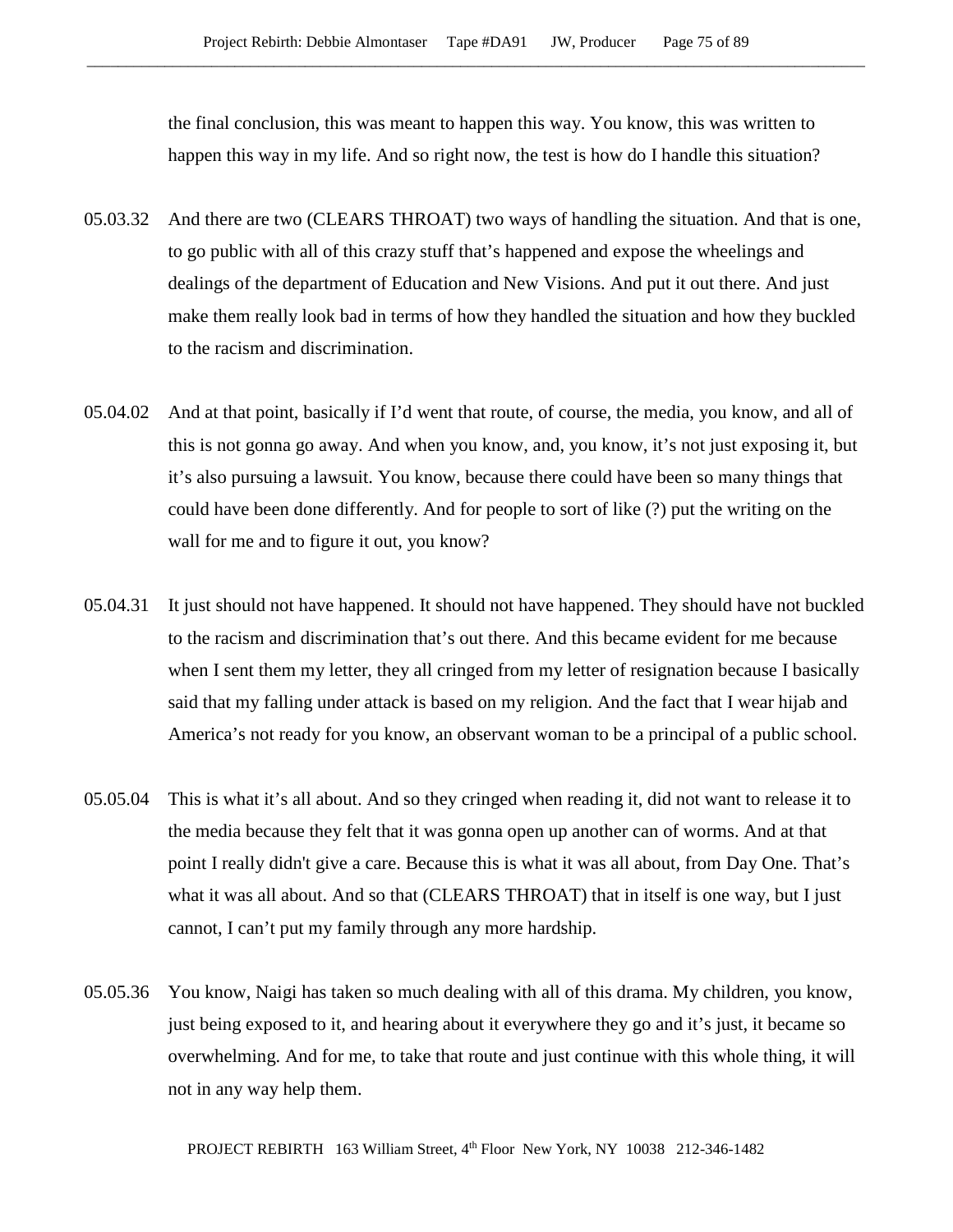the final conclusion, this was meant to happen this way. You know, this was written to happen this way in my life. And so right now, the test is how do I handle this situation?

05.03.32 And there are two (CLEARS THROAT) two ways of handling the situation. And that is one, to go public with all of this crazy stuff that's happened and expose the wheelings and dealings of the department of Education and New Visions. And put it out there. And just make them really look bad in terms of how they handled the situation and how they buckled to the racism and discrimination.

05.04.02 And at that point, basically if I'd went that route, of course, the media, you know, and all of this is not gonna go away. And when you know, and, you know, it's not just exposing it, but it's also pursuing a lawsuit. You know, because there could have been so many things that could have been done differently. And for people to sort of like (?) put the writing on the wall for me and to figure it out, you know?

05.04.31 It just should not have happened. It should not have happened. They should have not buckled to the racism and discrimination that's out there. And this became evident for me because when I sent them my letter, they all cringed from my letter of resignation because I basically said that my falling under attack is based on my religion. And the fact that I wear hijab and America's not ready for you know, an observant woman to be a principal of a public school.

05.05.04 This is what it's all about. And so they cringed when reading it, did not want to release it to the media because they felt that it was gonna open up another can of worms. And at that point I really didn't give a care. Because this is what it was all about, from Day One. That's what it was all about. And so that (CLEARS THROAT) that in itself is one way, but I just cannot, I can't put my family through any more hardship.

05.05.36 You know, Naigi has taken so much dealing with all of this drama. My children, you know, just being exposed to it, and hearing about it everywhere they go and it's just, it became so overwhelming. And for me, to take that route and just continue with this whole thing, it will not in any way help them.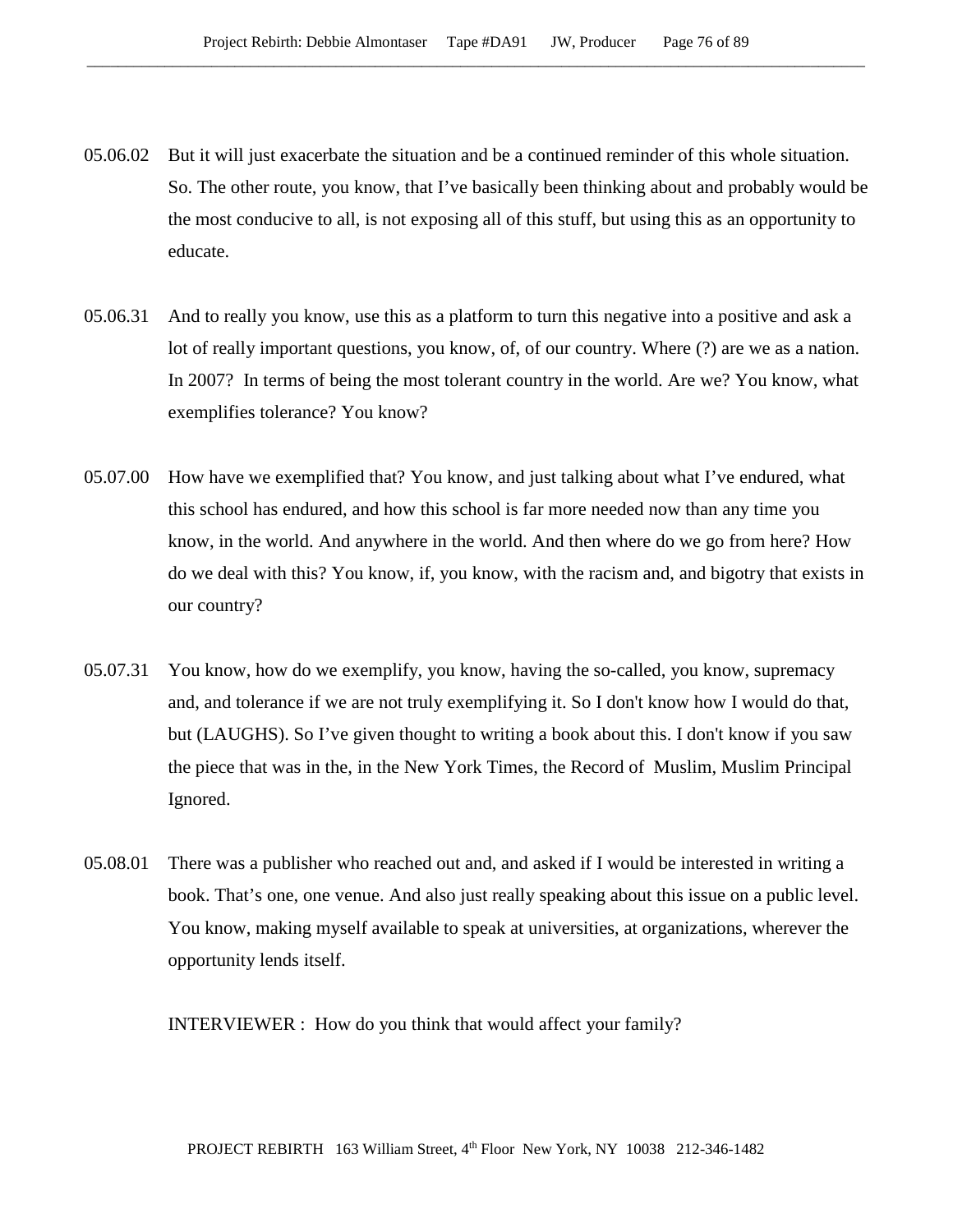05.06.02 But it will just exacerbate the situation and be a continued reminder of this whole situation. So. The other route, you know, that I've basically been thinking about and probably would be the most conducive to all, is not exposing all of this stuff, but using this as an opportunity to educate.

05.06.31 And to really you know, use this as a platform to turn this negative into a positive and ask a lot of really important questions, you know, of, of our country. Where (?) are we as a nation. In 2007? In terms of being the most tolerant country in the world. Are we? You know, what exemplifies tolerance? You know?

05.07.00 How have we exemplified that? You know, and just talking about what I've endured, what this school has endured, and how this school is far more needed now than any time you know, in the world. And anywhere in the world. And then where do we go from here? How do we deal with this? You know, if, you know, with the racism and, and bigotry that exists in our country?

05.07.31 You know, how do we exemplify, you know, having the so-called, you know, supremacy and, and tolerance if we are not truly exemplifying it. So I don't know how I would do that, but (LAUGHS). So I've given thought to writing a book about this. I don't know if you saw the piece that was in the, in the New York Times, the Record of Muslim, Muslim Principal Ignored.

05.08.01 There was a publisher who reached out and, and asked if I would be interested in writing a book. That's one, one venue. And also just really speaking about this issue on a public level. You know, making myself available to speak at universities, at organizations, wherever the opportunity lends itself.

INTERVIEWER : How do you think that would affect your family?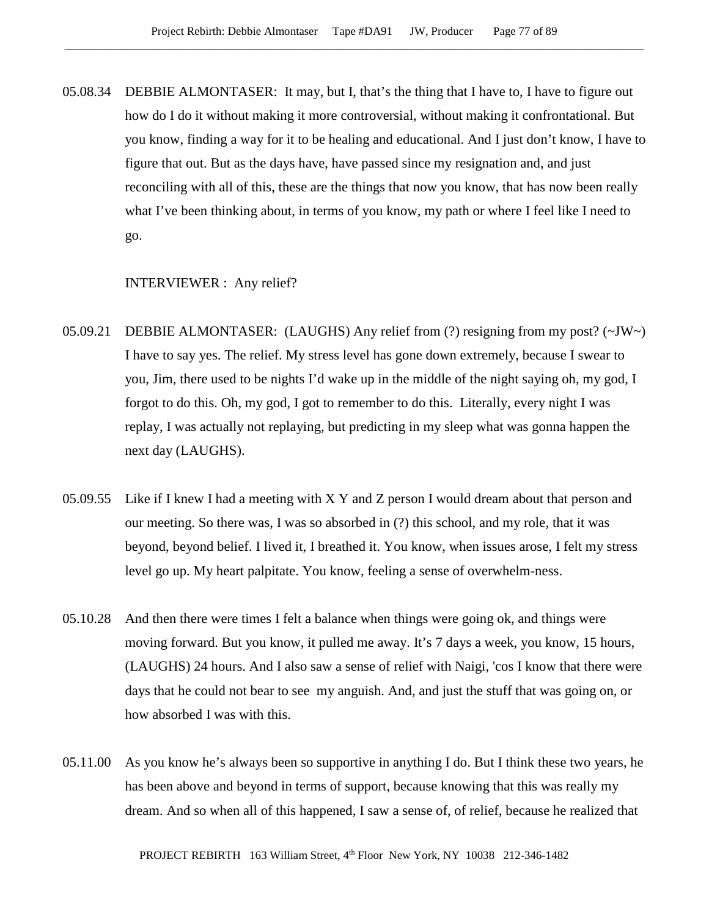05.08.34 DEBBIE ALMONTASER: It may, but I, that's the thing that I have to, I have to figure out how do I do it without making it more controversial, without making it confrontational. But you know, finding a way for it to be healing and educational. And I just don't know, I have to figure that out. But as the days have, have passed since my resignation and, and just reconciling with all of this, these are the things that now you know, that has now been really what I've been thinking about, in terms of you know, my path or where I feel like I need to go.

INTERVIEWER : Any relief?

05.09.21 DEBBIE ALMONTASER: (LAUGHS) Any relief from (?) resigning from my post? (~JW~) I have to say yes. The relief. My stress level has gone down extremely, because I swear to you, Jim, there used to be nights I'd wake up in the middle of the night saying oh, my god, I forgot to do this. Oh, my god, I got to remember to do this. Literally, every night I was replay, I was actually not replaying, but predicting in my sleep what was gonna happen the next day (LAUGHS).

05.09.55 Like if I knew I had a meeting with X Y and Z person I would dream about that person and our meeting. So there was, I was so absorbed in (?) this school, and my role, that it was beyond, beyond belief. I lived it, I breathed it. You know, when issues arose, I felt my stress level go up. My heart palpitate. You know, feeling a sense of overwhelm-ness.

05.10.28 And then there were times I felt a balance when things were going ok, and things were moving forward. But you know, it pulled me away. It's 7 days a week, you know, 15 hours, (LAUGHS) 24 hours. And I also saw a sense of relief with Naigi, 'cos I know that there were days that he could not bear to see my anguish. And, and just the stuff that was going on, or how absorbed I was with this.

05.11.00 As you know he's always been so supportive in anything I do. But I think these two years, he has been above and beyond in terms of support, because knowing that this was really my dream. And so when all of this happened, I saw a sense of, of relief, because he realized that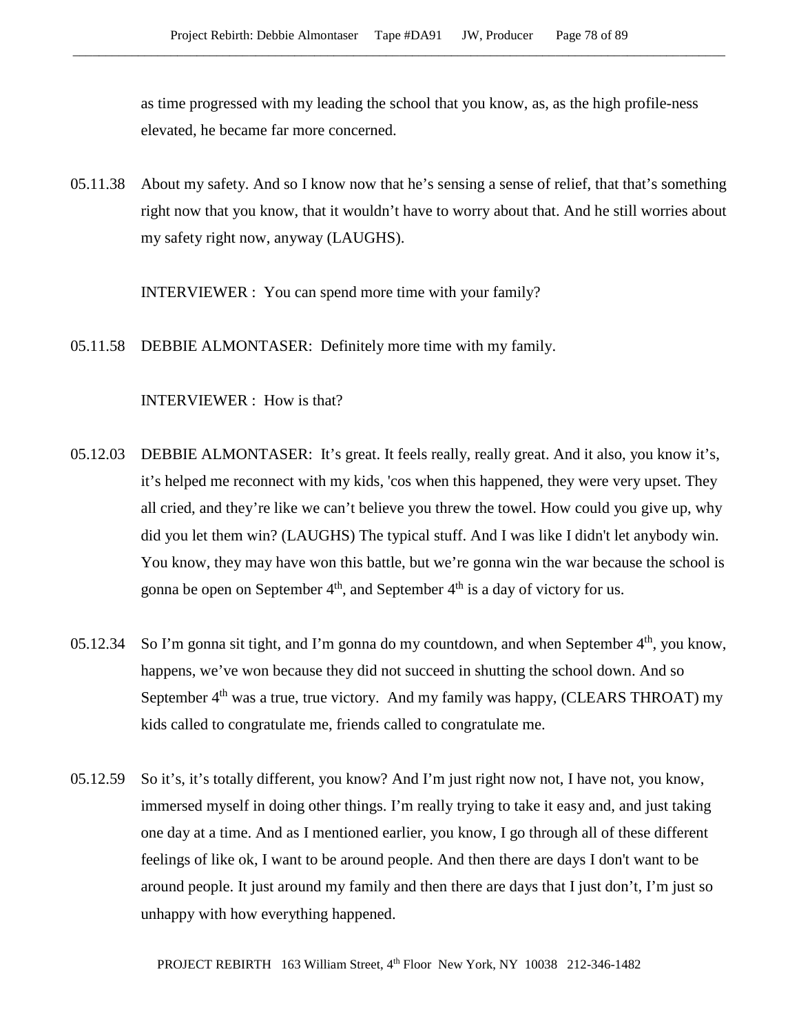as time progressed with my leading the school that you know, as, as the high profile-ness elevated, he became far more concerned.

05.11.38 About my safety. And so I know now that he's sensing a sense of relief, that that's something right now that you know, that it wouldn't have to worry about that. And he still worries about my safety right now, anyway (LAUGHS).

INTERVIEWER : You can spend more time with your family?

05.11.58 DEBBIE ALMONTASER: Definitely more time with my family.

INTERVIEWER : How is that?

05.12.03 DEBBIE ALMONTASER: It's great. It feels really, really great. And it also, you know it's, it's helped me reconnect with my kids, 'cos when this happened, they were very upset. They all cried, and they're like we can't believe you threw the towel. How could you give up, why did you let them win? (LAUGHS) The typical stuff. And I was like I didn't let anybody win. You know, they may have won this battle, but we're gonna win the war because the school is gonna be open on September 4th, and September 4th is a day of victory for us.

05.12.34 So I'm gonna sit tight, and I'm gonna do my countdown, and when September 4th, you know, happens, we've won because they did not succeed in shutting the school down. And so September 4th was a true, true victory. And my family was happy, (CLEARS THROAT) my kids called to congratulate me, friends called to congratulate me.

05.12.59 So it's, it's totally different, you know? And I'm just right now not, I have not, you know, immersed myself in doing other things. I'm really trying to take it easy and, and just taking one day at a time. And as I mentioned earlier, you know, I go through all of these different feelings of like ok, I want to be around people. And then there are days I don't want to be around people. It just around my family and then there are days that I just don't, I'm just so unhappy with how everything happened.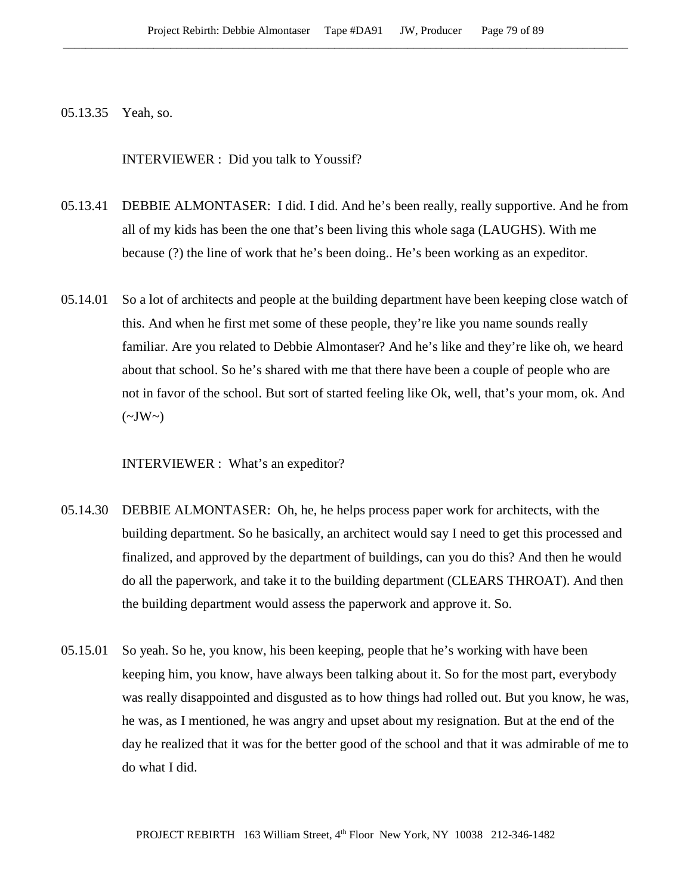05.13.35 Yeah, so.

INTERVIEWER : Did you talk to Youssif?

05.13.41 DEBBIE ALMONTASER: I did. I did. And he's been really, really supportive. And he from all of my kids has been the one that's been living this whole saga (LAUGHS). With me because (?) the line of work that he's been doing.. He's been working as an expeditor.

05.14.01 So a lot of architects and people at the building department have been keeping close watch of this. And when he first met some of these people, they're like you name sounds really familiar. Are you related to Debbie Almontaser? And he's like and they're like oh, we heard about that school. So he's shared with me that there have been a couple of people who are not in favor of the school. But sort of started feeling like Ok, well, that's your mom, ok. And (~JW~)

INTERVIEWER : What's an expeditor?

05.14.30 DEBBIE ALMONTASER: Oh, he, he helps process paper work for architects, with the building department. So he basically, an architect would say I need to get this processed and finalized, and approved by the department of buildings, can you do this? And then he would do all the paperwork, and take it to the building department (CLEARS THROAT). And then the building department would assess the paperwork and approve it. So.

05.15.01 So yeah. So he, you know, his been keeping, people that he's working with have been keeping him, you know, have always been talking about it. So for the most part, everybody was really disappointed and disgusted as to how things had rolled out. But you know, he was, he was, as I mentioned, he was angry and upset about my resignation. But at the end of the day he realized that it was for the better good of the school and that it was admirable of me to do what I did.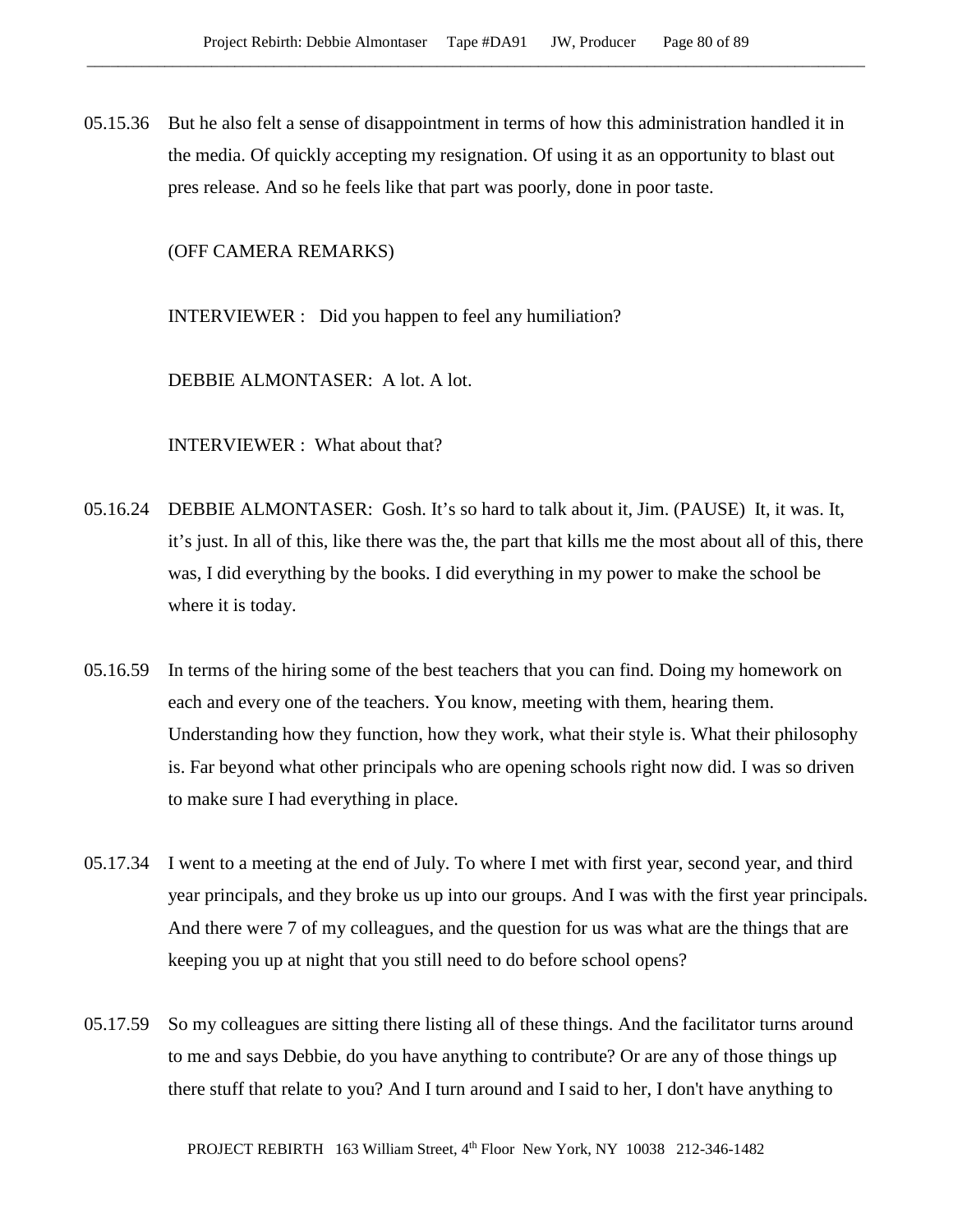05.15.36 But he also felt a sense of disappointment in terms of how this administration handled it in the media. Of quickly accepting my resignation. Of using it as an opportunity to blast out pres release. And so he feels like that part was poorly, done in poor taste.

(OFF CAMERA REMARKS)

INTERVIEWER : Did you happen to feel any humiliation?

DEBBIE ALMONTASER: A lot. A lot.

INTERVIEWER : What about that?

05.16.24 DEBBIE ALMONTASER: Gosh. It's so hard to talk about it, Jim. (PAUSE) It, it was. It, it's just. In all of this, like there was the, the part that kills me the most about all of this, there was, I did everything by the books. I did everything in my power to make the school be where it is today.

05.16.59 In terms of the hiring some of the best teachers that you can find. Doing my homework on each and every one of the teachers. You know, meeting with them, hearing them. Understanding how they function, how they work, what their style is. What their philosophy is. Far beyond what other principals who are opening schools right now did. I was so driven to make sure I had everything in place.

05.17.34 I went to a meeting at the end of July. To where I met with first year, second year, and third year principals, and they broke us up into our groups. And I was with the first year principals. And there were 7 of my colleagues, and the question for us was what are the things that are keeping you up at night that you still need to do before school opens?

05.17.59 So my colleagues are sitting there listing all of these things. And the facilitator turns around to me and says Debbie, do you have anything to contribute? Or are any of those things up there stuff that relate to you? And I turn around and I said to her, I don't have anything to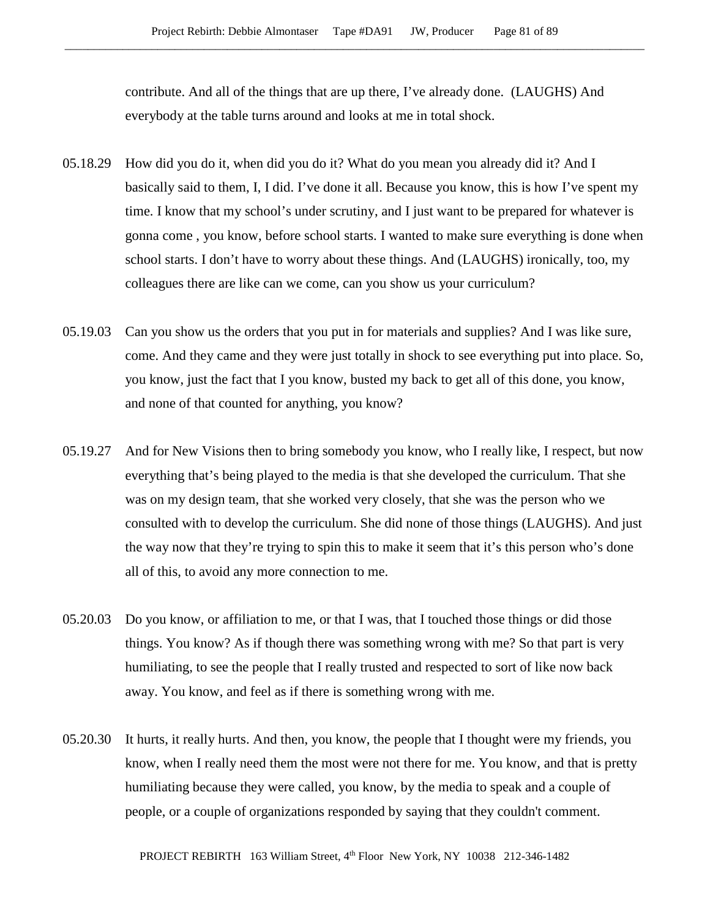contribute. And all of the things that are up there, I've already done. (LAUGHS) And everybody at the table turns around and looks at me in total shock.

05.18.29 How did you do it, when did you do it? What do you mean you already did it? And I basically said to them, I, I did. I've done it all. Because you know, this is how I've spent my time. I know that my school's under scrutiny, and I just want to be prepared for whatever is gonna come , you know, before school starts. I wanted to make sure everything is done when school starts. I don't have to worry about these things. And (LAUGHS) ironically, too, my colleagues there are like can we come, can you show us your curriculum?

05.19.03 Can you show us the orders that you put in for materials and supplies? And I was like sure, come. And they came and they were just totally in shock to see everything put into place. So, you know, just the fact that I you know, busted my back to get all of this done, you know, and none of that counted for anything, you know?

05.19.27 And for New Visions then to bring somebody you know, who I really like, I respect, but now everything that's being played to the media is that she developed the curriculum. That she was on my design team, that she worked very closely, that she was the person who we consulted with to develop the curriculum. She did none of those things (LAUGHS). And just the way now that they're trying to spin this to make it seem that it's this person who's done all of this, to avoid any more connection to me.

05.20.03 Do you know, or affiliation to me, or that I was, that I touched those things or did those things. You know? As if though there was something wrong with me? So that part is very humiliating, to see the people that I really trusted and respected to sort of like now back away. You know, and feel as if there is something wrong with me.

05.20.30 It hurts, it really hurts. And then, you know, the people that I thought were my friends, you know, when I really need them the most were not there for me. You know, and that is pretty humiliating because they were called, you know, by the media to speak and a couple of people, or a couple of organizations responded by saying that they couldn't comment.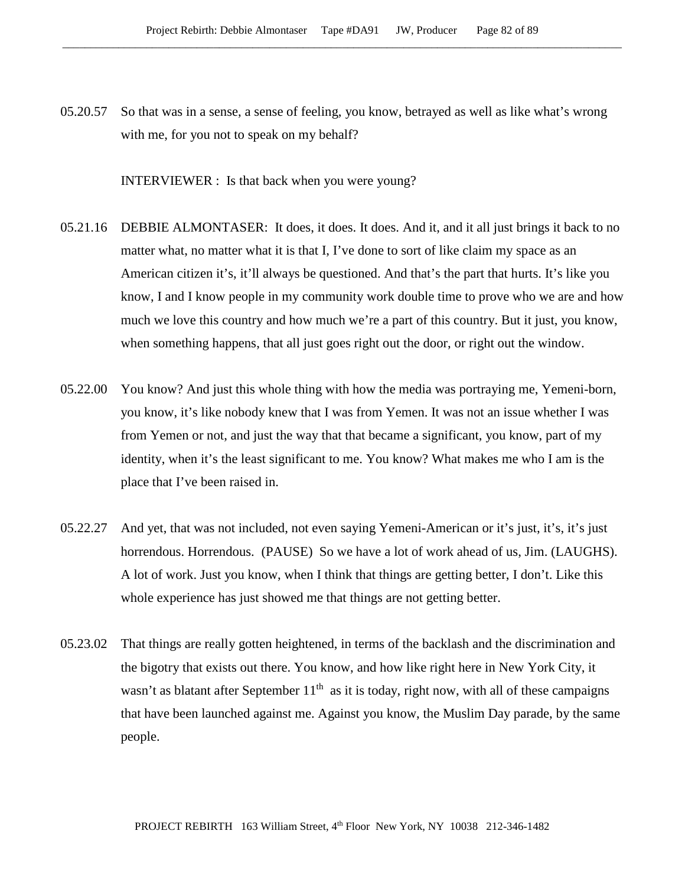05.20.57 So that was in a sense, a sense of feeling, you know, betrayed as well as like what's wrong with me, for you not to speak on my behalf?

INTERVIEWER : Is that back when you were young?

05.21.16 DEBBIE ALMONTASER: It does, it does. It does. And it, and it all just brings it back to no matter what, no matter what it is that I, I've done to sort of like claim my space as an American citizen it's, it'll always be questioned. And that's the part that hurts. It's like you know, I and I know people in my community work double time to prove who we are and how much we love this country and how much we're a part of this country. But it just, you know, when something happens, that all just goes right out the door, or right out the window.

05.22.00 You know? And just this whole thing with how the media was portraying me, Yemeni-born, you know, it's like nobody knew that I was from Yemen. It was not an issue whether I was from Yemen or not, and just the way that that became a significant, you know, part of my identity, when it's the least significant to me. You know? What makes me who I am is the place that I've been raised in.

05.22.27 And yet, that was not included, not even saying Yemeni-American or it's just, it's, it's just horrendous. Horrendous. (PAUSE) So we have a lot of work ahead of us, Jim. (LAUGHS). A lot of work. Just you know, when I think that things are getting better, I don't. Like this whole experience has just showed me that things are not getting better.

05.23.02 That things are really gotten heightened, in terms of the backlash and the discrimination and the bigotry that exists out there. You know, and how like right here in New York City, it wasn't as blatant after September 11th as it is today, right now, with all of these campaigns that have been launched against me. Against you know, the Muslim Day parade, by the same people.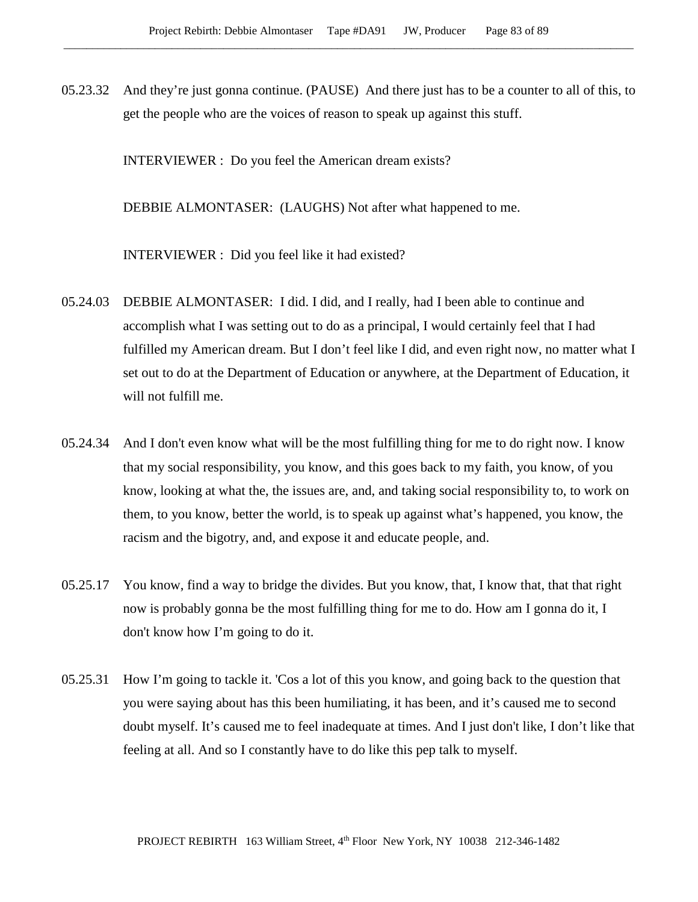05.23.32 And they're just gonna continue. (PAUSE) And there just has to be a counter to all of this, to get the people who are the voices of reason to speak up against this stuff.

INTERVIEWER : Do you feel the American dream exists?

DEBBIE ALMONTASER: (LAUGHS) Not after what happened to me.

INTERVIEWER : Did you feel like it had existed?

05.24.03 DEBBIE ALMONTASER: I did. I did, and I really, had I been able to continue and accomplish what I was setting out to do as a principal, I would certainly feel that I had fulfilled my American dream. But I don't feel like I did, and even right now, no matter what I set out to do at the Department of Education or anywhere, at the Department of Education, it will not fulfill me.

05.24.34 And I don't even know what will be the most fulfilling thing for me to do right now. I know that my social responsibility, you know, and this goes back to my faith, you know, of you know, looking at what the, the issues are, and, and taking social responsibility to, to work on them, to you know, better the world, is to speak up against what's happened, you know, the racism and the bigotry, and, and expose it and educate people, and.

05.25.17 You know, find a way to bridge the divides. But you know, that, I know that, that that right now is probably gonna be the most fulfilling thing for me to do. How am I gonna do it, I don't know how I'm going to do it.

05.25.31 How I'm going to tackle it. 'Cos a lot of this you know, and going back to the question that you were saying about has this been humiliating, it has been, and it's caused me to second doubt myself. It's caused me to feel inadequate at times. And I just don't like, I don't like that feeling at all. And so I constantly have to do like this pep talk to myself.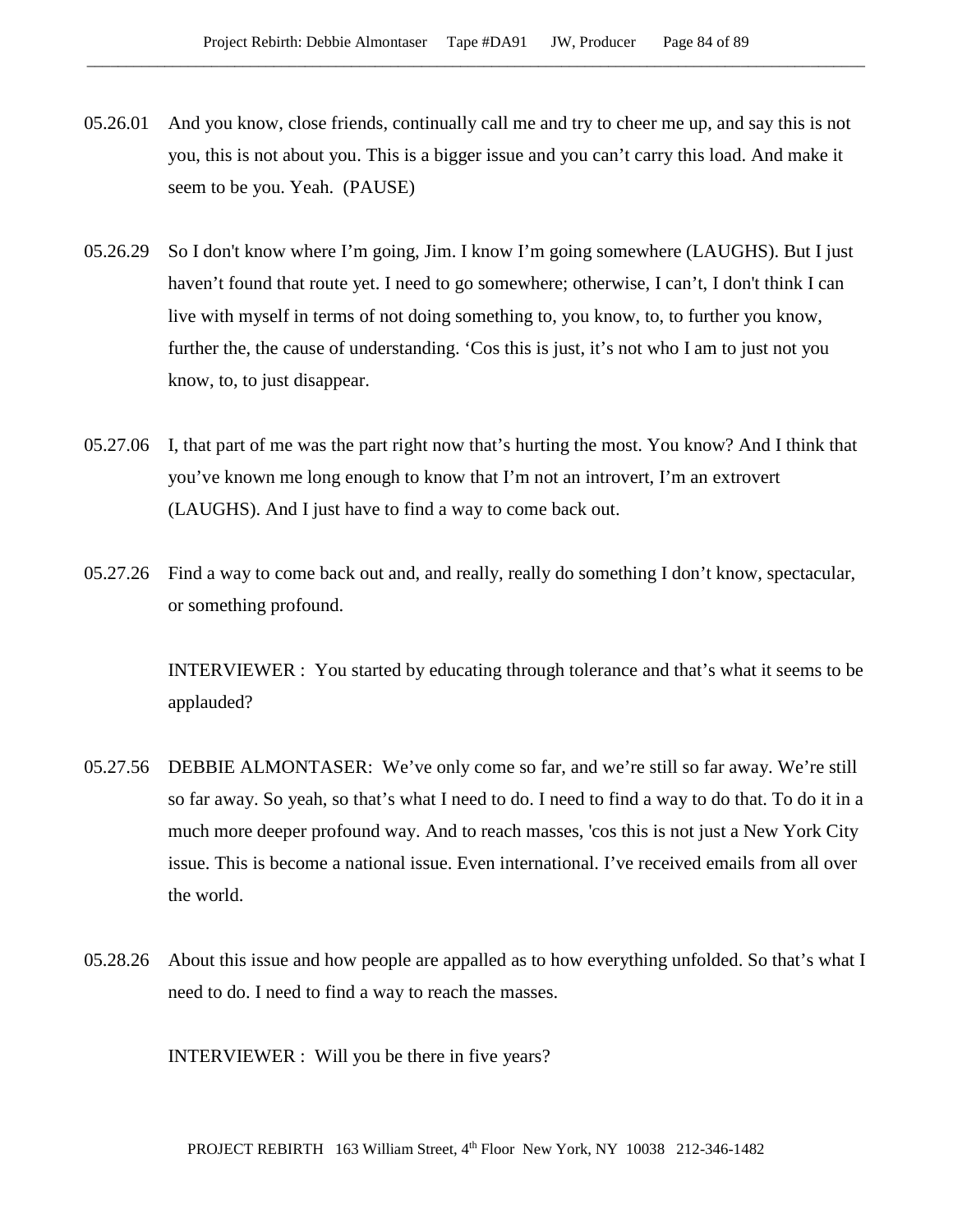05.26.01 And you know, close friends, continually call me and try to cheer me up, and say this is not you, this is not about you. This is a bigger issue and you can't carry this load. And make it seem to be you. Yeah. (PAUSE)

05.26.29 So I don't know where I'm going, Jim. I know I'm going somewhere (LAUGHS). But I just haven't found that route yet. I need to go somewhere; otherwise, I can't, I don't think I can live with myself in terms of not doing something to, you know, to, to further you know, further the, the cause of understanding. 'Cos this is just, it's not who I am to just not you know, to, to just disappear.

05.27.06 I, that part of me was the part right now that's hurting the most. You know? And I think that you've known me long enough to know that I'm not an introvert, I'm an extrovert (LAUGHS). And I just have to find a way to come back out.

05.27.26 Find a way to come back out and, and really, really do something I don't know, spectacular, or something profound.

INTERVIEWER : You started by educating through tolerance and that's what it seems to be applauded?

05.27.56 DEBBIE ALMONTASER: We've only come so far, and we're still so far away. We're still so far away. So yeah, so that's what I need to do. I need to find a way to do that. To do it in a much more deeper profound way. And to reach masses, 'cos this is not just a New York City issue. This is become a national issue. Even international. I've received emails from all over the world.

05.28.26 About this issue and how people are appalled as to how everything unfolded. So that's what I need to do. I need to find a way to reach the masses.

INTERVIEWER : Will you be there in five years?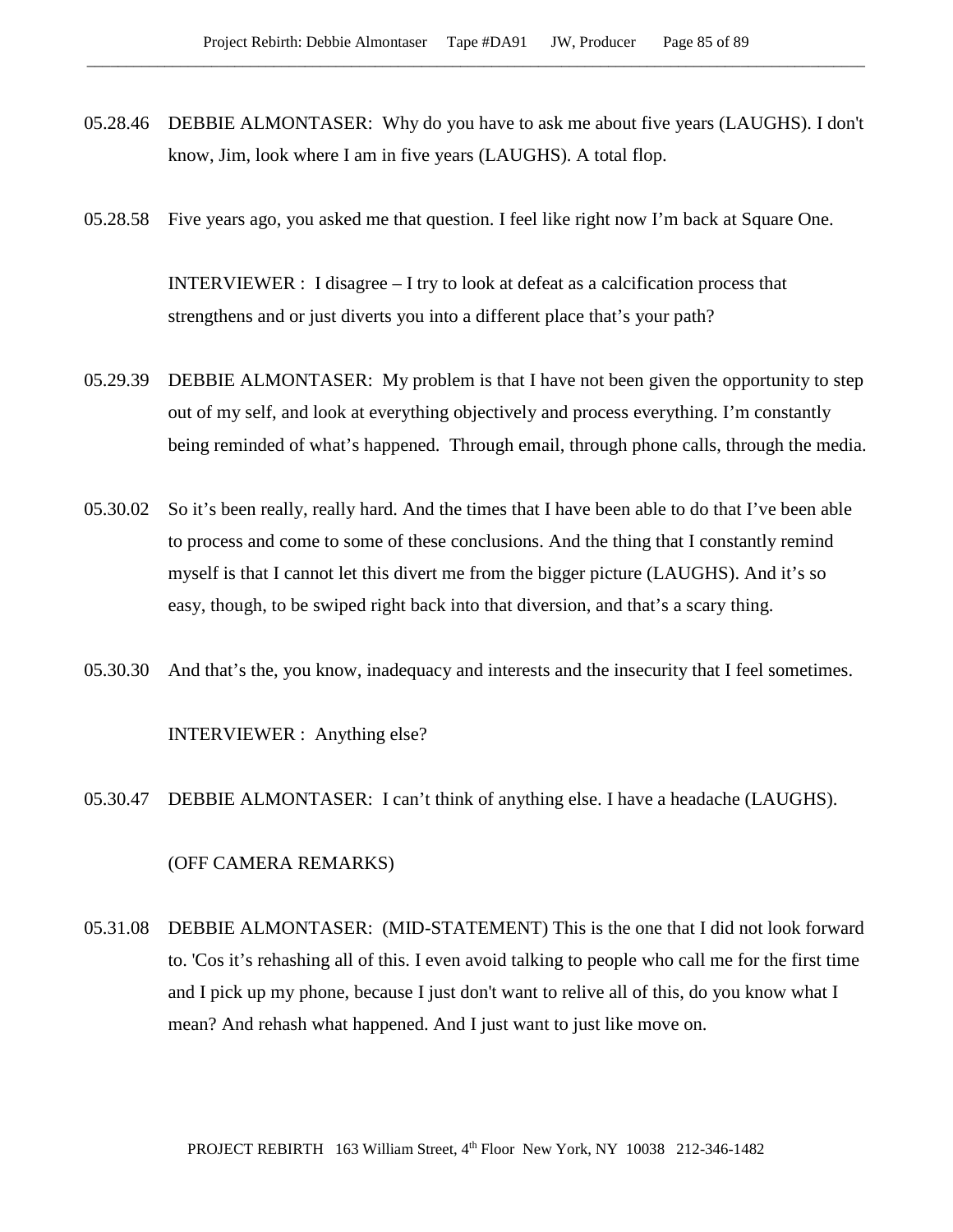05.28.46 DEBBIE ALMONTASER: Why do you have to ask me about five years (LAUGHS). I don't know, Jim, look where I am in five years (LAUGHS). A total flop.

05.28.58 Five years ago, you asked me that question. I feel like right now I'm back at Square One.

INTERVIEWER : I disagree – I try to look at defeat as a calcification process that strengthens and or just diverts you into a different place that's your path?

05.29.39 DEBBIE ALMONTASER: My problem is that I have not been given the opportunity to step out of my self, and look at everything objectively and process everything. I'm constantly being reminded of what's happened. Through email, through phone calls, through the media.

05.30.02 So it's been really, really hard. And the times that I have been able to do that I've been able to process and come to some of these conclusions. And the thing that I constantly remind myself is that I cannot let this divert me from the bigger picture (LAUGHS). And it's so easy, though, to be swiped right back into that diversion, and that's a scary thing.

05.30.30 And that's the, you know, inadequacy and interests and the insecurity that I feel sometimes.

INTERVIEWER : Anything else?

05.30.47 DEBBIE ALMONTASER: I can't think of anything else. I have a headache (LAUGHS).

(OFF CAMERA REMARKS)

05.31.08 DEBBIE ALMONTASER: (MID-STATEMENT) This is the one that I did not look forward to. 'Cos it's rehashing all of this. I even avoid talking to people who call me for the first time and I pick up my phone, because I just don't want to relive all of this, do you know what I mean? And rehash what happened. And I just want to just like move on.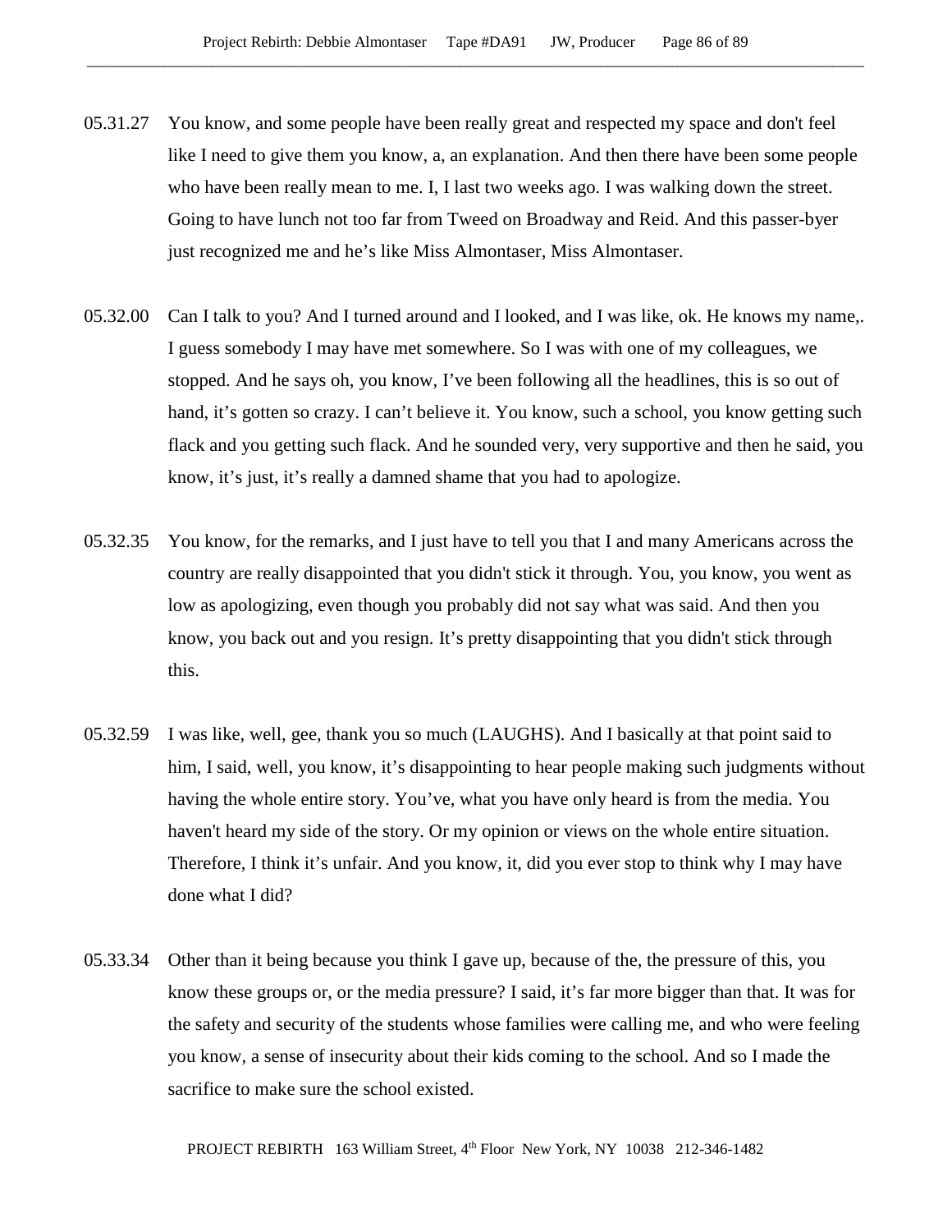05.31.27 You know, and some people have been really great and respected my space and don't feel like I need to give them you know, a, an explanation. And then there have been some people who have been really mean to me. I, I last two weeks ago. I was walking down the street. Going to have lunch not too far from Tweed on Broadway and Reid. And this passer-byer just recognized me and he’s like Miss Almontaser, Miss Almontaser.

05.32.00 Can I talk to you? And I turned around and I looked, and I was like, ok. He knows my name,. I guess somebody I may have met somewhere. So I was with one of my colleagues, we stopped. And he says oh, you know, I’ve been following all the headlines, this is so out of hand, it’s gotten so crazy. I can’t believe it. You know, such a school, you know getting such flack and you getting such flack. And he sounded very, very supportive and then he said, you know, it’s just, it’s really a damned shame that you had to apologize.

05.32.35 You know, for the remarks, and I just have to tell you that I and many Americans across the country are really disappointed that you didn't stick it through. You, you know, you went as low as apologizing, even though you probably did not say what was said. And then you know, you back out and you resign. It’s pretty disappointing that you didn't stick through this.

05.32.59 I was like, well, gee, thank you so much (LAUGHS). And I basically at that point said to him, I said, well, you know, it’s disappointing to hear people making such judgments without having the whole entire story. You’ve, what you have only heard is from the media. You haven't heard my side of the story. Or my opinion or views on the whole entire situation. Therefore, I think it’s unfair. And you know, it, did you ever stop to think why I may have done what I did?

05.33.34 Other than it being because you think I gave up, because of the, the pressure of this, you know these groups or, or the media pressure? I said, it’s far more bigger than that. It was for the safety and security of the students whose families were calling me, and who were feeling you know, a sense of insecurity about their kids coming to the school. And so I made the sacrifice to make sure the school existed.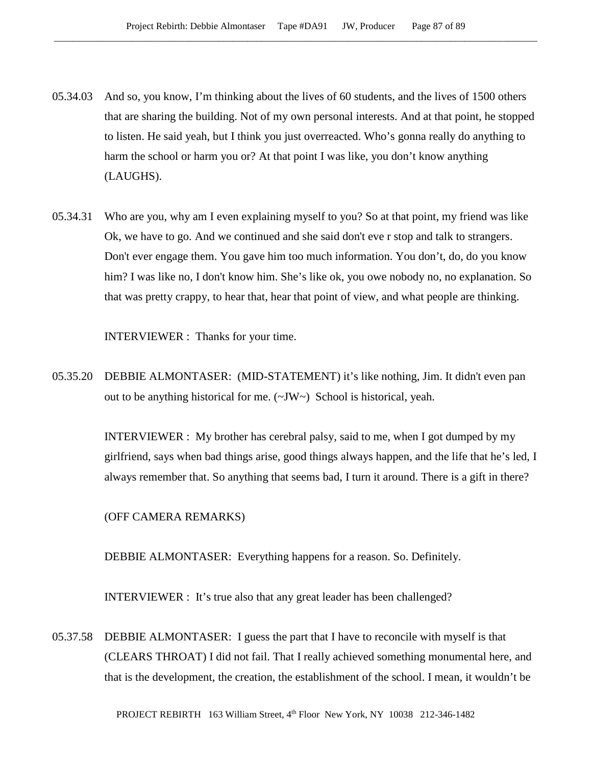05.34.03 And so, you know, I'm thinking about the lives of 60 students, and the lives of 1500 others that are sharing the building. Not of my own personal interests. And at that point, he stopped to listen. He said yeah, but I think you just overreacted. Who's gonna really do anything to harm the school or harm you or? At that point I was like, you don't know anything (LAUGHS).

05.34.31 Who are you, why am I even explaining myself to you? So at that point, my friend was like Ok, we have to go. And we continued and she said don't eve r stop and talk to strangers. Don't ever engage them. You gave him too much information. You don't, do, do you know him? I was like no, I don't know him. She's like ok, you owe nobody no, no explanation. So that was pretty crappy, to hear that, hear that point of view, and what people are thinking.

INTERVIEWER : Thanks for your time.

05.35.20 DEBBIE ALMONTASER: (MID-STATEMENT) it's like nothing, Jim. It didn't even pan out to be anything historical for me. (~JW~) School is historical, yeah.

INTERVIEWER : My brother has cerebral palsy, said to me, when I got dumped by my girlfriend, says when bad things arise, good things always happen, and the life that he's led, I always remember that. So anything that seems bad, I turn it around. There is a gift in there?

(OFF CAMERA REMARKS)

DEBBIE ALMONTASER: Everything happens for a reason. So. Definitely.

INTERVIEWER : It's true also that any great leader has been challenged?

05.37.58 DEBBIE ALMONTASER: I guess the part that I have to reconcile with myself is that (CLEARS THROAT) I did not fail. That I really achieved something monumental here, and that is the development, the creation, the establishment of the school. I mean, it wouldn't be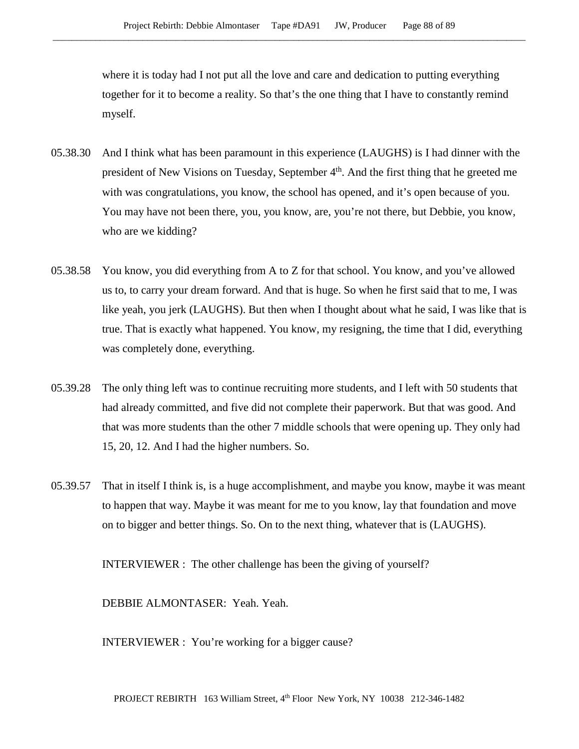where it is today had I not put all the love and care and dedication to putting everything together for it to become a reality. So that's the one thing that I have to constantly remind myself.

05.38.30 And I think what has been paramount in this experience (LAUGHS) is I had dinner with the president of New Visions on Tuesday, September 4th. And the first thing that he greeted me with was congratulations, you know, the school has opened, and it's open because of you. You may have not been there, you, you know, are, you're not there, but Debbie, you know, who are we kidding?

05.38.58 You know, you did everything from A to Z for that school. You know, and you've allowed us to, to carry your dream forward. And that is huge. So when he first said that to me, I was like yeah, you jerk (LAUGHS). But then when I thought about what he said, I was like that is true. That is exactly what happened. You know, my resigning, the time that I did, everything was completely done, everything.

05.39.28 The only thing left was to continue recruiting more students, and I left with 50 students that had already committed, and five did not complete their paperwork. But that was good. And that was more students than the other 7 middle schools that were opening up. They only had 15, 20, 12. And I had the higher numbers. So.

05.39.57 That in itself I think is, is a huge accomplishment, and maybe you know, maybe it was meant to happen that way. Maybe it was meant for me to you know, lay that foundation and move on to bigger and better things. So. On to the next thing, whatever that is (LAUGHS).

INTERVIEWER : The other challenge has been the giving of yourself?

DEBBIE ALMONTASER: Yeah. Yeah.

INTERVIEWER : You're working for a bigger cause?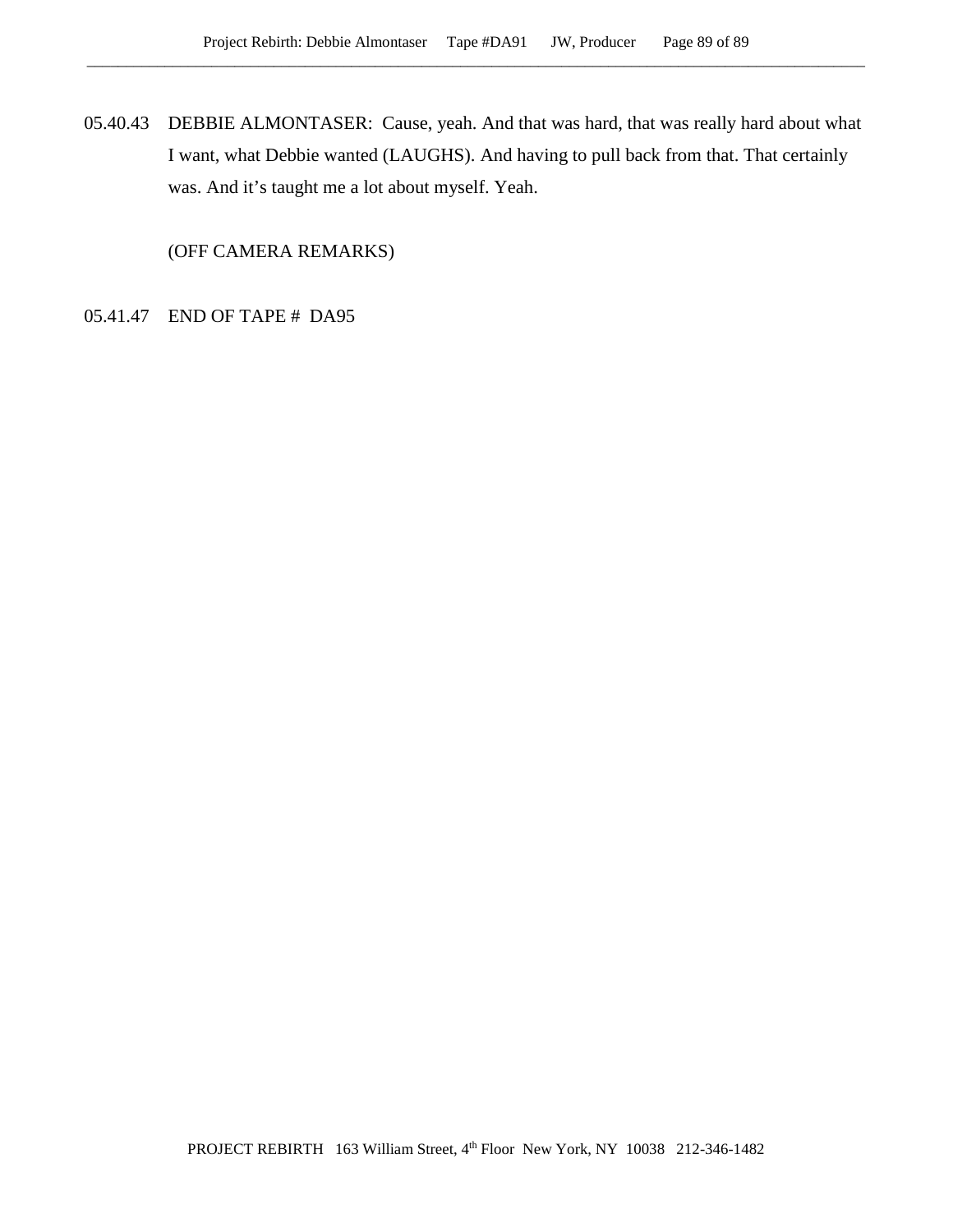05.40.43 DEBBIE ALMONTASER: Cause, yeah. And that was hard, that was really hard about what I want, what Debbie wanted (LAUGHS). And having to pull back from that. That certainly was. And it's taught me a lot about myself. Yeah.

(OFF CAMERA REMARKS)

05.41.47 END OF TAPE # DA95